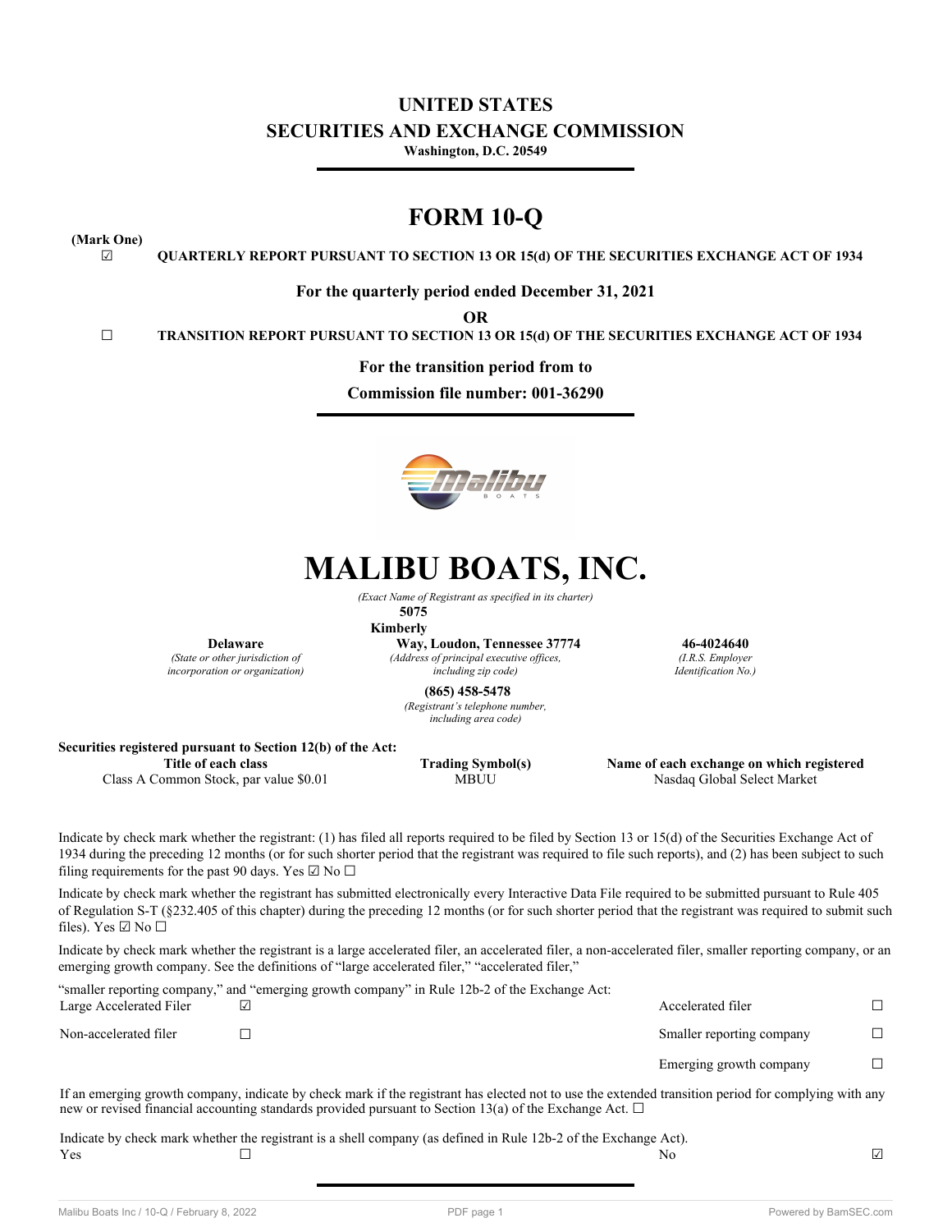# UNITED STATES
# SECURITIES AND EXCHANGE COMMISSION
**Washington, D.C. 20549**

---

# FORM 10-Q

**(Mark One)**

☑ **QUARTERLY REPORT PURSUANT TO SECTION 13 OR 15(d) OF THE SECURITIES EXCHANGE ACT OF 1934**

**For the quarterly period ended December 31, 2021**

**OR**

☐ **TRANSITION REPORT PURSUANT TO SECTION 13 OR 15(d) OF THE SECURITIES EXCHANGE ACT OF 1934**

**For the transition period from to**

**Commission file number: 001-36290**

---

# MALIBU BOATS, INC.

*(Exact Name of Registrant as specified in its charter)*

| **Delaware** | **5075 Kimberly Way, Loudon, Tennessee 37774** | **46-4024640** |
|---|---|---|
| *(State or other jurisdiction of incorporation or organization)* | *(Address of principal executive offices, including zip code)* | *(I.R.S. Employer Identification No.)* |

**(865) 458-5478**
*(Registrant's telephone number, including area code)*

**Securities registered pursuant to Section 12(b) of the Act:**

| Title of each class | Trading Symbol(s) | Name of each exchange on which registered |
|---|---|---|
| Class A Common Stock, par value $0.01 | MBUU | Nasdaq Global Select Market |

Indicate by check mark whether the registrant: (1) has filed all reports required to be filed by Section 13 or 15(d) of the Securities Exchange Act of 1934 during the preceding 12 months (or for such shorter period that the registrant was required to file such reports), and (2) has been subject to such filing requirements for the past 90 days. Yes ☑ No ☐

Indicate by check mark whether the registrant has submitted electronically every Interactive Data File required to be submitted pursuant to Rule 405 of Regulation S-T (§232.405 of this chapter) during the preceding 12 months (or for such shorter period that the registrant was required to submit such files). Yes ☑ No ☐

Indicate by check mark whether the registrant is a large accelerated filer, an accelerated filer, a non-accelerated filer, smaller reporting company, or an emerging growth company. See the definitions of "large accelerated filer," "accelerated filer," "smaller reporting company," and "emerging growth company" in Rule 12b-2 of the Exchange Act:

| | | | |
|---|---|---|---|
| Large Accelerated Filer | ☑ | Accelerated filer | ☐ |
| Non-accelerated filer | ☐ | Smaller reporting company | ☐ |
| | | Emerging growth company | ☐ |

If an emerging growth company, indicate by check mark if the registrant has elected not to use the extended transition period for complying with any new or revised financial accounting standards provided pursuant to Section 13(a) of the Exchange Act. ☐

Indicate by check mark whether the registrant is a shell company (as defined in Rule 12b-2 of the Exchange Act).

| | | | |
|---|---|---|---|
| Yes | ☐ | No | ☑ |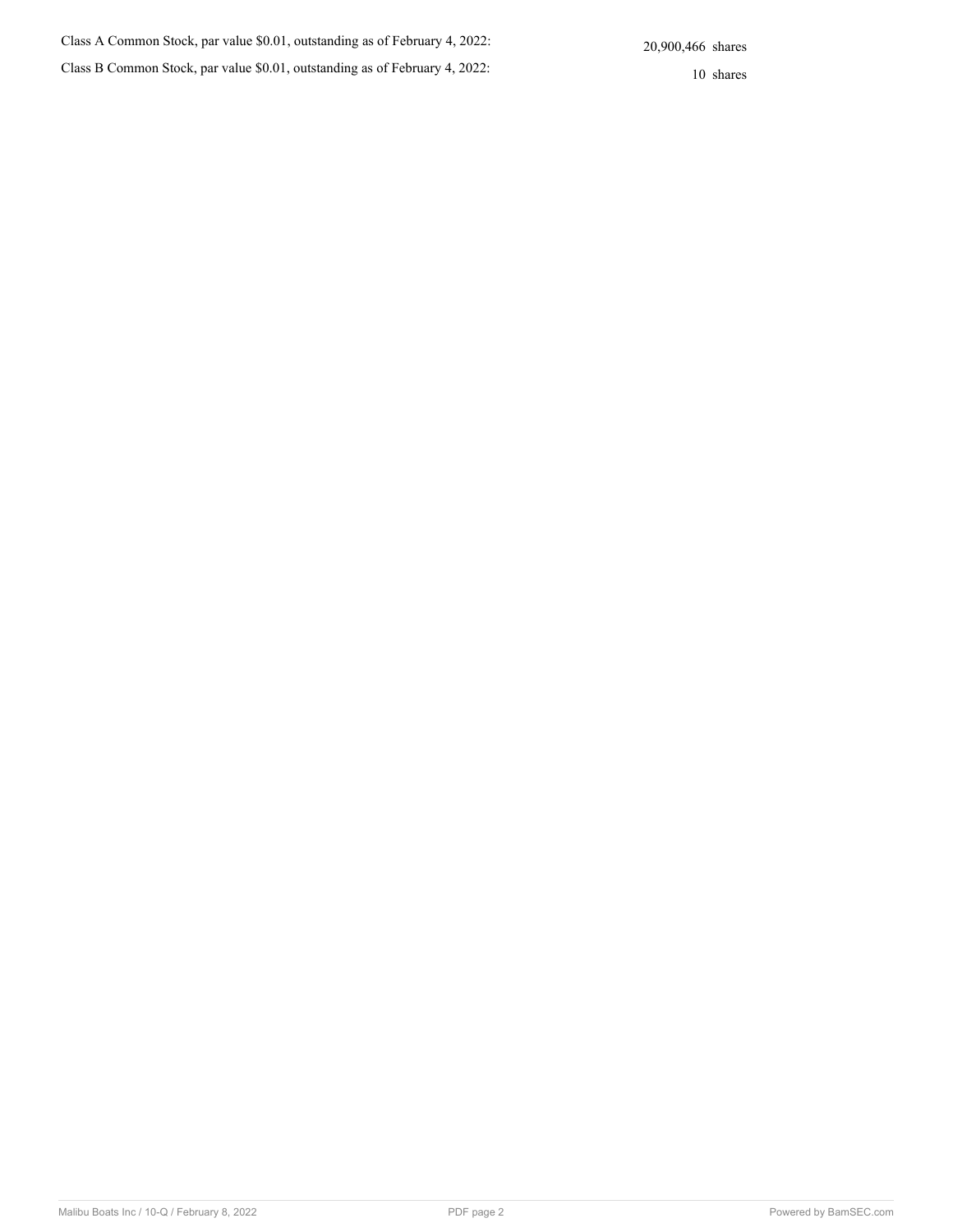| | |
|---|---|
| Class A Common Stock, par value $0.01, outstanding as of February 4, 2022: | 20,900,466 shares |
| Class B Common Stock, par value $0.01, outstanding as of February 4, 2022: | 10 shares |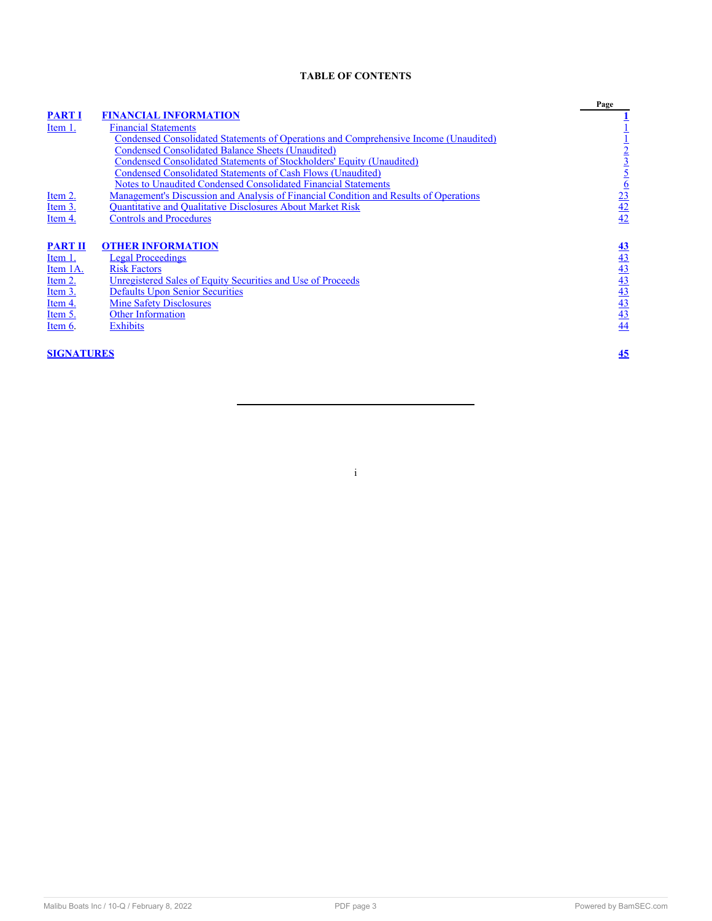**TABLE OF CONTENTS**

| | | Page |
|---|---|---|
| **PART I** | **FINANCIAL INFORMATION** | **1** |
| Item 1. | Financial Statements | 1 |
| | Condensed Consolidated Statements of Operations and Comprehensive Income (Unaudited) | 1 |
| | Condensed Consolidated Balance Sheets (Unaudited) | 2 |
| | Condensed Consolidated Statements of Stockholders' Equity (Unaudited) | 3 |
| | Condensed Consolidated Statements of Cash Flows (Unaudited) | 5 |
| | Notes to Unaudited Condensed Consolidated Financial Statements | 6 |
| Item 2. | Management's Discussion and Analysis of Financial Condition and Results of Operations | 23 |
| Item 3. | Quantitative and Qualitative Disclosures About Market Risk | 42 |
| Item 4. | Controls and Procedures | 42 |
| | | |
| **PART II** | **OTHER INFORMATION** | **43** |
| Item 1. | Legal Proceedings | 43 |
| Item 1A. | Risk Factors | 43 |
| Item 2. | Unregistered Sales of Equity Securities and Use of Proceeds | 43 |
| Item 3. | Defaults Upon Senior Securities | 43 |
| Item 4. | Mine Safety Disclosures | 43 |
| Item 5. | Other Information | 43 |
| Item 6. | Exhibits | 44 |
| | | |
| **SIGNATURES** | | **45** |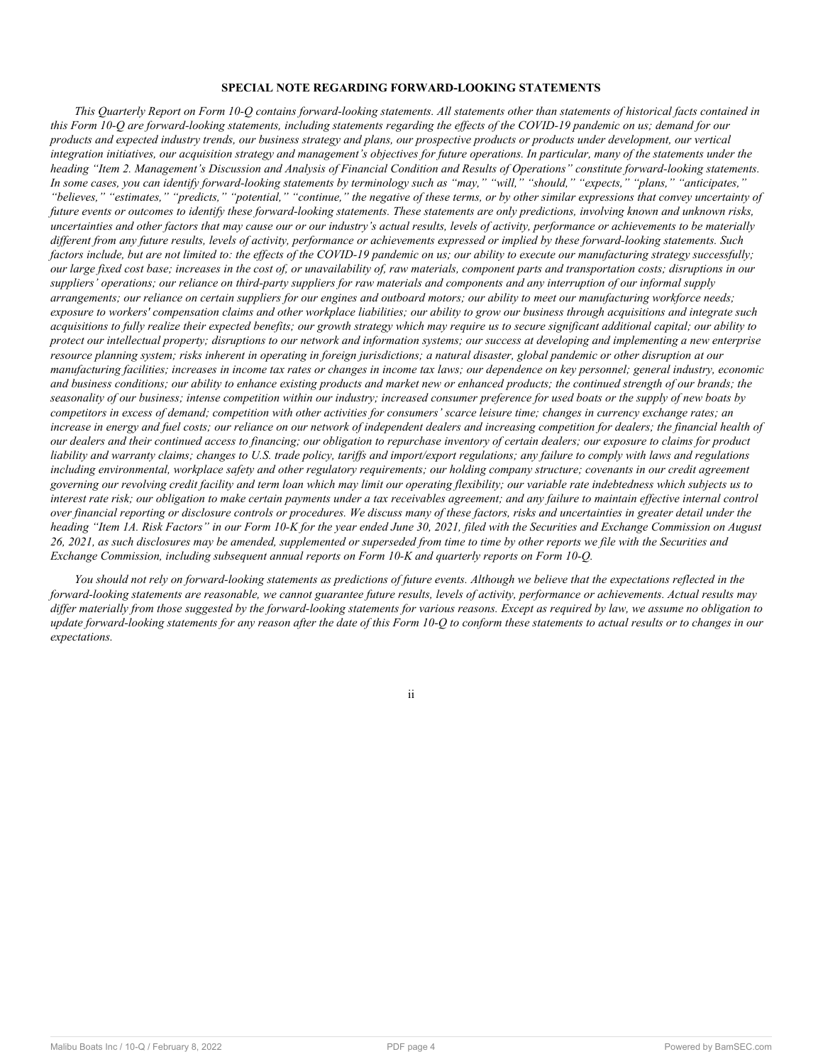## SPECIAL NOTE REGARDING FORWARD-LOOKING STATEMENTS

*This Quarterly Report on Form 10-Q contains forward-looking statements. All statements other than statements of historical facts contained in this Form 10-Q are forward-looking statements, including statements regarding the effects of the COVID-19 pandemic on us; demand for our products and expected industry trends, our business strategy and plans, our prospective products or products under development, our vertical integration initiatives, our acquisition strategy and management's objectives for future operations. In particular, many of the statements under the heading "Item 2. Management's Discussion and Analysis of Financial Condition and Results of Operations" constitute forward-looking statements. In some cases, you can identify forward-looking statements by terminology such as "may," "will," "should," "expects," "plans," "anticipates," "believes," "estimates," "predicts," "potential," "continue," the negative of these terms, or by other similar expressions that convey uncertainty of future events or outcomes to identify these forward-looking statements. These statements are only predictions, involving known and unknown risks, uncertainties and other factors that may cause our or our industry's actual results, levels of activity, performance or achievements to be materially different from any future results, levels of activity, performance or achievements expressed or implied by these forward-looking statements. Such factors include, but are not limited to: the effects of the COVID-19 pandemic on us; our ability to execute our manufacturing strategy successfully; our large fixed cost base; increases in the cost of, or unavailability of, raw materials, component parts and transportation costs; disruptions in our suppliers' operations; our reliance on third-party suppliers for raw materials and components and any interruption of our informal supply arrangements; our reliance on certain suppliers for our engines and outboard motors; our ability to meet our manufacturing workforce needs; exposure to workers' compensation claims and other workplace liabilities; our ability to grow our business through acquisitions and integrate such acquisitions to fully realize their expected benefits; our growth strategy which may require us to secure significant additional capital; our ability to protect our intellectual property; disruptions to our network and information systems; our success at developing and implementing a new enterprise resource planning system; risks inherent in operating in foreign jurisdictions; a natural disaster, global pandemic or other disruption at our manufacturing facilities; increases in income tax rates or changes in income tax laws; our dependence on key personnel; general industry, economic and business conditions; our ability to enhance existing products and market new or enhanced products; the continued strength of our brands; the seasonality of our business; intense competition within our industry; increased consumer preference for used boats or the supply of new boats by competitors in excess of demand; competition with other activities for consumers' scarce leisure time; changes in currency exchange rates; an increase in energy and fuel costs; our reliance on our network of independent dealers and increasing competition for dealers; the financial health of our dealers and their continued access to financing; our obligation to repurchase inventory of certain dealers; our exposure to claims for product liability and warranty claims; changes to U.S. trade policy, tariffs and import/export regulations; any failure to comply with laws and regulations including environmental, workplace safety and other regulatory requirements; our holding company structure; covenants in our credit agreement governing our revolving credit facility and term loan which may limit our operating flexibility; our variable rate indebtedness which subjects us to interest rate risk; our obligation to make certain payments under a tax receivables agreement; and any failure to maintain effective internal control over financial reporting or disclosure controls or procedures. We discuss many of these factors, risks and uncertainties in greater detail under the heading "Item 1A. Risk Factors" in our Form 10-K for the year ended June 30, 2021, filed with the Securities and Exchange Commission on August 26, 2021, as such disclosures may be amended, supplemented or superseded from time to time by other reports we file with the Securities and Exchange Commission, including subsequent annual reports on Form 10-K and quarterly reports on Form 10-Q.*

*You should not rely on forward-looking statements as predictions of future events. Although we believe that the expectations reflected in the forward-looking statements are reasonable, we cannot guarantee future results, levels of activity, performance or achievements. Actual results may differ materially from those suggested by the forward-looking statements for various reasons. Except as required by law, we assume no obligation to update forward-looking statements for any reason after the date of this Form 10-Q to conform these statements to actual results or to changes in our expectations.*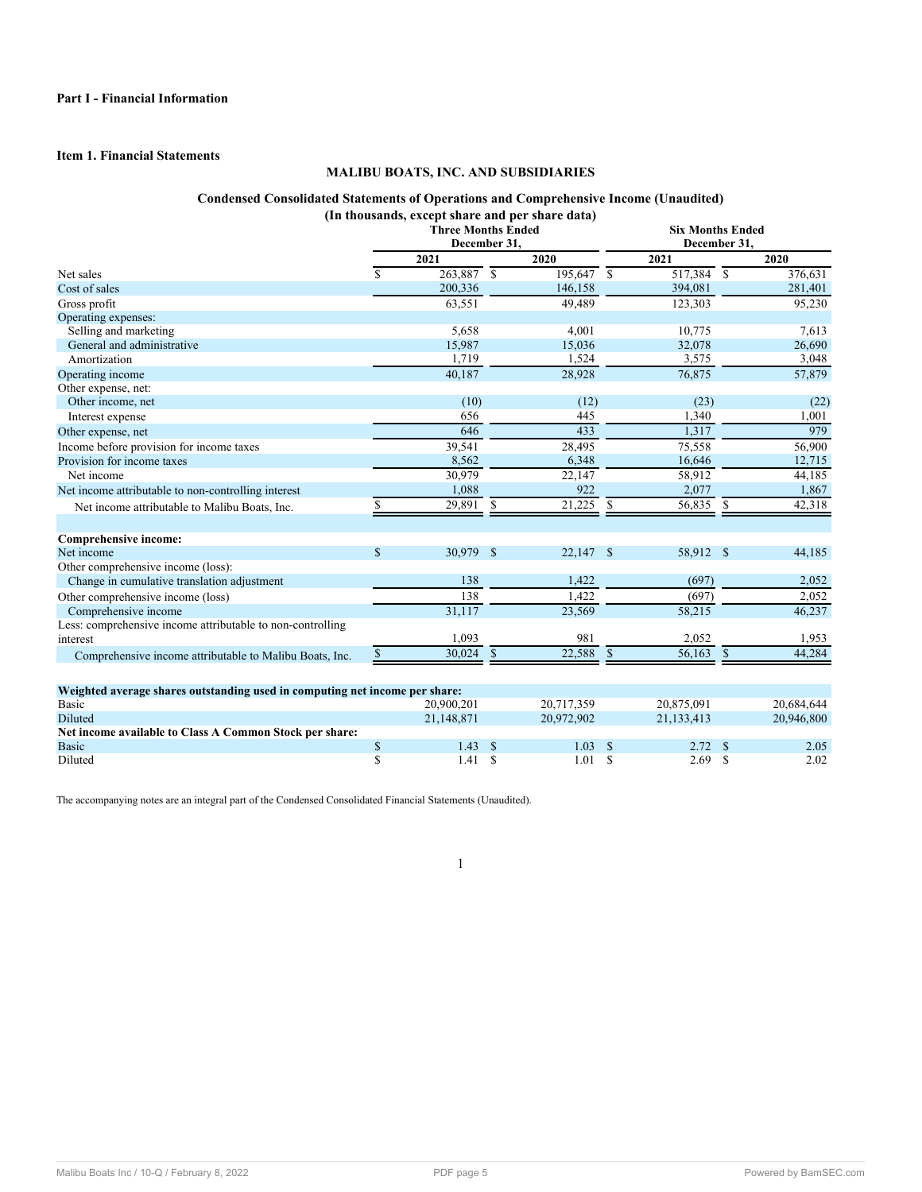**Part I - Financial Information**

**Item 1. Financial Statements**

**MALIBU BOATS, INC. AND SUBSIDIARIES**

**Condensed Consolidated Statements of Operations and Comprehensive Income (Unaudited)**
**(In thousands, except share and per share data)**

| | Three Months Ended December 31, | | Six Months Ended December 31, | |
|---|---|---|---|---|
| | 2021 | 2020 | 2021 | 2020 |
| Net sales | $ 263,887 | $ 195,647 | $ 517,384 | $ 376,631 |
| Cost of sales | 200,336 | 146,158 | 394,081 | 281,401 |
| Gross profit | 63,551 | 49,489 | 123,303 | 95,230 |
| Operating expenses: | | | | |
| Selling and marketing | 5,658 | 4,001 | 10,775 | 7,613 |
| General and administrative | 15,987 | 15,036 | 32,078 | 26,690 |
| Amortization | 1,719 | 1,524 | 3,575 | 3,048 |
| Operating income | 40,187 | 28,928 | 76,875 | 57,879 |
| Other expense, net: | | | | |
| Other income, net | (10) | (12) | (23) | (22) |
| Interest expense | 656 | 445 | 1,340 | 1,001 |
| Other expense, net | 646 | 433 | 1,317 | 979 |
| Income before provision for income taxes | 39,541 | 28,495 | 75,558 | 56,900 |
| Provision for income taxes | 8,562 | 6,348 | 16,646 | 12,715 |
| Net income | 30,979 | 22,147 | 58,912 | 44,185 |
| Net income attributable to non-controlling interest | 1,088 | 922 | 2,077 | 1,867 |
| Net income attributable to Malibu Boats, Inc. | $ 29,891 | $ 21,225 | $ 56,835 | $ 42,318 |
| | | | | |
| **Comprehensive income:** | | | | |
| Net income | $ 30,979 | $ 22,147 | $ 58,912 | $ 44,185 |
| Other comprehensive income (loss): | | | | |
| Change in cumulative translation adjustment | 138 | 1,422 | (697) | 2,052 |
| Other comprehensive income (loss) | 138 | 1,422 | (697) | 2,052 |
| Comprehensive income | 31,117 | 23,569 | 58,215 | 46,237 |
| Less: comprehensive income attributable to non-controlling interest | 1,093 | 981 | 2,052 | 1,953 |
| Comprehensive income attributable to Malibu Boats, Inc. | $ 30,024 | $ 22,588 | $ 56,163 | $ 44,284 |
| | | | | |
| **Weighted average shares outstanding used in computing net income per share:** | | | | |
| Basic | 20,900,201 | 20,717,359 | 20,875,091 | 20,684,644 |
| Diluted | 21,148,871 | 20,972,902 | 21,133,413 | 20,946,800 |
| **Net income available to Class A Common Stock per share:** | | | | |
| Basic | $ 1.43 | $ 1.03 | $ 2.72 | $ 2.05 |
| Diluted | $ 1.41 | $ 1.01 | $ 2.69 | $ 2.02 |

The accompanying notes are an integral part of the Condensed Consolidated Financial Statements (Unaudited).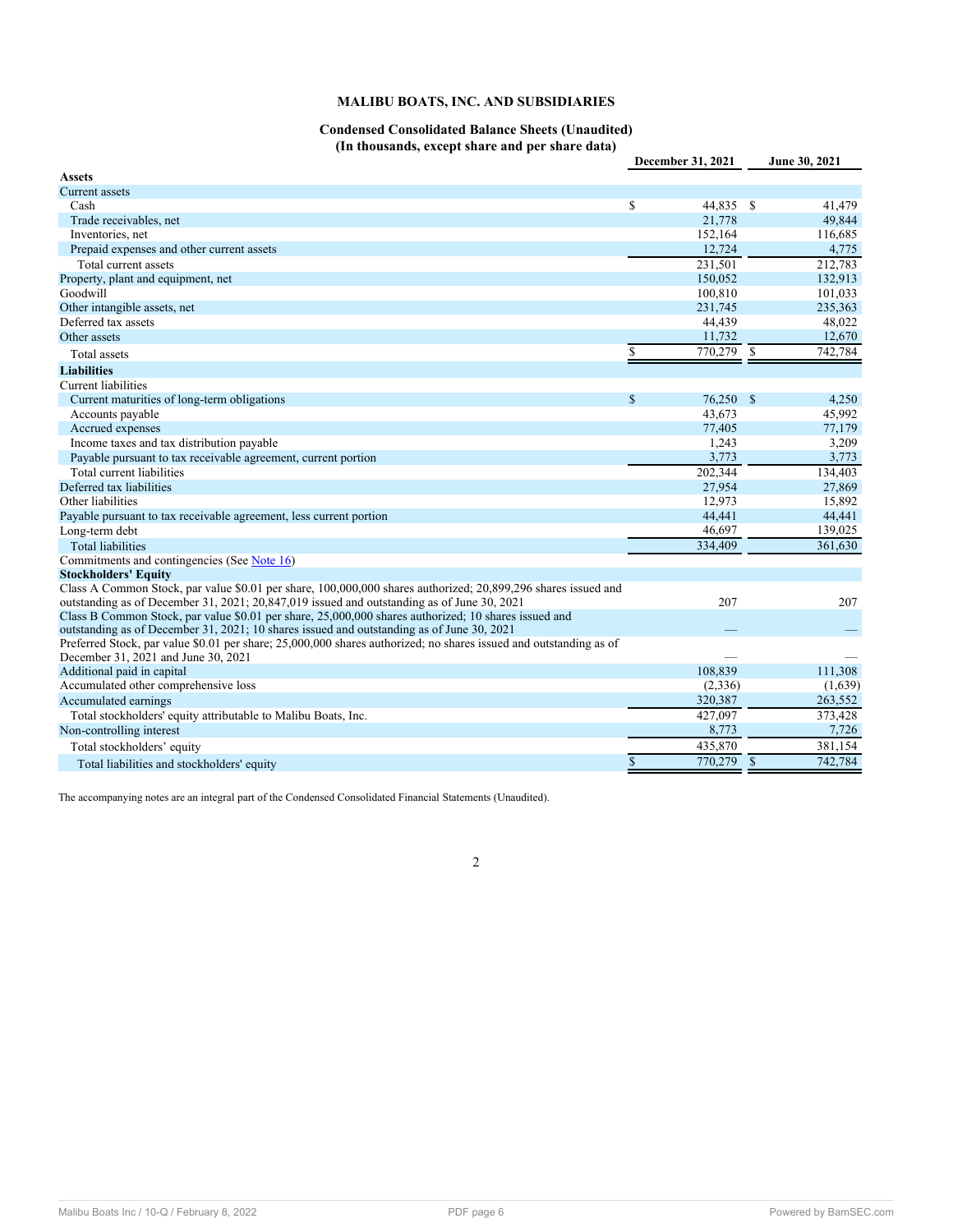**MALIBU BOATS, INC. AND SUBSIDIARIES**

**Condensed Consolidated Balance Sheets (Unaudited)**
**(In thousands, except share and per share data)**

| | December 31, 2021 | June 30, 2021 |
|---|---|---|
| **Assets** | | |
| Current assets | | |
| Cash | $ 44,835 | $ 41,479 |
| Trade receivables, net | 21,778 | 49,844 |
| Inventories, net | 152,164 | 116,685 |
| Prepaid expenses and other current assets | 12,724 | 4,775 |
| Total current assets | 231,501 | 212,783 |
| Property, plant and equipment, net | 150,052 | 132,913 |
| Goodwill | 100,810 | 101,033 |
| Other intangible assets, net | 231,745 | 235,363 |
| Deferred tax assets | 44,439 | 48,022 |
| Other assets | 11,732 | 12,670 |
| Total assets | $ 770,279 | $ 742,784 |
| **Liabilities** | | |
| Current liabilities | | |
| Current maturities of long-term obligations | $ 76,250 | $ 4,250 |
| Accounts payable | 43,673 | 45,992 |
| Accrued expenses | 77,405 | 77,179 |
| Income taxes and tax distribution payable | 1,243 | 3,209 |
| Payable pursuant to tax receivable agreement, current portion | 3,773 | 3,773 |
| Total current liabilities | 202,344 | 134,403 |
| Deferred tax liabilities | 27,954 | 27,869 |
| Other liabilities | 12,973 | 15,892 |
| Payable pursuant to tax receivable agreement, less current portion | 44,441 | 44,441 |
| Long-term debt | 46,697 | 139,025 |
| Total liabilities | 334,409 | 361,630 |
| Commitments and contingencies (See Note 16) | | |
| **Stockholders' Equity** | | |
| Class A Common Stock, par value $0.01 per share, 100,000,000 shares authorized; 20,899,296 shares issued and outstanding as of December 31, 2021; 20,847,019 issued and outstanding as of June 30, 2021 | 207 | 207 |
| Class B Common Stock, par value $0.01 per share, 25,000,000 shares authorized; 10 shares issued and outstanding as of December 31, 2021; 10 shares issued and outstanding as of June 30, 2021 | — | — |
| Preferred Stock, par value $0.01 per share; 25,000,000 shares authorized; no shares issued and outstanding as of December 31, 2021 and June 30, 2021 | — | — |
| Additional paid in capital | 108,839 | 111,308 |
| Accumulated other comprehensive loss | (2,336) | (1,639) |
| Accumulated earnings | 320,387 | 263,552 |
| Total stockholders' equity attributable to Malibu Boats, Inc. | 427,097 | 373,428 |
| Non-controlling interest | 8,773 | 7,726 |
| Total stockholders' equity | 435,870 | 381,154 |
| Total liabilities and stockholders' equity | $ 770,279 | $ 742,784 |

The accompanying notes are an integral part of the Condensed Consolidated Financial Statements (Unaudited).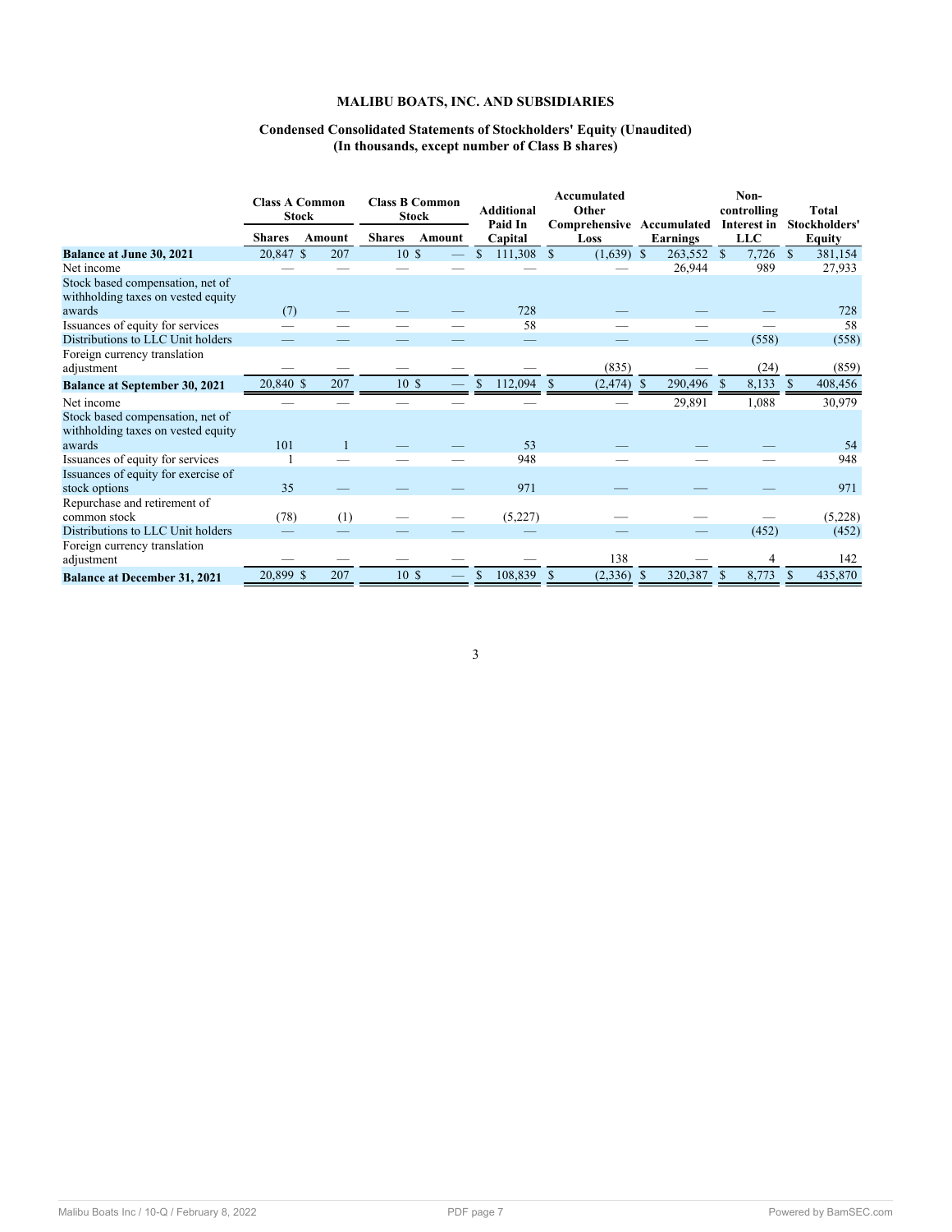**MALIBU BOATS, INC. AND SUBSIDIARIES**

**Condensed Consolidated Statements of Stockholders' Equity (Unaudited)**
**(In thousands, except number of Class B shares)**

| | Class A Common Stock | | Class B Common Stock | | Additional Paid In Capital | Accumulated Other Comprehensive Loss | Accumulated Earnings | Non-controlling Interest in LLC | Total Stockholders' Equity |
|---|---|---|---|---|---|---|---|---|---|
| | Shares | Amount | Shares | Amount | | | | | |
| **Balance at June 30, 2021** | 20,847 | $ 207 | 10 | $ — | $ 111,308 | $ (1,639) | $ 263,552 | $ 7,726 | $ 381,154 |
| Net income | — | — | — | — | — | — | 26,944 | 989 | 27,933 |
| Stock based compensation, net of withholding taxes on vested equity awards | (7) | — | — | — | 728 | — | — | — | 728 |
| Issuances of equity for services | — | — | — | — | 58 | — | — | — | 58 |
| Distributions to LLC Unit holders | — | — | — | — | — | — | — | (558) | (558) |
| Foreign currency translation adjustment | — | — | — | — | — | (835) | — | (24) | (859) |
| **Balance at September 30, 2021** | 20,840 | $ 207 | 10 | $ — | $ 112,094 | $ (2,474) | $ 290,496 | $ 8,133 | $ 408,456 |
| Net income | — | — | — | — | — | — | 29,891 | 1,088 | 30,979 |
| Stock based compensation, net of withholding taxes on vested equity awards | 101 | 1 | — | — | 53 | — | — | — | 54 |
| Issuances of equity for services | 1 | — | — | — | 948 | — | — | — | 948 |
| Issuances of equity for exercise of stock options | 35 | — | — | — | 971 | — | — | — | 971 |
| Repurchase and retirement of common stock | (78) | (1) | — | — | (5,227) | — | — | — | (5,228) |
| Distributions to LLC Unit holders | — | — | — | — | — | — | — | (452) | (452) |
| Foreign currency translation adjustment | — | — | — | — | — | 138 | — | 4 | 142 |
| **Balance at December 31, 2021** | 20,899 | $ 207 | 10 | $ — | $ 108,839 | $ (2,336) | $ 320,387 | $ 8,773 | $ 435,870 |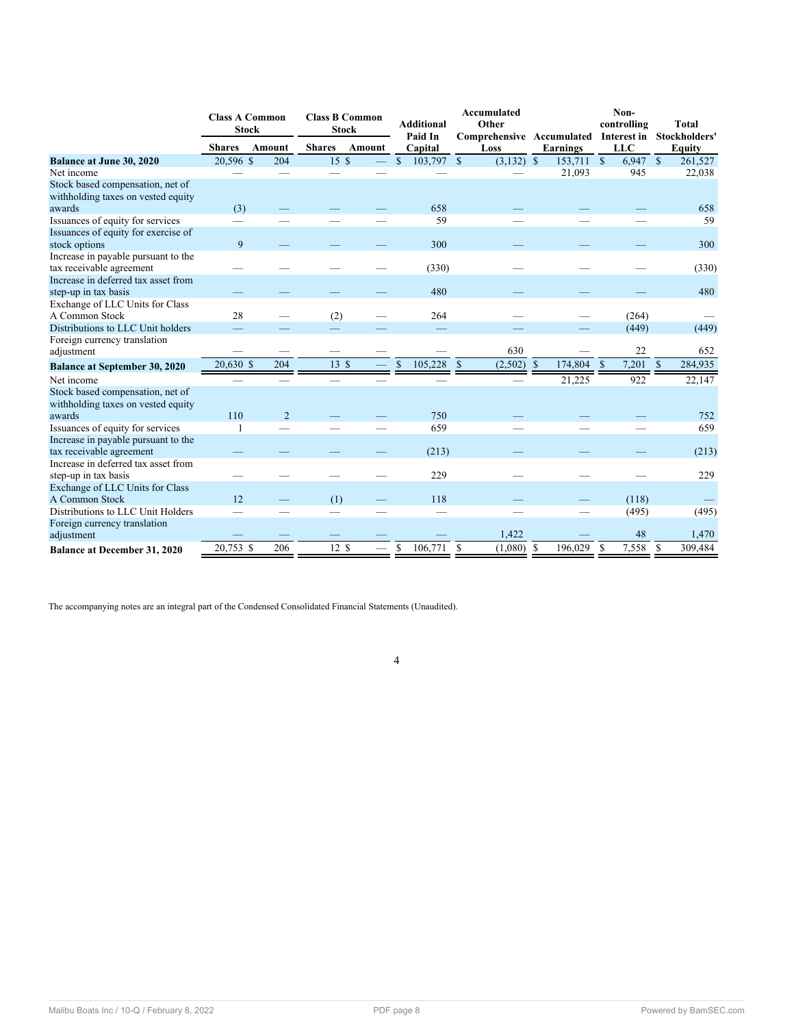| | Class A Common Stock | | Class B Common Stock | | Additional Paid In Capital | Accumulated Other Comprehensive Loss | Accumulated Earnings | Non-controlling Interest in LLC | Total Stockholders' Equity |
|---|---|---|---|---|---|---|---|---|---|
| | Shares | Amount | Shares | Amount | | | | | |
| **Balance at June 30, 2020** | 20,596 | $ 204 | 15 | $ — | $ 103,797 | $ (3,132) | $ 153,711 | $ 6,947 | $ 261,527 |
| Net income | — | — | — | — | — | — | 21,093 | 945 | 22,038 |
| Stock based compensation, net of withholding taxes on vested equity awards | (3) | — | — | — | 658 | — | — | — | 658 |
| Issuances of equity for services | — | — | — | — | 59 | — | — | — | 59 |
| Issuances of equity for exercise of stock options | 9 | — | — | — | 300 | — | — | — | 300 |
| Increase in payable pursuant to the tax receivable agreement | — | — | — | — | (330) | — | — | — | (330) |
| Increase in deferred tax asset from step-up in tax basis | — | — | — | — | 480 | — | — | — | 480 |
| Exchange of LLC Units for Class A Common Stock | 28 | — | (2) | — | 264 | — | — | (264) | — |
| Distributions to LLC Unit holders | — | — | — | — | — | — | — | (449) | (449) |
| Foreign currency translation adjustment | — | — | — | — | — | 630 | — | 22 | 652 |
| **Balance at September 30, 2020** | 20,630 | $ 204 | 13 | $ — | $ 105,228 | $ (2,502) | $ 174,804 | $ 7,201 | $ 284,935 |
| Net income | — | — | — | — | — | — | 21,225 | 922 | 22,147 |
| Stock based compensation, net of withholding taxes on vested equity awards | 110 | 2 | — | — | 750 | — | — | — | 752 |
| Issuances of equity for services | 1 | — | — | — | 659 | — | — | — | 659 |
| Increase in payable pursuant to the tax receivable agreement | — | — | — | — | (213) | — | — | — | (213) |
| Increase in deferred tax asset from step-up in tax basis | — | — | — | — | 229 | — | — | — | 229 |
| Exchange of LLC Units for Class A Common Stock | 12 | — | (1) | — | 118 | — | — | (118) | — |
| Distributions to LLC Unit Holders | — | — | — | — | — | — | — | (495) | (495) |
| Foreign currency translation adjustment | — | — | — | — | — | 1,422 | — | 48 | 1,470 |
| **Balance at December 31, 2020** | 20,753 | $ 206 | 12 | $ — | $ 106,771 | $ (1,080) | $ 196,029 | $ 7,558 | $ 309,484 |

The accompanying notes are an integral part of the Condensed Consolidated Financial Statements (Unaudited).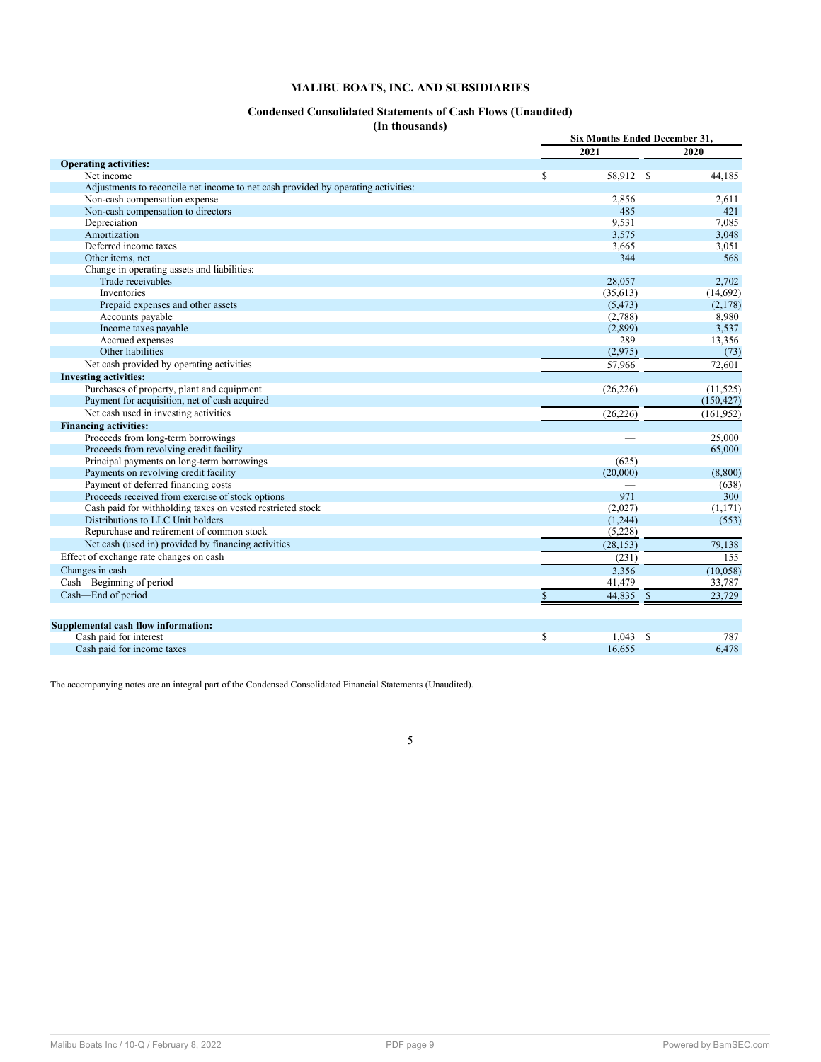# MALIBU BOATS, INC. AND SUBSIDIARIES

## Condensed Consolidated Statements of Cash Flows (Unaudited)
**(In thousands)**

| | Six Months Ended December 31, | |
|---|---|---|
| | 2021 | 2020 |
| **Operating activities:** | | |
| Net income | $ 58,912 | $ 44,185 |
| Adjustments to reconcile net income to net cash provided by operating activities: | | |
| Non-cash compensation expense | 2,856 | 2,611 |
| Non-cash compensation to directors | 485 | 421 |
| Depreciation | 9,531 | 7,085 |
| Amortization | 3,575 | 3,048 |
| Deferred income taxes | 3,665 | 3,051 |
| Other items, net | 344 | 568 |
| Change in operating assets and liabilities: | | |
| Trade receivables | 28,057 | 2,702 |
| Inventories | (35,613) | (14,692) |
| Prepaid expenses and other assets | (5,473) | (2,178) |
| Accounts payable | (2,788) | 8,980 |
| Income taxes payable | (2,899) | 3,537 |
| Accrued expenses | 289 | 13,356 |
| Other liabilities | (2,975) | (73) |
| Net cash provided by operating activities | 57,966 | 72,601 |
| **Investing activities:** | | |
| Purchases of property, plant and equipment | (26,226) | (11,525) |
| Payment for acquisition, net of cash acquired | — | (150,427) |
| Net cash used in investing activities | (26,226) | (161,952) |
| **Financing activities:** | | |
| Proceeds from long-term borrowings | — | 25,000 |
| Proceeds from revolving credit facility | — | 65,000 |
| Principal payments on long-term borrowings | (625) | — |
| Payments on revolving credit facility | (20,000) | (8,800) |
| Payment of deferred financing costs | — | (638) |
| Proceeds received from exercise of stock options | 971 | 300 |
| Cash paid for withholding taxes on vested restricted stock | (2,027) | (1,171) |
| Distributions to LLC Unit holders | (1,244) | (553) |
| Repurchase and retirement of common stock | (5,228) | — |
| Net cash (used in) provided by financing activities | (28,153) | 79,138 |
| Effect of exchange rate changes on cash | (231) | 155 |
| Changes in cash | 3,356 | (10,058) |
| Cash—Beginning of period | 41,479 | 33,787 |
| Cash—End of period | $ 44,835 | $ 23,729 |

| | | |
|---|---|---|
| **Supplemental cash flow information:** | | |
| Cash paid for interest | $ 1,043 | $ 787 |
| Cash paid for income taxes | 16,655 | 6,478 |

The accompanying notes are an integral part of the Condensed Consolidated Financial Statements (Unaudited).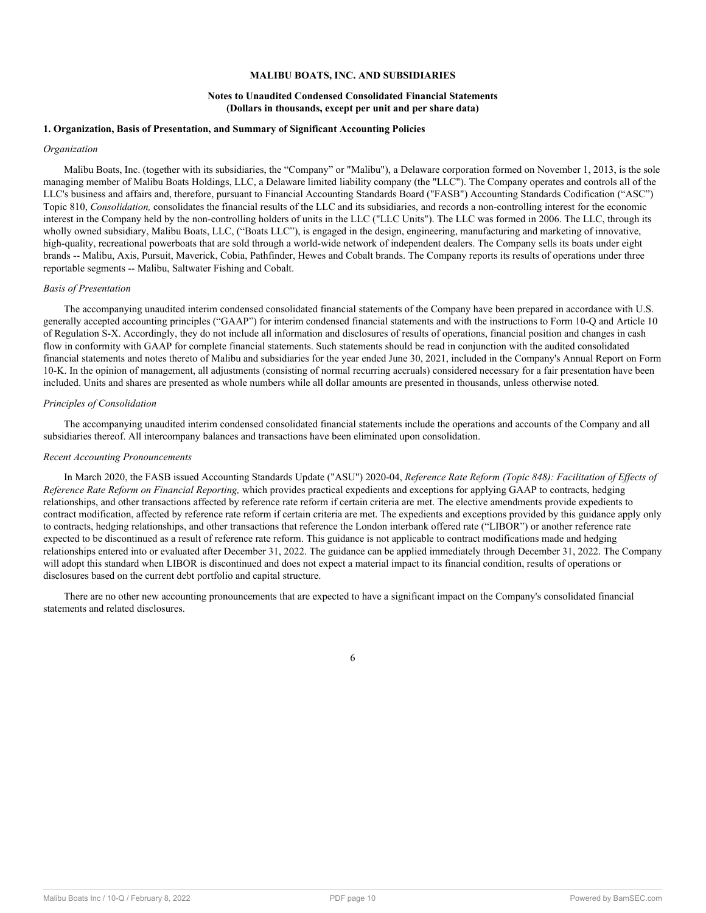**MALIBU BOATS, INC. AND SUBSIDIARIES**

**Notes to Unaudited Condensed Consolidated Financial Statements**
**(Dollars in thousands, except per unit and per share data)**

## 1. Organization, Basis of Presentation, and Summary of Significant Accounting Policies

*Organization*

Malibu Boats, Inc. (together with its subsidiaries, the "Company" or "Malibu"), a Delaware corporation formed on November 1, 2013, is the sole managing member of Malibu Boats Holdings, LLC, a Delaware limited liability company (the "LLC"). The Company operates and controls all of the LLC's business and affairs and, therefore, pursuant to Financial Accounting Standards Board ("FASB") Accounting Standards Codification ("ASC") Topic 810, *Consolidation,* consolidates the financial results of the LLC and its subsidiaries, and records a non-controlling interest for the economic interest in the Company held by the non-controlling holders of units in the LLC ("LLC Units"). The LLC was formed in 2006. The LLC, through its wholly owned subsidiary, Malibu Boats, LLC, ("Boats LLC"), is engaged in the design, engineering, manufacturing and marketing of innovative, high-quality, recreational powerboats that are sold through a world-wide network of independent dealers. The Company sells its boats under eight brands -- Malibu, Axis, Pursuit, Maverick, Cobia, Pathfinder, Hewes and Cobalt brands. The Company reports its results of operations under three reportable segments -- Malibu, Saltwater Fishing and Cobalt.

*Basis of Presentation*

The accompanying unaudited interim condensed consolidated financial statements of the Company have been prepared in accordance with U.S. generally accepted accounting principles ("GAAP") for interim condensed financial statements and with the instructions to Form 10-Q and Article 10 of Regulation S-X. Accordingly, they do not include all information and disclosures of results of operations, financial position and changes in cash flow in conformity with GAAP for complete financial statements. Such statements should be read in conjunction with the audited consolidated financial statements and notes thereto of Malibu and subsidiaries for the year ended June 30, 2021, included in the Company's Annual Report on Form 10-K. In the opinion of management, all adjustments (consisting of normal recurring accruals) considered necessary for a fair presentation have been included. Units and shares are presented as whole numbers while all dollar amounts are presented in thousands, unless otherwise noted.

*Principles of Consolidation*

The accompanying unaudited interim condensed consolidated financial statements include the operations and accounts of the Company and all subsidiaries thereof. All intercompany balances and transactions have been eliminated upon consolidation.

*Recent Accounting Pronouncements*

In March 2020, the FASB issued Accounting Standards Update ("ASU") 2020-04, *Reference Rate Reform (Topic 848): Facilitation of Effects of Reference Rate Reform on Financial Reporting,* which provides practical expedients and exceptions for applying GAAP to contracts, hedging relationships, and other transactions affected by reference rate reform if certain criteria are met. The elective amendments provide expedients to contract modification, affected by reference rate reform if certain criteria are met. The expedients and exceptions provided by this guidance apply only to contracts, hedging relationships, and other transactions that reference the London interbank offered rate ("LIBOR") or another reference rate expected to be discontinued as a result of reference rate reform. This guidance is not applicable to contract modifications made and hedging relationships entered into or evaluated after December 31, 2022. The guidance can be applied immediately through December 31, 2022. The Company will adopt this standard when LIBOR is discontinued and does not expect a material impact to its financial condition, results of operations or disclosures based on the current debt portfolio and capital structure.

There are no other new accounting pronouncements that are expected to have a significant impact on the Company's consolidated financial statements and related disclosures.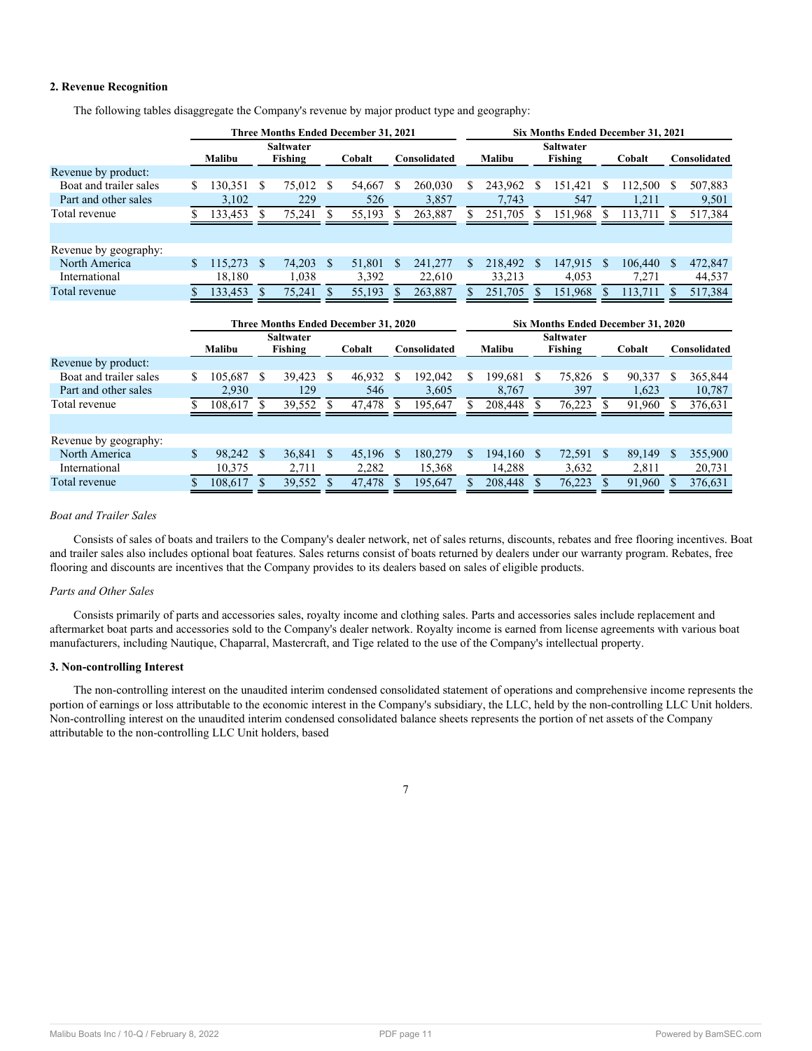### 2. Revenue Recognition

The following tables disaggregate the Company's revenue by major product type and geography:

| | Three Months Ended December 31, 2021 | | | | Six Months Ended December 31, 2021 | | | |
|---|---|---|---|---|---|---|---|---|
| | Malibu | Saltwater Fishing | Cobalt | Consolidated | Malibu | Saltwater Fishing | Cobalt | Consolidated |
| Revenue by product: | | | | | | | | |
| Boat and trailer sales | $ 130,351 | $ 75,012 | $ 54,667 | $ 260,030 | $ 243,962 | $ 151,421 | $ 112,500 | $ 507,883 |
| Part and other sales | 3,102 | 229 | 526 | 3,857 | 7,743 | 547 | 1,211 | 9,501 |
| Total revenue | $ 133,453 | $ 75,241 | $ 55,193 | $ 263,887 | $ 251,705 | $ 151,968 | $ 113,711 | $ 517,384 |
| | | | | | | | | |
| Revenue by geography: | | | | | | | | |
| North America | $ 115,273 | $ 74,203 | $ 51,801 | $ 241,277 | $ 218,492 | $ 147,915 | $ 106,440 | $ 472,847 |
| International | 18,180 | 1,038 | 3,392 | 22,610 | 33,213 | 4,053 | 7,271 | 44,537 |
| Total revenue | $ 133,453 | $ 75,241 | $ 55,193 | $ 263,887 | $ 251,705 | $ 151,968 | $ 113,711 | $ 517,384 |

| | Three Months Ended December 31, 2020 | | | | Six Months Ended December 31, 2020 | | | |
|---|---|---|---|---|---|---|---|---|
| | Malibu | Saltwater Fishing | Cobalt | Consolidated | Malibu | Saltwater Fishing | Cobalt | Consolidated |
| Revenue by product: | | | | | | | | |
| Boat and trailer sales | $ 105,687 | $ 39,423 | $ 46,932 | $ 192,042 | $ 199,681 | $ 75,826 | $ 90,337 | $ 365,844 |
| Part and other sales | 2,930 | 129 | 546 | 3,605 | 8,767 | 397 | 1,623 | 10,787 |
| Total revenue | $ 108,617 | $ 39,552 | $ 47,478 | $ 195,647 | $ 208,448 | $ 76,223 | $ 91,960 | $ 376,631 |
| | | | | | | | | |
| Revenue by geography: | | | | | | | | |
| North America | $ 98,242 | $ 36,841 | $ 45,196 | $ 180,279 | $ 194,160 | $ 72,591 | $ 89,149 | $ 355,900 |
| International | 10,375 | 2,711 | 2,282 | 15,368 | 14,288 | 3,632 | 2,811 | 20,731 |
| Total revenue | $ 108,617 | $ 39,552 | $ 47,478 | $ 195,647 | $ 208,448 | $ 76,223 | $ 91,960 | $ 376,631 |

*Boat and Trailer Sales*

Consists of sales of boats and trailers to the Company's dealer network, net of sales returns, discounts, rebates and free flooring incentives. Boat and trailer sales also includes optional boat features. Sales returns consist of boats returned by dealers under our warranty program. Rebates, free flooring and discounts are incentives that the Company provides to its dealers based on sales of eligible products.

*Parts and Other Sales*

Consists primarily of parts and accessories sales, royalty income and clothing sales. Parts and accessories sales include replacement and aftermarket boat parts and accessories sold to the Company's dealer network. Royalty income is earned from license agreements with various boat manufacturers, including Nautique, Chaparral, Mastercraft, and Tige related to the use of the Company's intellectual property.

### 3. Non-controlling Interest

The non-controlling interest on the unaudited interim condensed consolidated statement of operations and comprehensive income represents the portion of earnings or loss attributable to the economic interest in the Company's subsidiary, the LLC, held by the non-controlling LLC Unit holders. Non-controlling interest on the unaudited interim condensed consolidated balance sheets represents the portion of net assets of the Company attributable to the non-controlling LLC Unit holders, based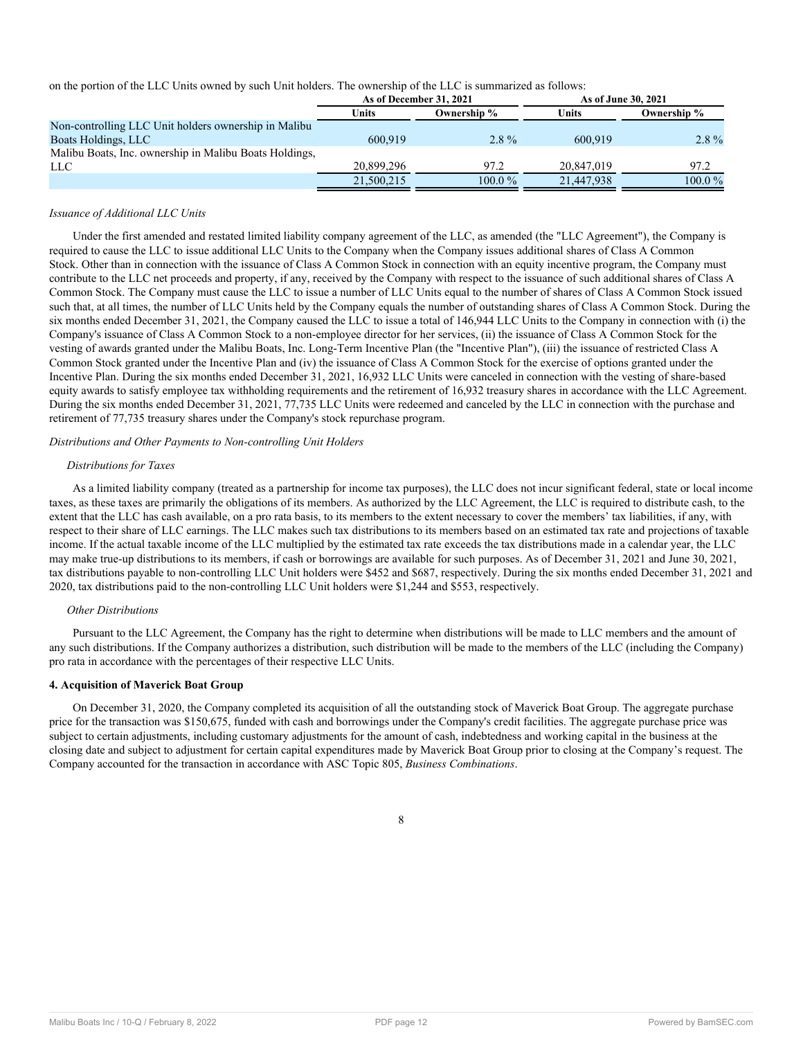on the portion of the LLC Units owned by such Unit holders. The ownership of the LLC is summarized as follows:

| | As of December 31, 2021 | | As of June 30, 2021 | |
|---|---|---|---|---|
| | Units | Ownership % | Units | Ownership % |
| Non-controlling LLC Unit holders ownership in Malibu Boats Holdings, LLC | 600,919 | 2.8 % | 600,919 | 2.8 % |
| Malibu Boats, Inc. ownership in Malibu Boats Holdings, LLC | 20,899,296 | 97.2 | 20,847,019 | 97.2 |
| | 21,500,215 | 100.0 % | 21,447,938 | 100.0 % |

*Issuance of Additional LLC Units*

Under the first amended and restated limited liability company agreement of the LLC, as amended (the "LLC Agreement"), the Company is required to cause the LLC to issue additional LLC Units to the Company when the Company issues additional shares of Class A Common Stock. Other than in connection with the issuance of Class A Common Stock in connection with an equity incentive program, the Company must contribute to the LLC net proceeds and property, if any, received by the Company with respect to the issuance of such additional shares of Class A Common Stock. The Company must cause the LLC to issue a number of LLC Units equal to the number of shares of Class A Common Stock issued such that, at all times, the number of LLC Units held by the Company equals the number of outstanding shares of Class A Common Stock. During the six months ended December 31, 2021, the Company caused the LLC to issue a total of 146,944 LLC Units to the Company in connection with (i) the Company's issuance of Class A Common Stock to a non-employee director for her services, (ii) the issuance of Class A Common Stock for the vesting of awards granted under the Malibu Boats, Inc. Long-Term Incentive Plan (the "Incentive Plan"), (iii) the issuance of restricted Class A Common Stock granted under the Incentive Plan and (iv) the issuance of Class A Common Stock for the exercise of options granted under the Incentive Plan. During the six months ended December 31, 2021, 16,932 LLC Units were canceled in connection with the vesting of share-based equity awards to satisfy employee tax withholding requirements and the retirement of 16,932 treasury shares in accordance with the LLC Agreement. During the six months ended December 31, 2021, 77,735 LLC Units were redeemed and canceled by the LLC in connection with the purchase and retirement of 77,735 treasury shares under the Company's stock repurchase program.

*Distributions and Other Payments to Non-controlling Unit Holders*

*Distributions for Taxes*

As a limited liability company (treated as a partnership for income tax purposes), the LLC does not incur significant federal, state or local income taxes, as these taxes are primarily the obligations of its members. As authorized by the LLC Agreement, the LLC is required to distribute cash, to the extent that the LLC has cash available, on a pro rata basis, to its members to the extent necessary to cover the members' tax liabilities, if any, with respect to their share of LLC earnings. The LLC makes such tax distributions to its members based on an estimated tax rate and projections of taxable income. If the actual taxable income of the LLC multiplied by the estimated tax rate exceeds the tax distributions made in a calendar year, the LLC may make true-up distributions to its members, if cash or borrowings are available for such purposes. As of December 31, 2021 and June 30, 2021, tax distributions payable to non-controlling LLC Unit holders were $452 and $687, respectively. During the six months ended December 31, 2021 and 2020, tax distributions paid to the non-controlling LLC Unit holders were $1,244 and $553, respectively.

*Other Distributions*

Pursuant to the LLC Agreement, the Company has the right to determine when distributions will be made to LLC members and the amount of any such distributions. If the Company authorizes a distribution, such distribution will be made to the members of the LLC (including the Company) pro rata in accordance with the percentages of their respective LLC Units.

**4. Acquisition of Maverick Boat Group**

On December 31, 2020, the Company completed its acquisition of all the outstanding stock of Maverick Boat Group. The aggregate purchase price for the transaction was $150,675, funded with cash and borrowings under the Company's credit facilities. The aggregate purchase price was subject to certain adjustments, including customary adjustments for the amount of cash, indebtedness and working capital in the business at the closing date and subject to adjustment for certain capital expenditures made by Maverick Boat Group prior to closing at the Company's request. The Company accounted for the transaction in accordance with ASC Topic 805, *Business Combinations*.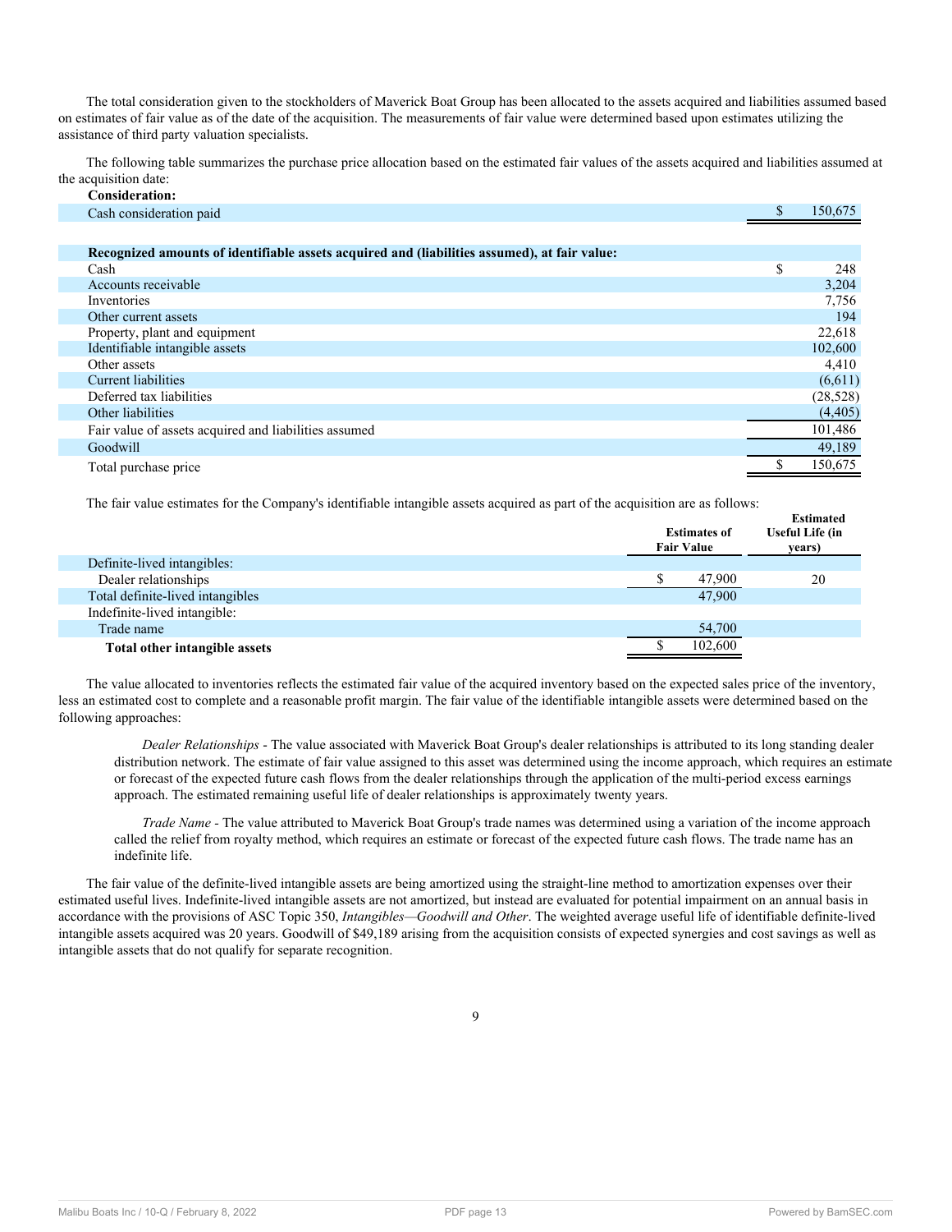The total consideration given to the stockholders of Maverick Boat Group has been allocated to the assets acquired and liabilities assumed based on estimates of fair value as of the date of the acquisition. The measurements of fair value were determined based upon estimates utilizing the assistance of third party valuation specialists.

The following table summarizes the purchase price allocation based on the estimated fair values of the assets acquired and liabilities assumed at the acquisition date:

| | |
|---|---|
| **Consideration:** | |
| Cash consideration paid | $ 150,675 |
| | |
| **Recognized amounts of identifiable assets acquired and (liabilities assumed), at fair value:** | |
| Cash | $ 248 |
| Accounts receivable | 3,204 |
| Inventories | 7,756 |
| Other current assets | 194 |
| Property, plant and equipment | 22,618 |
| Identifiable intangible assets | 102,600 |
| Other assets | 4,410 |
| Current liabilities | (6,611) |
| Deferred tax liabilities | (28,528) |
| Other liabilities | (4,405) |
| Fair value of assets acquired and liabilities assumed | 101,486 |
| Goodwill | 49,189 |
| Total purchase price | $ 150,675 |

The fair value estimates for the Company's identifiable intangible assets acquired as part of the acquisition are as follows:

| | Estimates of Fair Value | Estimated Useful Life (in years) |
|---|---|---|
| Definite-lived intangibles: | | |
| Dealer relationships | $ 47,900 | 20 |
| Total definite-lived intangibles | 47,900 | |
| Indefinite-lived intangible: | | |
| Trade name | 54,700 | |
| **Total other intangible assets** | $ 102,600 | |

The value allocated to inventories reflects the estimated fair value of the acquired inventory based on the expected sales price of the inventory, less an estimated cost to complete and a reasonable profit margin. The fair value of the identifiable intangible assets were determined based on the following approaches:

*Dealer Relationships* - The value associated with Maverick Boat Group's dealer relationships is attributed to its long standing dealer distribution network. The estimate of fair value assigned to this asset was determined using the income approach, which requires an estimate or forecast of the expected future cash flows from the dealer relationships through the application of the multi-period excess earnings approach. The estimated remaining useful life of dealer relationships is approximately twenty years.

*Trade Name* - The value attributed to Maverick Boat Group's trade names was determined using a variation of the income approach called the relief from royalty method, which requires an estimate or forecast of the expected future cash flows. The trade name has an indefinite life.

The fair value of the definite-lived intangible assets are being amortized using the straight-line method to amortization expenses over their estimated useful lives. Indefinite-lived intangible assets are not amortized, but instead are evaluated for potential impairment on an annual basis in accordance with the provisions of ASC Topic 350, *Intangibles—Goodwill and Other*. The weighted average useful life of identifiable definite-lived intangible assets acquired was 20 years. Goodwill of $49,189 arising from the acquisition consists of expected synergies and cost savings as well as intangible assets that do not qualify for separate recognition.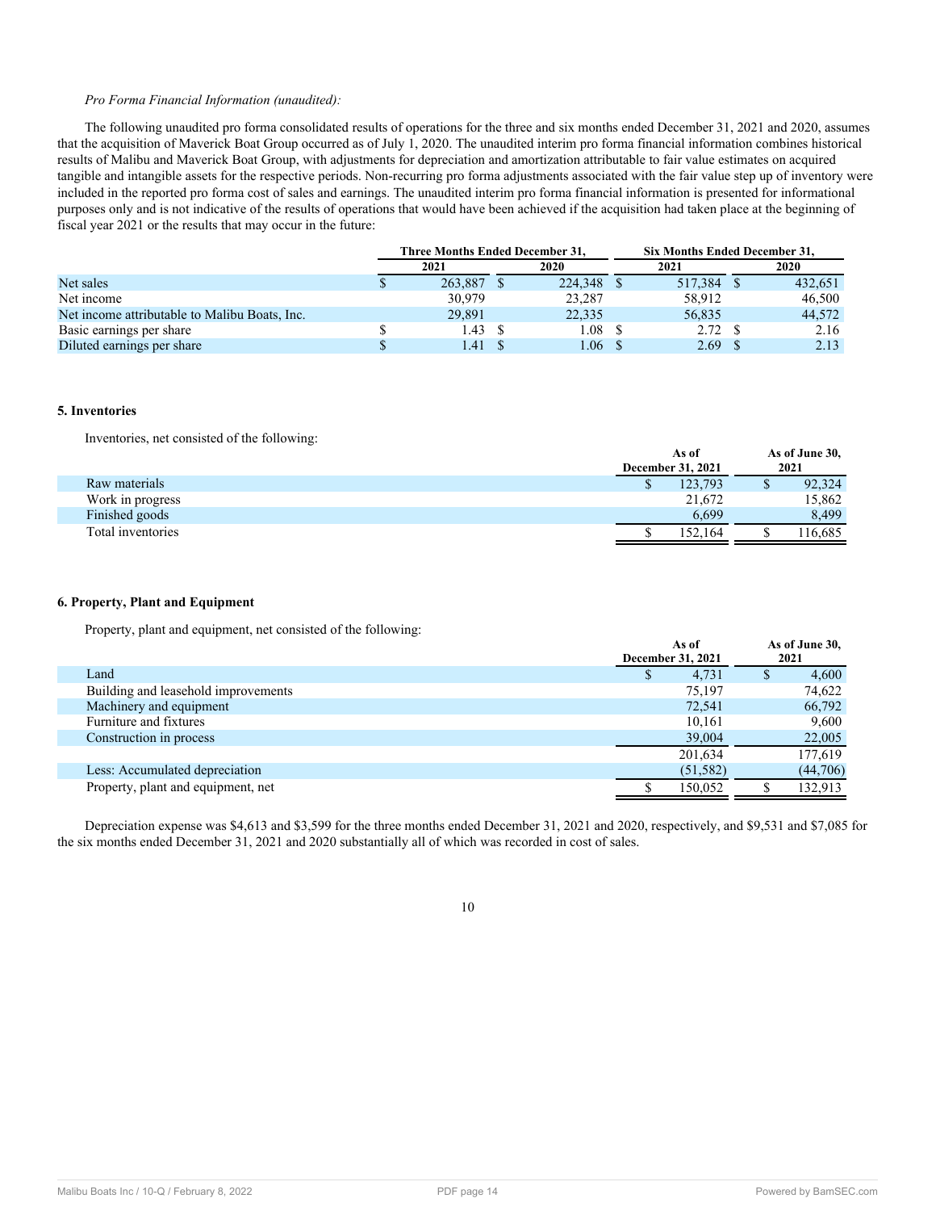*Pro Forma Financial Information (unaudited):*

The following unaudited pro forma consolidated results of operations for the three and six months ended December 31, 2021 and 2020, assumes that the acquisition of Maverick Boat Group occurred as of July 1, 2020. The unaudited interim pro forma financial information combines historical results of Malibu and Maverick Boat Group, with adjustments for depreciation and amortization attributable to fair value estimates on acquired tangible and intangible assets for the respective periods. Non-recurring pro forma adjustments associated with the fair value step up of inventory were included in the reported pro forma cost of sales and earnings. The unaudited interim pro forma financial information is presented for informational purposes only and is not indicative of the results of operations that would have been achieved if the acquisition had taken place at the beginning of fiscal year 2021 or the results that may occur in the future:

| | Three Months Ended December 31, | | Six Months Ended December 31, | |
|---|---|---|---|---|
| | 2021 | 2020 | 2021 | 2020 |
| Net sales | $ 263,887 | $ 224,348 | $ 517,384 | $ 432,651 |
| Net income | 30,979 | 23,287 | 58,912 | 46,500 |
| Net income attributable to Malibu Boats, Inc. | 29,891 | 22,335 | 56,835 | 44,572 |
| Basic earnings per share | $ 1.43 | $ 1.08 | $ 2.72 | $ 2.16 |
| Diluted earnings per share | $ 1.41 | $ 1.06 | $ 2.69 | $ 2.13 |

#### 5. Inventories

Inventories, net consisted of the following:

| | As of December 31, 2021 | As of June 30, 2021 |
|---|---|---|
| Raw materials | $ 123,793 | $ 92,324 |
| Work in progress | 21,672 | 15,862 |
| Finished goods | 6,699 | 8,499 |
| Total inventories | $ 152,164 | $ 116,685 |

#### 6. Property, Plant and Equipment

Property, plant and equipment, net consisted of the following:

| | As of December 31, 2021 | As of June 30, 2021 |
|---|---|---|
| Land | $ 4,731 | $ 4,600 |
| Building and leasehold improvements | 75,197 | 74,622 |
| Machinery and equipment | 72,541 | 66,792 |
| Furniture and fixtures | 10,161 | 9,600 |
| Construction in process | 39,004 | 22,005 |
| | 201,634 | 177,619 |
| Less: Accumulated depreciation | (51,582) | (44,706) |
| Property, plant and equipment, net | $ 150,052 | $ 132,913 |

Depreciation expense was $4,613 and $3,599 for the three months ended December 31, 2021 and 2020, respectively, and $9,531 and $7,085 for the six months ended December 31, 2021 and 2020 substantially all of which was recorded in cost of sales.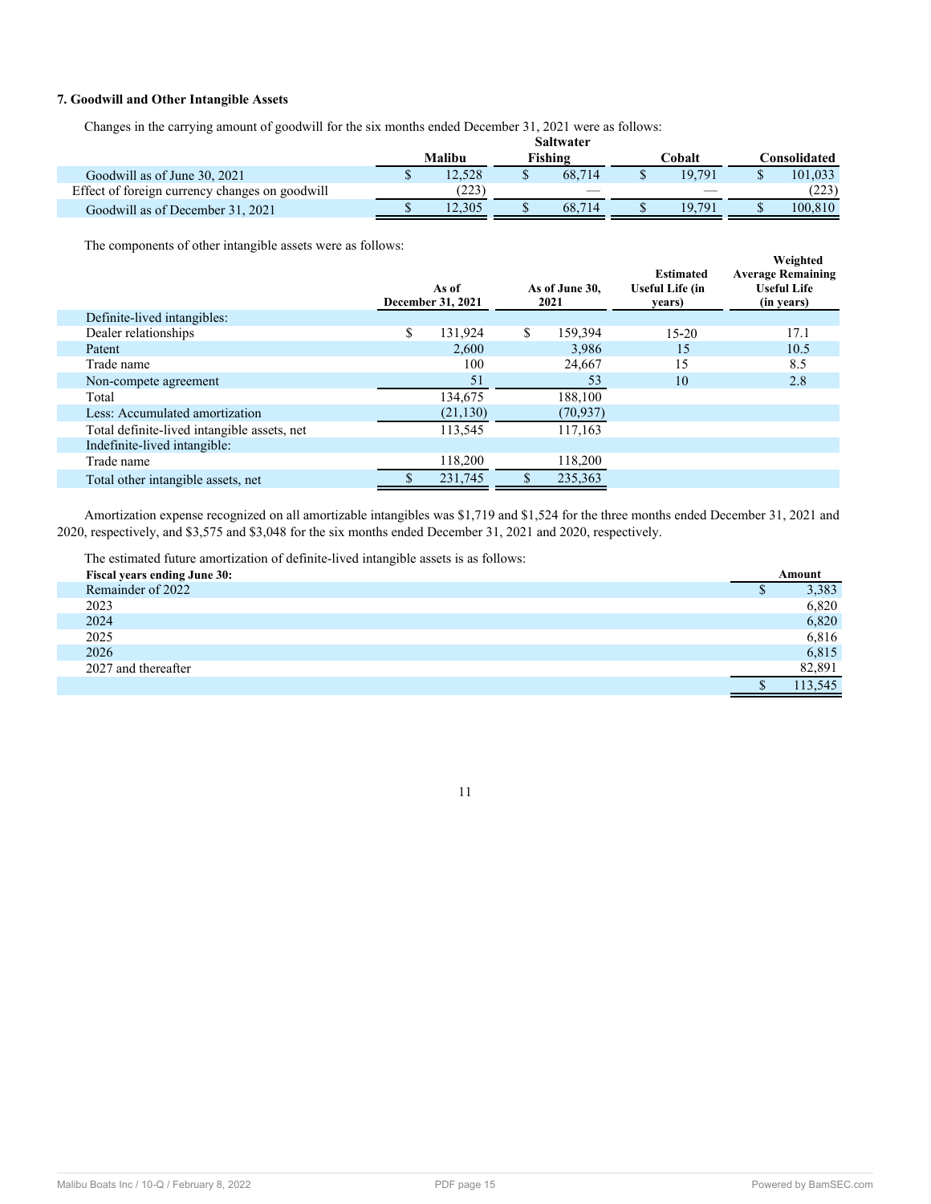### 7. Goodwill and Other Intangible Assets

Changes in the carrying amount of goodwill for the six months ended December 31, 2021 were as follows:

| | Malibu | Saltwater Fishing | Cobalt | Consolidated |
|---|---|---|---|---|
| Goodwill as of June 30, 2021 | $ 12,528 | $ 68,714 | $ 19,791 | $ 101,033 |
| Effect of foreign currency changes on goodwill | (223) | — | — | (223) |
| Goodwill as of December 31, 2021 | $ 12,305 | $ 68,714 | $ 19,791 | $ 100,810 |

The components of other intangible assets were as follows:

| | As of December 31, 2021 | As of June 30, 2021 | Estimated Useful Life (in years) | Weighted Average Remaining Useful Life (in years) |
|---|---|---|---|---|
| Definite-lived intangibles: | | | | |
| Dealer relationships | $ 131,924 | $ 159,394 | 15-20 | 17.1 |
| Patent | 2,600 | 3,986 | 15 | 10.5 |
| Trade name | 100 | 24,667 | 15 | 8.5 |
| Non-compete agreement | 51 | 53 | 10 | 2.8 |
| Total | 134,675 | 188,100 | | |
| Less: Accumulated amortization | (21,130) | (70,937) | | |
| Total definite-lived intangible assets, net | 113,545 | 117,163 | | |
| Indefinite-lived intangible: | | | | |
| Trade name | 118,200 | 118,200 | | |
| Total other intangible assets, net | $ 231,745 | $ 235,363 | | |

Amortization expense recognized on all amortizable intangibles was $1,719 and $1,524 for the three months ended December 31, 2021 and 2020, respectively, and $3,575 and $3,048 for the six months ended December 31, 2021 and 2020, respectively.

The estimated future amortization of definite-lived intangible assets is as follows:

| Fiscal years ending June 30: | Amount |
|---|---|
| Remainder of 2022 | $ 3,383 |
| 2023 | 6,820 |
| 2024 | 6,820 |
| 2025 | 6,816 |
| 2026 | 6,815 |
| 2027 and thereafter | 82,891 |
| | $ 113,545 |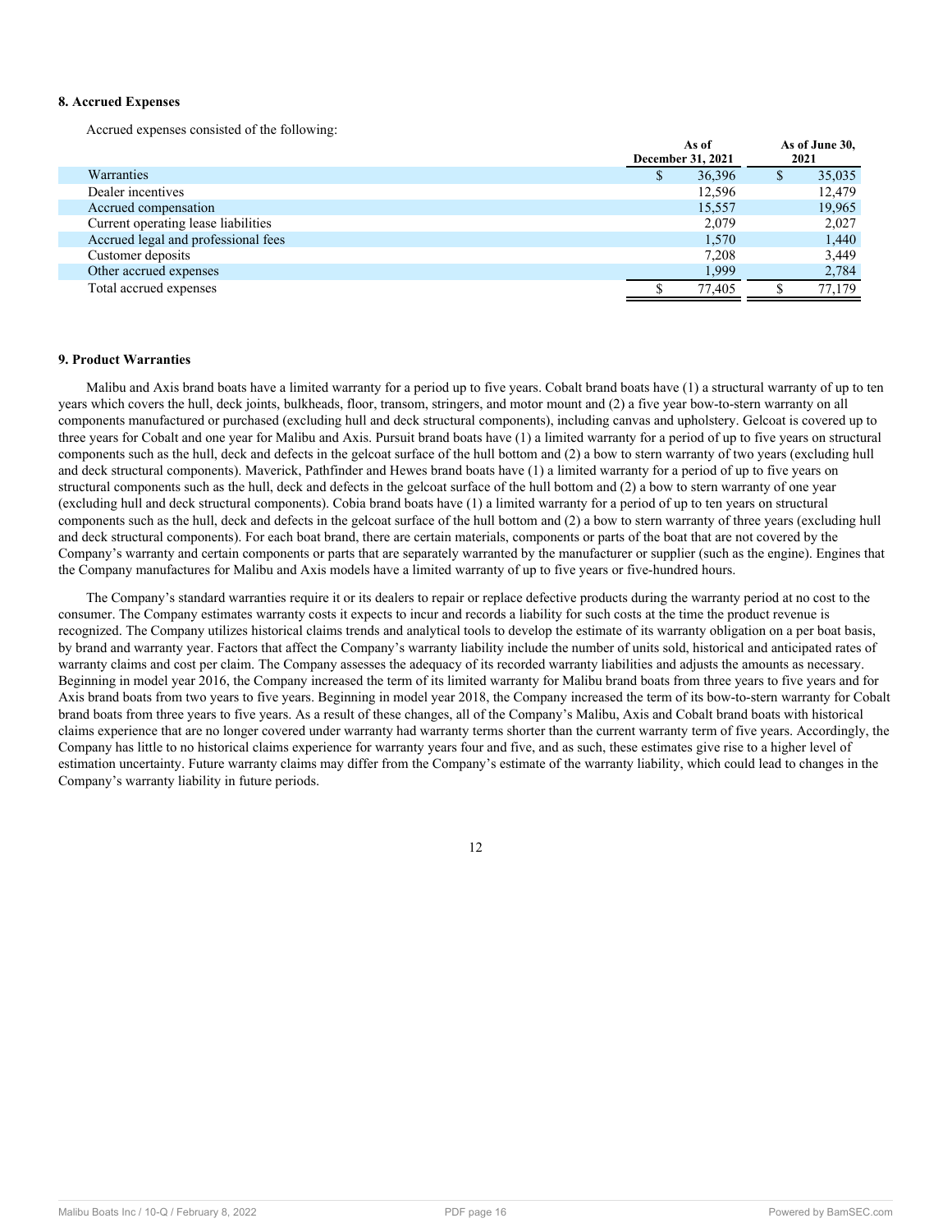### 8. Accrued Expenses

Accrued expenses consisted of the following:

| | As of December 31, 2021 | As of June 30, 2021 |
|---|---|---|
| Warranties | $ 36,396 | $ 35,035 |
| Dealer incentives | 12,596 | 12,479 |
| Accrued compensation | 15,557 | 19,965 |
| Current operating lease liabilities | 2,079 | 2,027 |
| Accrued legal and professional fees | 1,570 | 1,440 |
| Customer deposits | 7,208 | 3,449 |
| Other accrued expenses | 1,999 | 2,784 |
| Total accrued expenses | $ 77,405 | $ 77,179 |

### 9. Product Warranties

Malibu and Axis brand boats have a limited warranty for a period up to five years. Cobalt brand boats have (1) a structural warranty of up to ten years which covers the hull, deck joints, bulkheads, floor, transom, stringers, and motor mount and (2) a five year bow-to-stern warranty on all components manufactured or purchased (excluding hull and deck structural components), including canvas and upholstery. Gelcoat is covered up to three years for Cobalt and one year for Malibu and Axis. Pursuit brand boats have (1) a limited warranty for a period of up to five years on structural components such as the hull, deck and defects in the gelcoat surface of the hull bottom and (2) a bow to stern warranty of two years (excluding hull and deck structural components). Maverick, Pathfinder and Hewes brand boats have (1) a limited warranty for a period of up to five years on structural components such as the hull, deck and defects in the gelcoat surface of the hull bottom and (2) a bow to stern warranty of one year (excluding hull and deck structural components). Cobia brand boats have (1) a limited warranty for a period of up to ten years on structural components such as the hull, deck and defects in the gelcoat surface of the hull bottom and (2) a bow to stern warranty of three years (excluding hull and deck structural components). For each boat brand, there are certain materials, components or parts of the boat that are not covered by the Company's warranty and certain components or parts that are separately warranted by the manufacturer or supplier (such as the engine). Engines that the Company manufactures for Malibu and Axis models have a limited warranty of up to five years or five-hundred hours.

The Company's standard warranties require it or its dealers to repair or replace defective products during the warranty period at no cost to the consumer. The Company estimates warranty costs it expects to incur and records a liability for such costs at the time the product revenue is recognized. The Company utilizes historical claims trends and analytical tools to develop the estimate of its warranty obligation on a per boat basis, by brand and warranty year. Factors that affect the Company's warranty liability include the number of units sold, historical and anticipated rates of warranty claims and cost per claim. The Company assesses the adequacy of its recorded warranty liabilities and adjusts the amounts as necessary. Beginning in model year 2016, the Company increased the term of its limited warranty for Malibu brand boats from three years to five years and for Axis brand boats from two years to five years. Beginning in model year 2018, the Company increased the term of its bow-to-stern warranty for Cobalt brand boats from three years to five years. As a result of these changes, all of the Company's Malibu, Axis and Cobalt brand boats with historical claims experience that are no longer covered under warranty had warranty terms shorter than the current warranty term of five years. Accordingly, the Company has little to no historical claims experience for warranty years four and five, and as such, these estimates give rise to a higher level of estimation uncertainty. Future warranty claims may differ from the Company's estimate of the warranty liability, which could lead to changes in the Company's warranty liability in future periods.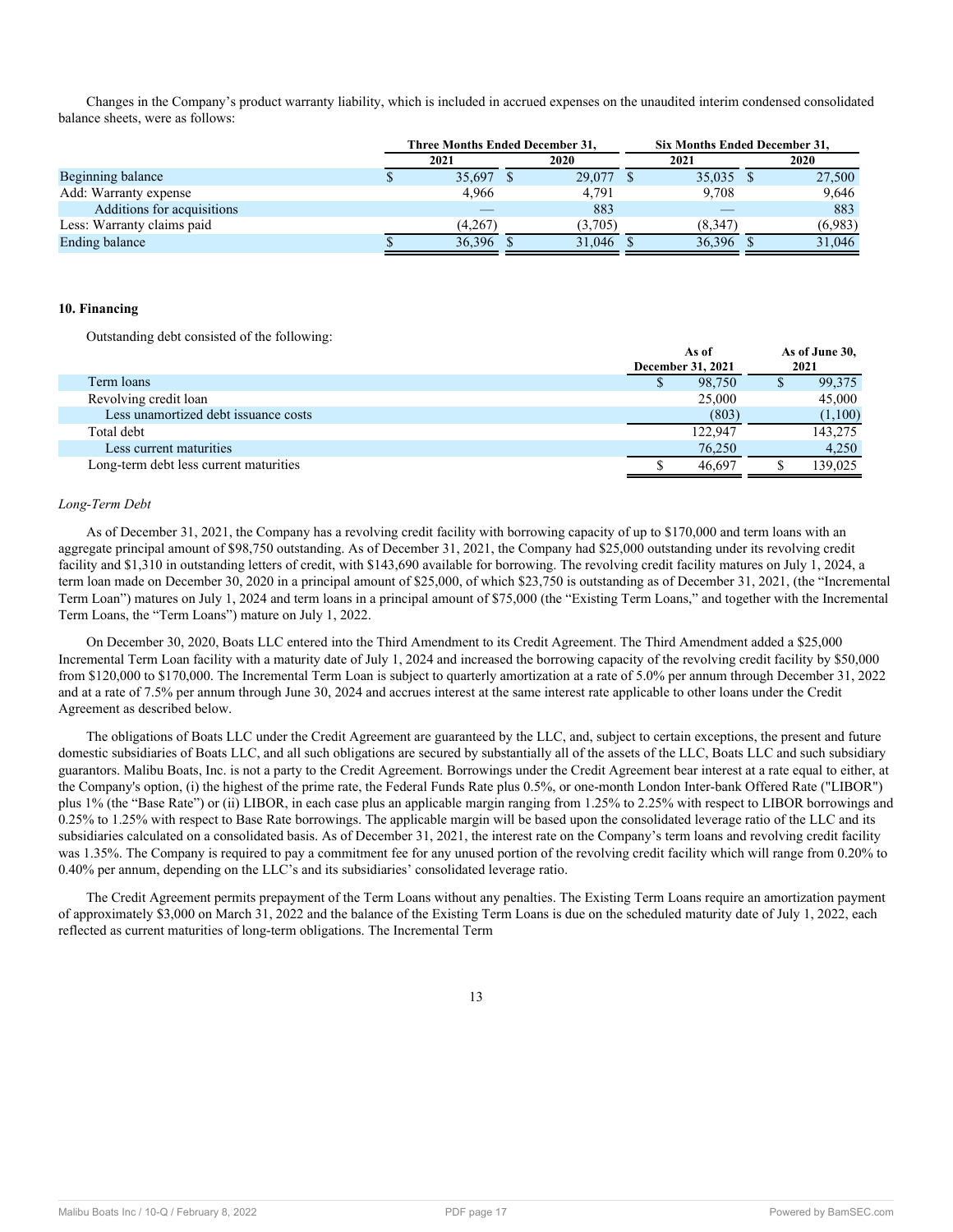Changes in the Company's product warranty liability, which is included in accrued expenses on the unaudited interim condensed consolidated balance sheets, were as follows:

| | Three Months Ended December 31, | | Six Months Ended December 31, | |
|---|---|---|---|---|
| | 2021 | 2020 | 2021 | 2020 |
| Beginning balance | $ 35,697 | $ 29,077 | $ 35,035 | $ 27,500 |
| Add: Warranty expense | 4,966 | 4,791 | 9,708 | 9,646 |
| Additions for acquisitions | — | 883 | — | 883 |
| Less: Warranty claims paid | (4,267) | (3,705) | (8,347) | (6,983) |
| Ending balance | $ 36,396 | $ 31,046 | $ 36,396 | $ 31,046 |

### 10. Financing

Outstanding debt consisted of the following:

| | As of December 31, 2021 | As of June 30, 2021 |
|---|---|---|
| Term loans | $ 98,750 | $ 99,375 |
| Revolving credit loan | 25,000 | 45,000 |
| Less unamortized debt issuance costs | (803) | (1,100) |
| Total debt | 122,947 | 143,275 |
| Less current maturities | 76,250 | 4,250 |
| Long-term debt less current maturities | $ 46,697 | $ 139,025 |

*Long-Term Debt*

As of December 31, 2021, the Company has a revolving credit facility with borrowing capacity of up to $170,000 and term loans with an aggregate principal amount of $98,750 outstanding. As of December 31, 2021, the Company had $25,000 outstanding under its revolving credit facility and $1,310 in outstanding letters of credit, with $143,690 available for borrowing. The revolving credit facility matures on July 1, 2024, a term loan made on December 30, 2020 in a principal amount of $25,000, of which $23,750 is outstanding as of December 31, 2021, (the "Incremental Term Loan") matures on July 1, 2024 and term loans in a principal amount of $75,000 (the "Existing Term Loans," and together with the Incremental Term Loans, the "Term Loans") mature on July 1, 2022.

On December 30, 2020, Boats LLC entered into the Third Amendment to its Credit Agreement. The Third Amendment added a $25,000 Incremental Term Loan facility with a maturity date of July 1, 2024 and increased the borrowing capacity of the revolving credit facility by $50,000 from $120,000 to $170,000. The Incremental Term Loan is subject to quarterly amortization at a rate of 5.0% per annum through December 31, 2022 and at a rate of 7.5% per annum through June 30, 2024 and accrues interest at the same interest rate applicable to other loans under the Credit Agreement as described below.

The obligations of Boats LLC under the Credit Agreement are guaranteed by the LLC, and, subject to certain exceptions, the present and future domestic subsidiaries of Boats LLC, and all such obligations are secured by substantially all of the assets of the LLC, Boats LLC and such subsidiary guarantors. Malibu Boats, Inc. is not a party to the Credit Agreement. Borrowings under the Credit Agreement bear interest at a rate equal to either, at the Company's option, (i) the highest of the prime rate, the Federal Funds Rate plus 0.5%, or one-month London Inter-bank Offered Rate ("LIBOR") plus 1% (the "Base Rate") or (ii) LIBOR, in each case plus an applicable margin ranging from 1.25% to 2.25% with respect to LIBOR borrowings and 0.25% to 1.25% with respect to Base Rate borrowings. The applicable margin will be based upon the consolidated leverage ratio of the LLC and its subsidiaries calculated on a consolidated basis. As of December 31, 2021, the interest rate on the Company's term loans and revolving credit facility was 1.35%. The Company is required to pay a commitment fee for any unused portion of the revolving credit facility which will range from 0.20% to 0.40% per annum, depending on the LLC's and its subsidiaries' consolidated leverage ratio.

The Credit Agreement permits prepayment of the Term Loans without any penalties. The Existing Term Loans require an amortization payment of approximately $3,000 on March 31, 2022 and the balance of the Existing Term Loans is due on the scheduled maturity date of July 1, 2022, each reflected as current maturities of long-term obligations. The Incremental Term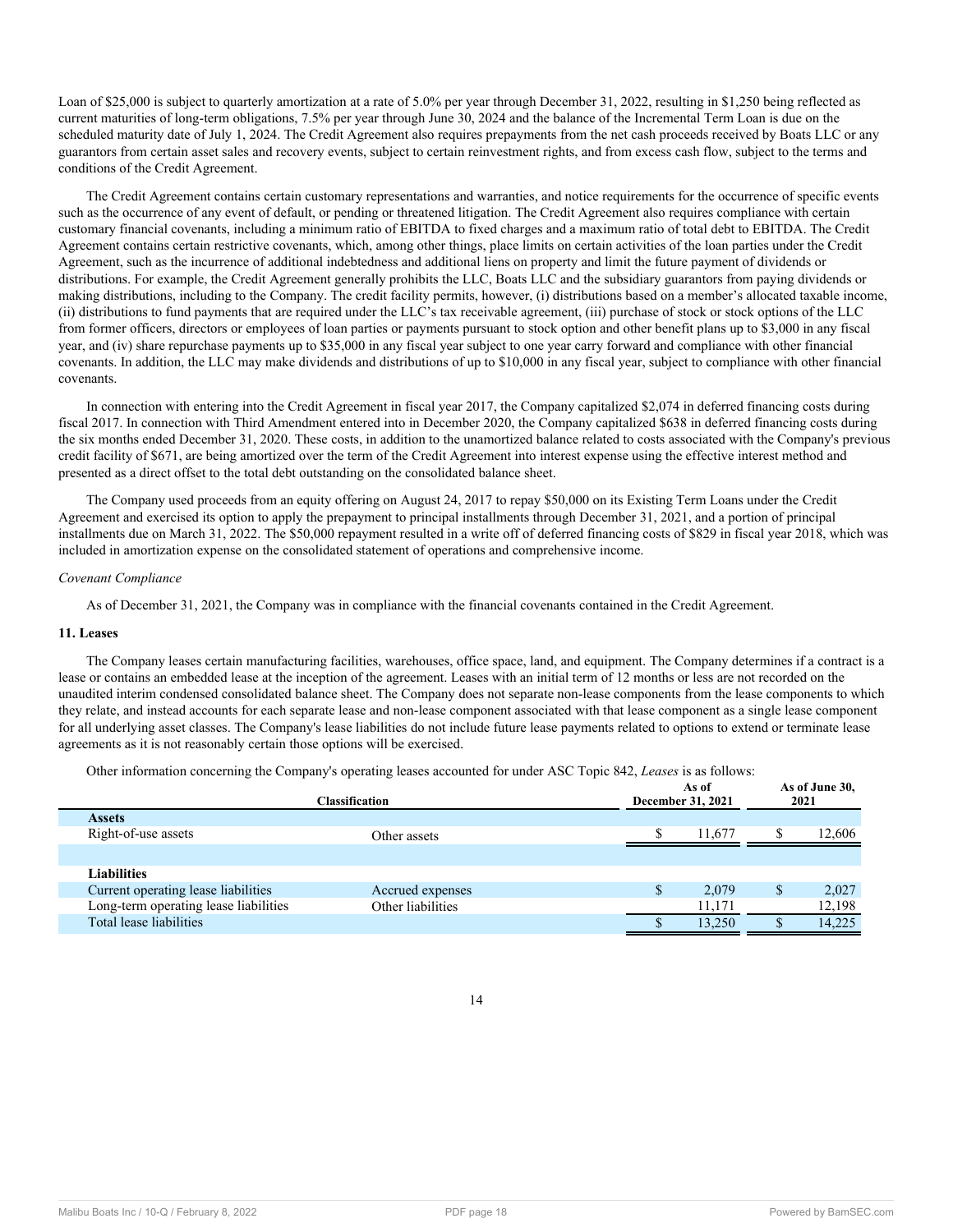Loan of $25,000 is subject to quarterly amortization at a rate of 5.0% per year through December 31, 2022, resulting in $1,250 being reflected as current maturities of long-term obligations, 7.5% per year through June 30, 2024 and the balance of the Incremental Term Loan is due on the scheduled maturity date of July 1, 2024. The Credit Agreement also requires prepayments from the net cash proceeds received by Boats LLC or any guarantors from certain asset sales and recovery events, subject to certain reinvestment rights, and from excess cash flow, subject to the terms and conditions of the Credit Agreement.

The Credit Agreement contains certain customary representations and warranties, and notice requirements for the occurrence of specific events such as the occurrence of any event of default, or pending or threatened litigation. The Credit Agreement also requires compliance with certain customary financial covenants, including a minimum ratio of EBITDA to fixed charges and a maximum ratio of total debt to EBITDA. The Credit Agreement contains certain restrictive covenants, which, among other things, place limits on certain activities of the loan parties under the Credit Agreement, such as the incurrence of additional indebtedness and additional liens on property and limit the future payment of dividends or distributions. For example, the Credit Agreement generally prohibits the LLC, Boats LLC and the subsidiary guarantors from paying dividends or making distributions, including to the Company. The credit facility permits, however, (i) distributions based on a member's allocated taxable income, (ii) distributions to fund payments that are required under the LLC's tax receivable agreement, (iii) purchase of stock or stock options of the LLC from former officers, directors or employees of loan parties or payments pursuant to stock option and other benefit plans up to $3,000 in any fiscal year, and (iv) share repurchase payments up to $35,000 in any fiscal year subject to one year carry forward and compliance with other financial covenants. In addition, the LLC may make dividends and distributions of up to $10,000 in any fiscal year, subject to compliance with other financial covenants.

In connection with entering into the Credit Agreement in fiscal year 2017, the Company capitalized $2,074 in deferred financing costs during fiscal 2017. In connection with Third Amendment entered into in December 2020, the Company capitalized $638 in deferred financing costs during the six months ended December 31, 2020. These costs, in addition to the unamortized balance related to costs associated with the Company's previous credit facility of $671, are being amortized over the term of the Credit Agreement into interest expense using the effective interest method and presented as a direct offset to the total debt outstanding on the consolidated balance sheet.

The Company used proceeds from an equity offering on August 24, 2017 to repay $50,000 on its Existing Term Loans under the Credit Agreement and exercised its option to apply the prepayment to principal installments through December 31, 2021, and a portion of principal installments due on March 31, 2022. The $50,000 repayment resulted in a write off of deferred financing costs of $829 in fiscal year 2018, which was included in amortization expense on the consolidated statement of operations and comprehensive income.

*Covenant Compliance*

As of December 31, 2021, the Company was in compliance with the financial covenants contained in the Credit Agreement.

## 11. Leases

The Company leases certain manufacturing facilities, warehouses, office space, land, and equipment. The Company determines if a contract is a lease or contains an embedded lease at the inception of the agreement. Leases with an initial term of 12 months or less are not recorded on the unaudited interim condensed consolidated balance sheet. The Company does not separate non-lease components from the lease components to which they relate, and instead accounts for each separate lease and non-lease component associated with that lease component as a single lease component for all underlying asset classes. The Company's lease liabilities do not include future lease payments related to options to extend or terminate lease agreements as it is not reasonably certain those options will be exercised.

Other information concerning the Company's operating leases accounted for under ASC Topic 842, *Leases* is as follows:

| | Classification | As of December 31, 2021 | As of June 30, 2021 |
|---|---|---|---|
| **Assets** | | | |
| Right-of-use assets | Other assets | $ 11,677 | $ 12,606 |
| | | | |
| **Liabilities** | | | |
| Current operating lease liabilities | Accrued expenses | $ 2,079 | $ 2,027 |
| Long-term operating lease liabilities | Other liabilities | 11,171 | 12,198 |
| Total lease liabilities | | $ 13,250 | $ 14,225 |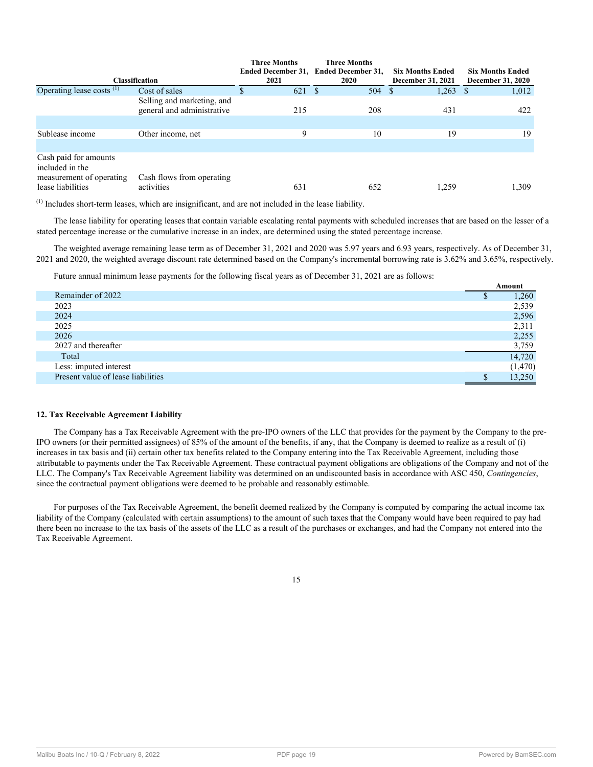| Classification | | Three Months Ended December 31, 2021 | Three Months Ended December 31, 2020 | Six Months Ended December 31, 2021 | Six Months Ended December 31, 2020 |
|---|---|---|---|---|---|
| Operating lease costs [1] | Cost of sales | $ 621 | $ 504 | $ 1,263 | $ 1,012 |
| | Selling and marketing, and general and administrative | 215 | 208 | 431 | 422 |
| | | | | | |
| Sublease income | Other income, net | 9 | 10 | 19 | 19 |
| | | | | | |
| Cash paid for amounts included in the measurement of operating lease liabilities | Cash flows from operating activities | 631 | 652 | 1,259 | 1,309 |

[1] Includes short-term leases, which are insignificant, and are not included in the lease liability.

The lease liability for operating leases that contain variable escalating rental payments with scheduled increases that are based on the lesser of a stated percentage increase or the cumulative increase in an index, are determined using the stated percentage increase.

The weighted average remaining lease term as of December 31, 2021 and 2020 was 5.97 years and 6.93 years, respectively. As of December 31, 2021 and 2020, the weighted average discount rate determined based on the Company's incremental borrowing rate is 3.62% and 3.65%, respectively.

Future annual minimum lease payments for the following fiscal years as of December 31, 2021 are as follows:

| | Amount |
|---|---|
| Remainder of 2022 | $ 1,260 |
| 2023 | 2,539 |
| 2024 | 2,596 |
| 2025 | 2,311 |
| 2026 | 2,255 |
| 2027 and thereafter | 3,759 |
| Total | 14,720 |
| Less: imputed interest | (1,470) |
| Present value of lease liabilities | $ 13,250 |

### 12. Tax Receivable Agreement Liability

The Company has a Tax Receivable Agreement with the pre-IPO owners of the LLC that provides for the payment by the Company to the pre-IPO owners (or their permitted assignees) of 85% of the amount of the benefits, if any, that the Company is deemed to realize as a result of (i) increases in tax basis and (ii) certain other tax benefits related to the Company entering into the Tax Receivable Agreement, including those attributable to payments under the Tax Receivable Agreement. These contractual payment obligations are obligations of the Company and not of the LLC. The Company's Tax Receivable Agreement liability was determined on an undiscounted basis in accordance with ASC 450, *Contingencies*, since the contractual payment obligations were deemed to be probable and reasonably estimable.

For purposes of the Tax Receivable Agreement, the benefit deemed realized by the Company is computed by comparing the actual income tax liability of the Company (calculated with certain assumptions) to the amount of such taxes that the Company would have been required to pay had there been no increase to the tax basis of the assets of the LLC as a result of the purchases or exchanges, and had the Company not entered into the Tax Receivable Agreement.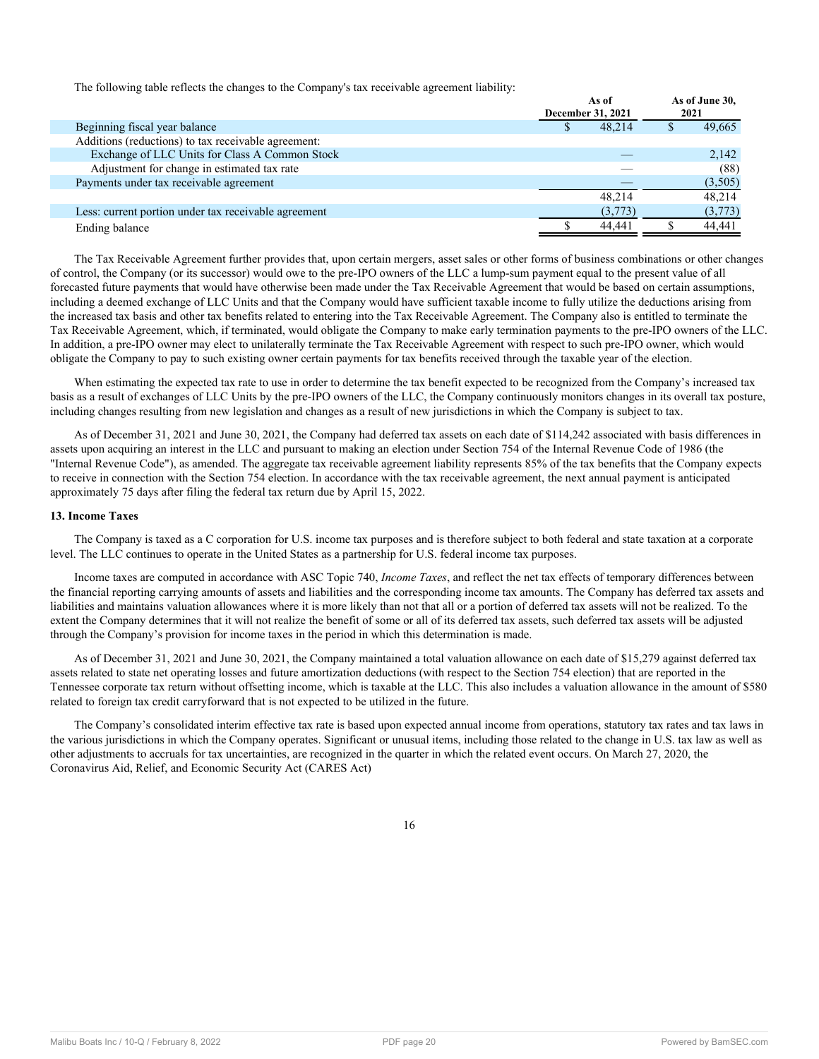The following table reflects the changes to the Company's tax receivable agreement liability:

| | As of December 31, 2021 | As of June 30, 2021 |
|---|---|---|
| Beginning fiscal year balance | $ 48,214 | $ 49,665 |
| Additions (reductions) to tax receivable agreement: | | |
| Exchange of LLC Units for Class A Common Stock | — | 2,142 |
| Adjustment for change in estimated tax rate | — | (88) |
| Payments under tax receivable agreement | — | (3,505) |
| | 48,214 | 48,214 |
| Less: current portion under tax receivable agreement | (3,773) | (3,773) |
| Ending balance | $ 44,441 | $ 44,441 |

The Tax Receivable Agreement further provides that, upon certain mergers, asset sales or other forms of business combinations or other changes of control, the Company (or its successor) would owe to the pre-IPO owners of the LLC a lump-sum payment equal to the present value of all forecasted future payments that would have otherwise been made under the Tax Receivable Agreement that would be based on certain assumptions, including a deemed exchange of LLC Units and that the Company would have sufficient taxable income to fully utilize the deductions arising from the increased tax basis and other tax benefits related to entering into the Tax Receivable Agreement. The Company also is entitled to terminate the Tax Receivable Agreement, which, if terminated, would obligate the Company to make early termination payments to the pre-IPO owners of the LLC. In addition, a pre-IPO owner may elect to unilaterally terminate the Tax Receivable Agreement with respect to such pre-IPO owner, which would obligate the Company to pay to such existing owner certain payments for tax benefits received through the taxable year of the election.

When estimating the expected tax rate to use in order to determine the tax benefit expected to be recognized from the Company's increased tax basis as a result of exchanges of LLC Units by the pre-IPO owners of the LLC, the Company continuously monitors changes in its overall tax posture, including changes resulting from new legislation and changes as a result of new jurisdictions in which the Company is subject to tax.

As of December 31, 2021 and June 30, 2021, the Company had deferred tax assets on each date of $114,242 associated with basis differences in assets upon acquiring an interest in the LLC and pursuant to making an election under Section 754 of the Internal Revenue Code of 1986 (the "Internal Revenue Code"), as amended. The aggregate tax receivable agreement liability represents 85% of the tax benefits that the Company expects to receive in connection with the Section 754 election. In accordance with the tax receivable agreement, the next annual payment is anticipated approximately 75 days after filing the federal tax return due by April 15, 2022.

**13. Income Taxes**

The Company is taxed as a C corporation for U.S. income tax purposes and is therefore subject to both federal and state taxation at a corporate level. The LLC continues to operate in the United States as a partnership for U.S. federal income tax purposes.

Income taxes are computed in accordance with ASC Topic 740, *Income Taxes*, and reflect the net tax effects of temporary differences between the financial reporting carrying amounts of assets and liabilities and the corresponding income tax amounts. The Company has deferred tax assets and liabilities and maintains valuation allowances where it is more likely than not that all or a portion of deferred tax assets will not be realized. To the extent the Company determines that it will not realize the benefit of some or all of its deferred tax assets, such deferred tax assets will be adjusted through the Company's provision for income taxes in the period in which this determination is made.

As of December 31, 2021 and June 30, 2021, the Company maintained a total valuation allowance on each date of $15,279 against deferred tax assets related to state net operating losses and future amortization deductions (with respect to the Section 754 election) that are reported in the Tennessee corporate tax return without offsetting income, which is taxable at the LLC. This also includes a valuation allowance in the amount of $580 related to foreign tax credit carryforward that is not expected to be utilized in the future.

The Company's consolidated interim effective tax rate is based upon expected annual income from operations, statutory tax rates and tax laws in the various jurisdictions in which the Company operates. Significant or unusual items, including those related to the change in U.S. tax law as well as other adjustments to accruals for tax uncertainties, are recognized in the quarter in which the related event occurs. On March 27, 2020, the Coronavirus Aid, Relief, and Economic Security Act (CARES Act)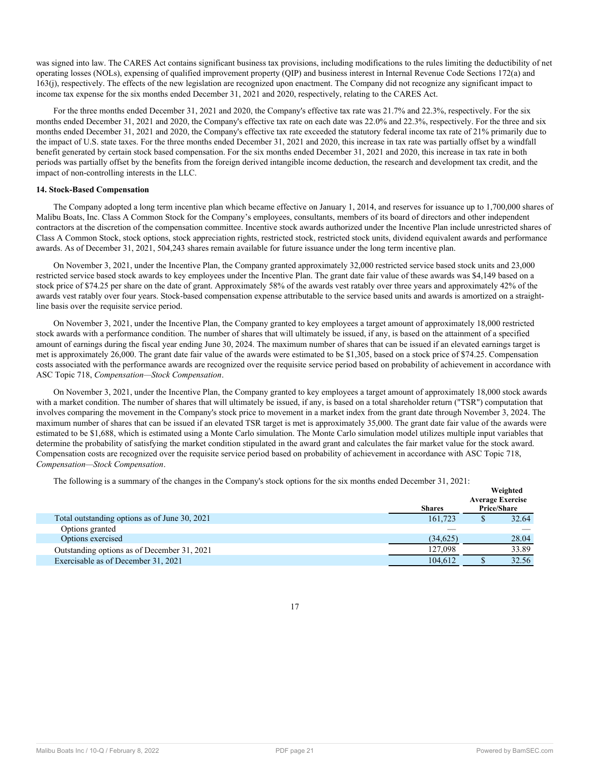was signed into law. The CARES Act contains significant business tax provisions, including modifications to the rules limiting the deductibility of net operating losses (NOLs), expensing of qualified improvement property (QIP) and business interest in Internal Revenue Code Sections 172(a) and 163(j), respectively. The effects of the new legislation are recognized upon enactment. The Company did not recognize any significant impact to income tax expense for the six months ended December 31, 2021 and 2020, respectively, relating to the CARES Act.

For the three months ended December 31, 2021 and 2020, the Company's effective tax rate was 21.7% and 22.3%, respectively. For the six months ended December 31, 2021 and 2020, the Company's effective tax rate on each date was 22.0% and 22.3%, respectively. For the three and six months ended December 31, 2021 and 2020, the Company's effective tax rate exceeded the statutory federal income tax rate of 21% primarily due to the impact of U.S. state taxes. For the three months ended December 31, 2021 and 2020, this increase in tax rate was partially offset by a windfall benefit generated by certain stock based compensation. For the six months ended December 31, 2021 and 2020, this increase in tax rate in both periods was partially offset by the benefits from the foreign derived intangible income deduction, the research and development tax credit, and the impact of non-controlling interests in the LLC.

**14. Stock-Based Compensation**

The Company adopted a long term incentive plan which became effective on January 1, 2014, and reserves for issuance up to 1,700,000 shares of Malibu Boats, Inc. Class A Common Stock for the Company's employees, consultants, members of its board of directors and other independent contractors at the discretion of the compensation committee. Incentive stock awards authorized under the Incentive Plan include unrestricted shares of Class A Common Stock, stock options, stock appreciation rights, restricted stock, restricted stock units, dividend equivalent awards and performance awards. As of December 31, 2021, 504,243 shares remain available for future issuance under the long term incentive plan.

On November 3, 2021, under the Incentive Plan, the Company granted approximately 32,000 restricted service based stock units and 23,000 restricted service based stock awards to key employees under the Incentive Plan. The grant date fair value of these awards was $4,149 based on a stock price of $74.25 per share on the date of grant. Approximately 58% of the awards vest ratably over three years and approximately 42% of the awards vest ratably over four years. Stock-based compensation expense attributable to the service based units and awards is amortized on a straight-line basis over the requisite service period.

On November 3, 2021, under the Incentive Plan, the Company granted to key employees a target amount of approximately 18,000 restricted stock awards with a performance condition. The number of shares that will ultimately be issued, if any, is based on the attainment of a specified amount of earnings during the fiscal year ending June 30, 2024. The maximum number of shares that can be issued if an elevated earnings target is met is approximately 26,000. The grant date fair value of the awards were estimated to be $1,305, based on a stock price of $74.25. Compensation costs associated with the performance awards are recognized over the requisite service period based on probability of achievement in accordance with ASC Topic 718, *Compensation—Stock Compensation*.

On November 3, 2021, under the Incentive Plan, the Company granted to key employees a target amount of approximately 18,000 stock awards with a market condition. The number of shares that will ultimately be issued, if any, is based on a total shareholder return ("TSR") computation that involves comparing the movement in the Company's stock price to movement in a market index from the grant date through November 3, 2024. The maximum number of shares that can be issued if an elevated TSR target is met is approximately 35,000. The grant date fair value of the awards were estimated to be $1,688, which is estimated using a Monte Carlo simulation. The Monte Carlo simulation model utilizes multiple input variables that determine the probability of satisfying the market condition stipulated in the award grant and calculates the fair market value for the stock award. Compensation costs are recognized over the requisite service period based on probability of achievement in accordance with ASC Topic 718, *Compensation—Stock Compensation*.

The following is a summary of the changes in the Company's stock options for the six months ended December 31, 2021:

| | Shares | Weighted Average Exercise Price/Share |
|---|---|---|
| Total outstanding options as of June 30, 2021 | 161,723 | $ 32.64 |
| Options granted | — | — |
| Options exercised | (34,625) | 28.04 |
| Outstanding options as of December 31, 2021 | 127,098 | 33.89 |
| Exercisable as of December 31, 2021 | 104,612 | $ 32.56 |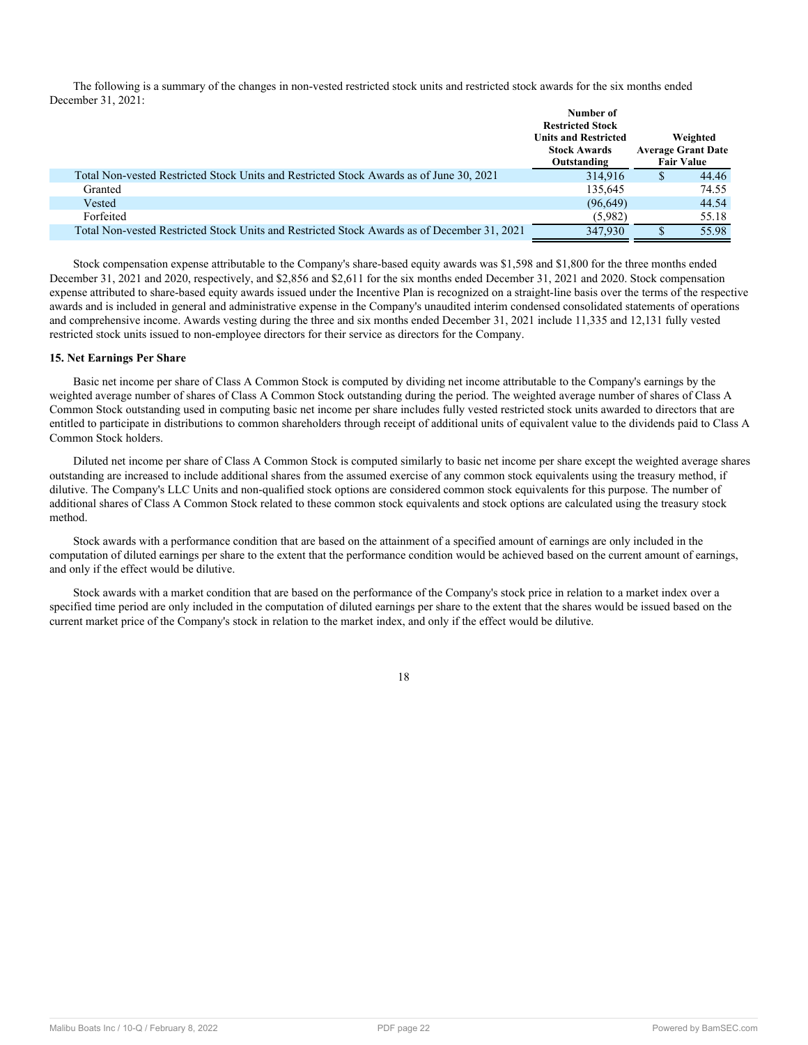The following is a summary of the changes in non-vested restricted stock units and restricted stock awards for the six months ended December 31, 2021:

| | Number of Restricted Stock Units and Restricted Stock Awards Outstanding | Weighted Average Grant Date Fair Value |
|---|---|---|
| Total Non-vested Restricted Stock Units and Restricted Stock Awards as of June 30, 2021 | 314,916 | $ 44.46 |
| Granted | 135,645 | 74.55 |
| Vested | (96,649) | 44.54 |
| Forfeited | (5,982) | 55.18 |
| Total Non-vested Restricted Stock Units and Restricted Stock Awards as of December 31, 2021 | 347,930 | $ 55.98 |

Stock compensation expense attributable to the Company's share-based equity awards was $1,598 and $1,800 for the three months ended December 31, 2021 and 2020, respectively, and $2,856 and $2,611 for the six months ended December 31, 2021 and 2020. Stock compensation expense attributed to share-based equity awards issued under the Incentive Plan is recognized on a straight-line basis over the terms of the respective awards and is included in general and administrative expense in the Company's unaudited interim condensed consolidated statements of operations and comprehensive income. Awards vesting during the three and six months ended December 31, 2021 include 11,335 and 12,131 fully vested restricted stock units issued to non-employee directors for their service as directors for the Company.

**15. Net Earnings Per Share**

Basic net income per share of Class A Common Stock is computed by dividing net income attributable to the Company's earnings by the weighted average number of shares of Class A Common Stock outstanding during the period. The weighted average number of shares of Class A Common Stock outstanding used in computing basic net income per share includes fully vested restricted stock units awarded to directors that are entitled to participate in distributions to common shareholders through receipt of additional units of equivalent value to the dividends paid to Class A Common Stock holders.

Diluted net income per share of Class A Common Stock is computed similarly to basic net income per share except the weighted average shares outstanding are increased to include additional shares from the assumed exercise of any common stock equivalents using the treasury method, if dilutive. The Company's LLC Units and non-qualified stock options are considered common stock equivalents for this purpose. The number of additional shares of Class A Common Stock related to these common stock equivalents and stock options are calculated using the treasury stock method.

Stock awards with a performance condition that are based on the attainment of a specified amount of earnings are only included in the computation of diluted earnings per share to the extent that the performance condition would be achieved based on the current amount of earnings, and only if the effect would be dilutive.

Stock awards with a market condition that are based on the performance of the Company's stock price in relation to a market index over a specified time period are only included in the computation of diluted earnings per share to the extent that the shares would be issued based on the current market price of the Company's stock in relation to the market index, and only if the effect would be dilutive.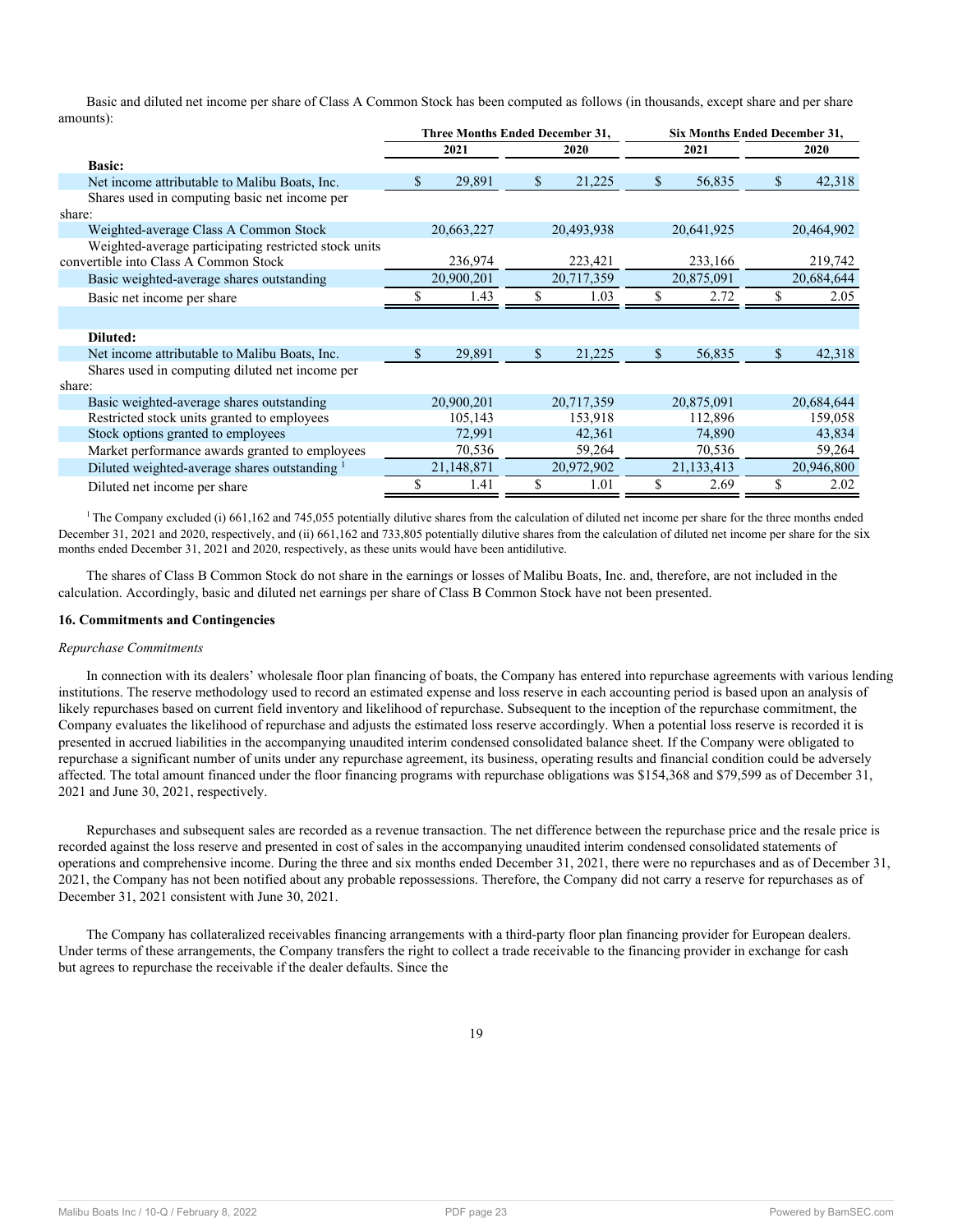Basic and diluted net income per share of Class A Common Stock has been computed as follows (in thousands, except share and per share amounts):

| | Three Months Ended December 31, | | Six Months Ended December 31, | |
|---|---|---|---|---|
| | 2021 | 2020 | 2021 | 2020 |
| **Basic:** | | | | |
| Net income attributable to Malibu Boats, Inc. | $ 29,891 | $ 21,225 | $ 56,835 | $ 42,318 |
| Shares used in computing basic net income per share: | | | | |
| Weighted-average Class A Common Stock | 20,663,227 | 20,493,938 | 20,641,925 | 20,464,902 |
| Weighted-average participating restricted stock units convertible into Class A Common Stock | 236,974 | 223,421 | 233,166 | 219,742 |
| Basic weighted-average shares outstanding | 20,900,201 | 20,717,359 | 20,875,091 | 20,684,644 |
| Basic net income per share | $ 1.43 | $ 1.03 | $ 2.72 | $ 2.05 |
| | | | | |
| **Diluted:** | | | | |
| Net income attributable to Malibu Boats, Inc. | $ 29,891 | $ 21,225 | $ 56,835 | $ 42,318 |
| Shares used in computing diluted net income per share: | | | | |
| Basic weighted-average shares outstanding | 20,900,201 | 20,717,359 | 20,875,091 | 20,684,644 |
| Restricted stock units granted to employees | 105,143 | 153,918 | 112,896 | 159,058 |
| Stock options granted to employees | 72,991 | 42,361 | 74,890 | 43,834 |
| Market performance awards granted to employees | 70,536 | 59,264 | 70,536 | 59,264 |
| Diluted weighted-average shares outstanding [1] | 21,148,871 | 20,972,902 | 21,133,413 | 20,946,800 |
| Diluted net income per share | $ 1.41 | $ 1.01 | $ 2.69 | $ 2.02 |

[1] The Company excluded (i) 661,162 and 745,055 potentially dilutive shares from the calculation of diluted net income per share for the three months ended December 31, 2021 and 2020, respectively, and (ii) 661,162 and 733,805 potentially dilutive shares from the calculation of diluted net income per share for the six months ended December 31, 2021 and 2020, respectively, as these units would have been antidilutive.

The shares of Class B Common Stock do not share in the earnings or losses of Malibu Boats, Inc. and, therefore, are not included in the calculation. Accordingly, basic and diluted net earnings per share of Class B Common Stock have not been presented.

**16. Commitments and Contingencies**

*Repurchase Commitments*

In connection with its dealers' wholesale floor plan financing of boats, the Company has entered into repurchase agreements with various lending institutions. The reserve methodology used to record an estimated expense and loss reserve in each accounting period is based upon an analysis of likely repurchases based on current field inventory and likelihood of repurchase. Subsequent to the inception of the repurchase commitment, the Company evaluates the likelihood of repurchase and adjusts the estimated loss reserve accordingly. When a potential loss reserve is recorded it is presented in accrued liabilities in the accompanying unaudited interim condensed consolidated balance sheet. If the Company were obligated to repurchase a significant number of units under any repurchase agreement, its business, operating results and financial condition could be adversely affected. The total amount financed under the floor financing programs with repurchase obligations was $154,368 and $79,599 as of December 31, 2021 and June 30, 2021, respectively.

Repurchases and subsequent sales are recorded as a revenue transaction. The net difference between the repurchase price and the resale price is recorded against the loss reserve and presented in cost of sales in the accompanying unaudited interim condensed consolidated statements of operations and comprehensive income. During the three and six months ended December 31, 2021, there were no repurchases and as of December 31, 2021, the Company has not been notified about any probable repossessions. Therefore, the Company did not carry a reserve for repurchases as of December 31, 2021 consistent with June 30, 2021.

The Company has collateralized receivables financing arrangements with a third-party floor plan financing provider for European dealers. Under terms of these arrangements, the Company transfers the right to collect a trade receivable to the financing provider in exchange for cash but agrees to repurchase the receivable if the dealer defaults. Since the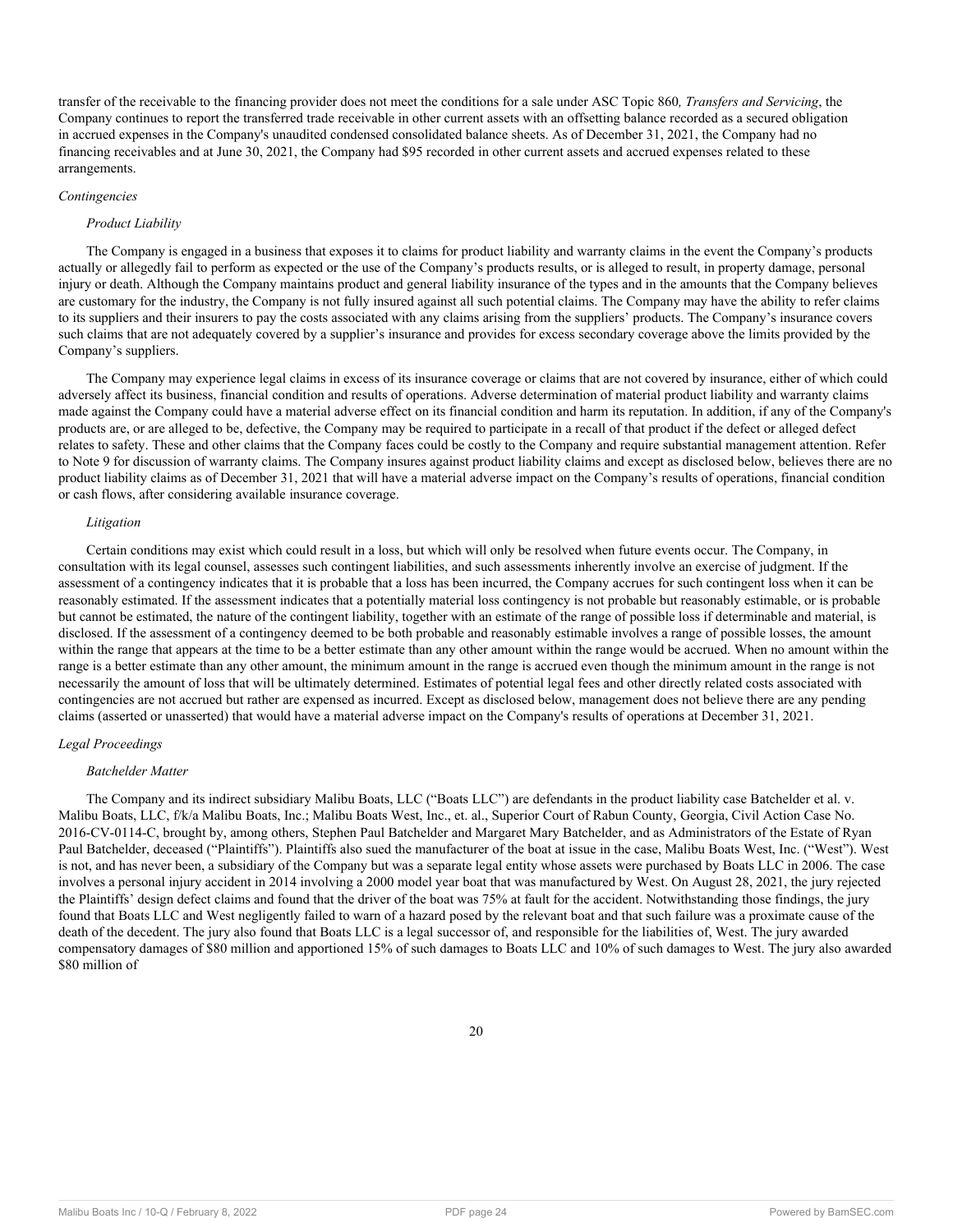transfer of the receivable to the financing provider does not meet the conditions for a sale under ASC Topic 860*, Transfers and Servicing*, the Company continues to report the transferred trade receivable in other current assets with an offsetting balance recorded as a secured obligation in accrued expenses in the Company's unaudited condensed consolidated balance sheets. As of December 31, 2021, the Company had no financing receivables and at June 30, 2021, the Company had $95 recorded in other current assets and accrued expenses related to these arrangements.

*Contingencies*

*Product Liability*

The Company is engaged in a business that exposes it to claims for product liability and warranty claims in the event the Company's products actually or allegedly fail to perform as expected or the use of the Company's products results, or is alleged to result, in property damage, personal injury or death. Although the Company maintains product and general liability insurance of the types and in the amounts that the Company believes are customary for the industry, the Company is not fully insured against all such potential claims. The Company may have the ability to refer claims to its suppliers and their insurers to pay the costs associated with any claims arising from the suppliers' products. The Company's insurance covers such claims that are not adequately covered by a supplier's insurance and provides for excess secondary coverage above the limits provided by the Company's suppliers.

The Company may experience legal claims in excess of its insurance coverage or claims that are not covered by insurance, either of which could adversely affect its business, financial condition and results of operations. Adverse determination of material product liability and warranty claims made against the Company could have a material adverse effect on its financial condition and harm its reputation. In addition, if any of the Company's products are, or are alleged to be, defective, the Company may be required to participate in a recall of that product if the defect or alleged defect relates to safety. These and other claims that the Company faces could be costly to the Company and require substantial management attention. Refer to Note 9 for discussion of warranty claims. The Company insures against product liability claims and except as disclosed below, believes there are no product liability claims as of December 31, 2021 that will have a material adverse impact on the Company's results of operations, financial condition or cash flows, after considering available insurance coverage.

*Litigation*

Certain conditions may exist which could result in a loss, but which will only be resolved when future events occur. The Company, in consultation with its legal counsel, assesses such contingent liabilities, and such assessments inherently involve an exercise of judgment. If the assessment of a contingency indicates that it is probable that a loss has been incurred, the Company accrues for such contingent loss when it can be reasonably estimated. If the assessment indicates that a potentially material loss contingency is not probable but reasonably estimable, or is probable but cannot be estimated, the nature of the contingent liability, together with an estimate of the range of possible loss if determinable and material, is disclosed. If the assessment of a contingency deemed to be both probable and reasonably estimable involves a range of possible losses, the amount within the range that appears at the time to be a better estimate than any other amount within the range would be accrued. When no amount within the range is a better estimate than any other amount, the minimum amount in the range is accrued even though the minimum amount in the range is not necessarily the amount of loss that will be ultimately determined. Estimates of potential legal fees and other directly related costs associated with contingencies are not accrued but rather are expensed as incurred. Except as disclosed below, management does not believe there are any pending claims (asserted or unasserted) that would have a material adverse impact on the Company's results of operations at December 31, 2021.

*Legal Proceedings*

*Batchelder Matter*

The Company and its indirect subsidiary Malibu Boats, LLC ("Boats LLC") are defendants in the product liability case Batchelder et al. v. Malibu Boats, LLC, f/k/a Malibu Boats, Inc.; Malibu Boats West, Inc., et. al., Superior Court of Rabun County, Georgia, Civil Action Case No. 2016-CV-0114-C, brought by, among others, Stephen Paul Batchelder and Margaret Mary Batchelder, and as Administrators of the Estate of Ryan Paul Batchelder, deceased ("Plaintiffs"). Plaintiffs also sued the manufacturer of the boat at issue in the case, Malibu Boats West, Inc. ("West"). West is not, and has never been, a subsidiary of the Company but was a separate legal entity whose assets were purchased by Boats LLC in 2006. The case involves a personal injury accident in 2014 involving a 2000 model year boat that was manufactured by West. On August 28, 2021, the jury rejected the Plaintiffs' design defect claims and found that the driver of the boat was 75% at fault for the accident. Notwithstanding those findings, the jury found that Boats LLC and West negligently failed to warn of a hazard posed by the relevant boat and that such failure was a proximate cause of the death of the decedent. The jury also found that Boats LLC is a legal successor of, and responsible for the liabilities of, West. The jury awarded compensatory damages of $80 million and apportioned 15% of such damages to Boats LLC and 10% of such damages to West. The jury also awarded $80 million of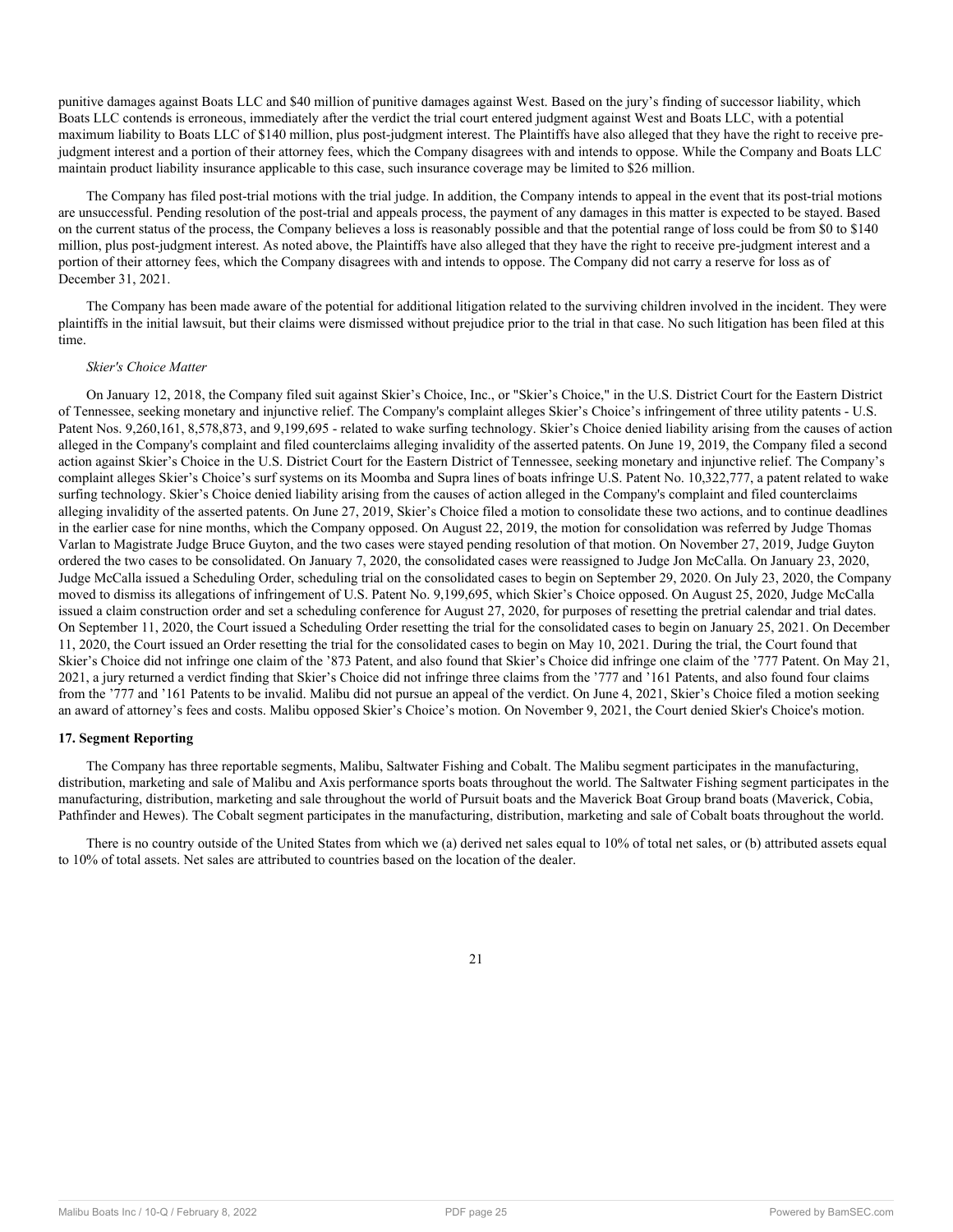punitive damages against Boats LLC and $40 million of punitive damages against West. Based on the jury's finding of successor liability, which Boats LLC contends is erroneous, immediately after the verdict the trial court entered judgment against West and Boats LLC, with a potential maximum liability to Boats LLC of $140 million, plus post-judgment interest. The Plaintiffs have also alleged that they have the right to receive pre-judgment interest and a portion of their attorney fees, which the Company disagrees with and intends to oppose. While the Company and Boats LLC maintain product liability insurance applicable to this case, such insurance coverage may be limited to $26 million.

The Company has filed post-trial motions with the trial judge. In addition, the Company intends to appeal in the event that its post-trial motions are unsuccessful. Pending resolution of the post-trial and appeals process, the payment of any damages in this matter is expected to be stayed. Based on the current status of the process, the Company believes a loss is reasonably possible and that the potential range of loss could be from $0 to $140 million, plus post-judgment interest. As noted above, the Plaintiffs have also alleged that they have the right to receive pre-judgment interest and a portion of their attorney fees, which the Company disagrees with and intends to oppose. The Company did not carry a reserve for loss as of December 31, 2021.

The Company has been made aware of the potential for additional litigation related to the surviving children involved in the incident. They were plaintiffs in the initial lawsuit, but their claims were dismissed without prejudice prior to the trial in that case. No such litigation has been filed at this time.

*Skier's Choice Matter*

On January 12, 2018, the Company filed suit against Skier's Choice, Inc., or "Skier's Choice," in the U.S. District Court for the Eastern District of Tennessee, seeking monetary and injunctive relief. The Company's complaint alleges Skier's Choice's infringement of three utility patents - U.S. Patent Nos. 9,260,161, 8,578,873, and 9,199,695 - related to wake surfing technology. Skier's Choice denied liability arising from the causes of action alleged in the Company's complaint and filed counterclaims alleging invalidity of the asserted patents. On June 19, 2019, the Company filed a second action against Skier's Choice in the U.S. District Court for the Eastern District of Tennessee, seeking monetary and injunctive relief. The Company's complaint alleges Skier's Choice's surf systems on its Moomba and Supra lines of boats infringe U.S. Patent No. 10,322,777, a patent related to wake surfing technology. Skier's Choice denied liability arising from the causes of action alleged in the Company's complaint and filed counterclaims alleging invalidity of the asserted patents. On June 27, 2019, Skier's Choice filed a motion to consolidate these two actions, and to continue deadlines in the earlier case for nine months, which the Company opposed. On August 22, 2019, the motion for consolidation was referred by Judge Thomas Varlan to Magistrate Judge Bruce Guyton, and the two cases were stayed pending resolution of that motion. On November 27, 2019, Judge Guyton ordered the two cases to be consolidated. On January 7, 2020, the consolidated cases were reassigned to Judge Jon McCalla. On January 23, 2020, Judge McCalla issued a Scheduling Order, scheduling trial on the consolidated cases to begin on September 29, 2020. On July 23, 2020, the Company moved to dismiss its allegations of infringement of U.S. Patent No. 9,199,695, which Skier's Choice opposed. On August 25, 2020, Judge McCalla issued a claim construction order and set a scheduling conference for August 27, 2020, for purposes of resetting the pretrial calendar and trial dates. On September 11, 2020, the Court issued a Scheduling Order resetting the trial for the consolidated cases to begin on January 25, 2021. On December 11, 2020, the Court issued an Order resetting the trial for the consolidated cases to begin on May 10, 2021. During the trial, the Court found that Skier's Choice did not infringe one claim of the '873 Patent, and also found that Skier's Choice did infringe one claim of the '777 Patent. On May 21, 2021, a jury returned a verdict finding that Skier's Choice did not infringe three claims from the '777 and '161 Patents, and also found four claims from the '777 and '161 Patents to be invalid. Malibu did not pursue an appeal of the verdict. On June 4, 2021, Skier's Choice filed a motion seeking an award of attorney's fees and costs. Malibu opposed Skier's Choice's motion. On November 9, 2021, the Court denied Skier's Choice's motion.

**17. Segment Reporting**

The Company has three reportable segments, Malibu, Saltwater Fishing and Cobalt. The Malibu segment participates in the manufacturing, distribution, marketing and sale of Malibu and Axis performance sports boats throughout the world. The Saltwater Fishing segment participates in the manufacturing, distribution, marketing and sale throughout the world of Pursuit boats and the Maverick Boat Group brand boats (Maverick, Cobia, Pathfinder and Hewes). The Cobalt segment participates in the manufacturing, distribution, marketing and sale of Cobalt boats throughout the world.

There is no country outside of the United States from which we (a) derived net sales equal to 10% of total net sales, or (b) attributed assets equal to 10% of total assets. Net sales are attributed to countries based on the location of the dealer.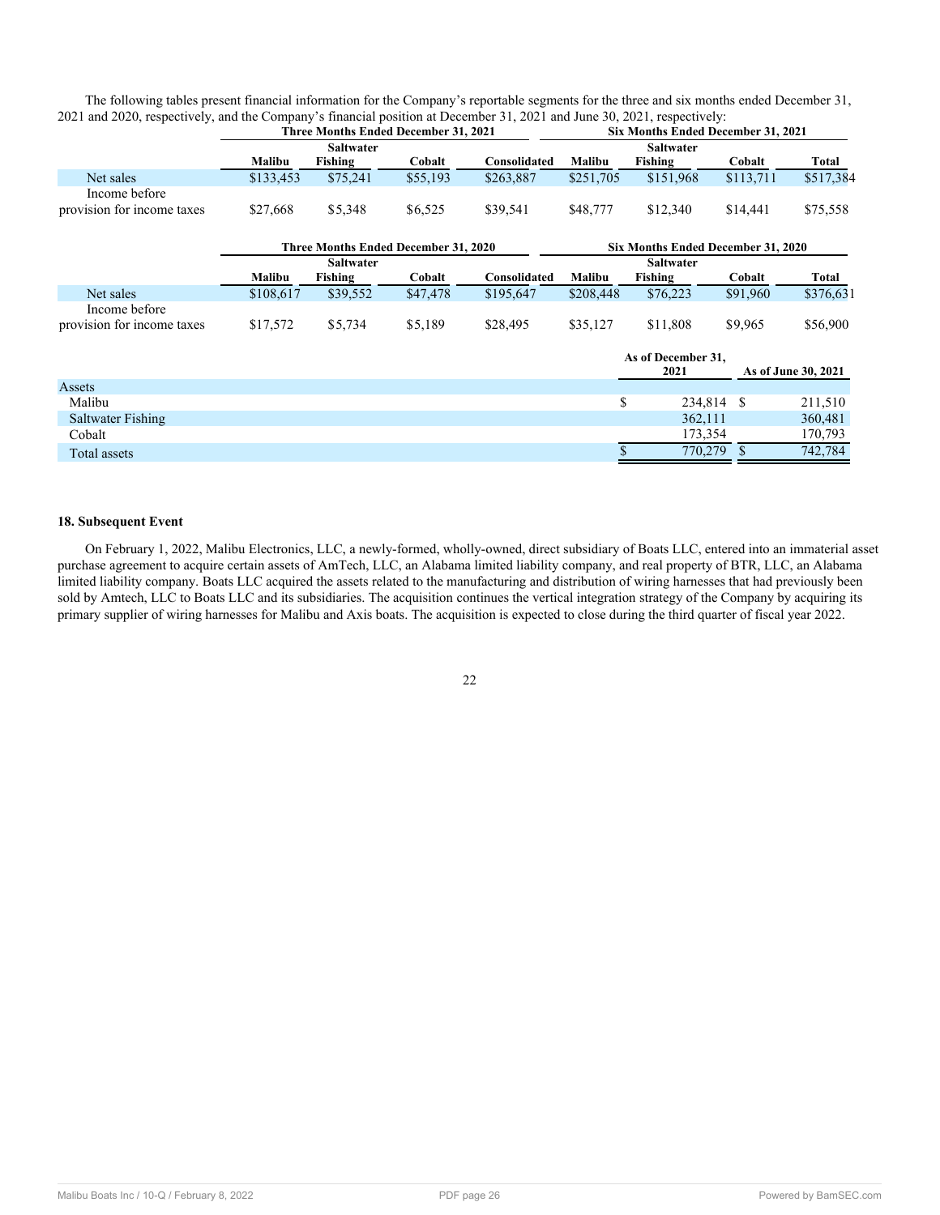The following tables present financial information for the Company's reportable segments for the three and six months ended December 31, 2021 and 2020, respectively, and the Company's financial position at December 31, 2021 and June 30, 2021, respectively:

| | Three Months Ended December 31, 2021 | | | | Six Months Ended December 31, 2021 | | | |
|---|---|---|---|---|---|---|---|---|
| | Malibu | Saltwater Fishing | Cobalt | Consolidated | Malibu | Saltwater Fishing | Cobalt | Total |
| Net sales | $133,453 | $75,241 | $55,193 | $263,887 | $251,705 | $151,968 | $113,711 | $517,384 |
| Income before provision for income taxes | $27,668 | $5,348 | $6,525 | $39,541 | $48,777 | $12,340 | $14,441 | $75,558 |

| | Three Months Ended December 31, 2020 | | | | Six Months Ended December 31, 2020 | | | |
|---|---|---|---|---|---|---|---|---|
| | Malibu | Saltwater Fishing | Cobalt | Consolidated | Malibu | Saltwater Fishing | Cobalt | Total |
| Net sales | $108,617 | $39,552 | $47,478 | $195,647 | $208,448 | $76,223 | $91,960 | $376,631 |
| Income before provision for income taxes | $17,572 | $5,734 | $5,189 | $28,495 | $35,127 | $11,808 | $9,965 | $56,900 |

| | As of December 31, 2021 | As of June 30, 2021 |
|---|---|---|
| Assets | | |
| Malibu | $ 234,814 | $ 211,510 |
| Saltwater Fishing | 362,111 | 360,481 |
| Cobalt | 173,354 | 170,793 |
| Total assets | $ 770,279 | $ 742,784 |

## 18. Subsequent Event

On February 1, 2022, Malibu Electronics, LLC, a newly-formed, wholly-owned, direct subsidiary of Boats LLC, entered into an immaterial asset purchase agreement to acquire certain assets of AmTech, LLC, an Alabama limited liability company, and real property of BTR, LLC, an Alabama limited liability company. Boats LLC acquired the assets related to the manufacturing and distribution of wiring harnesses that had previously been sold by Amtech, LLC to Boats LLC and its subsidiaries. The acquisition continues the vertical integration strategy of the Company by acquiring its primary supplier of wiring harnesses for Malibu and Axis boats. The acquisition is expected to close during the third quarter of fiscal year 2022.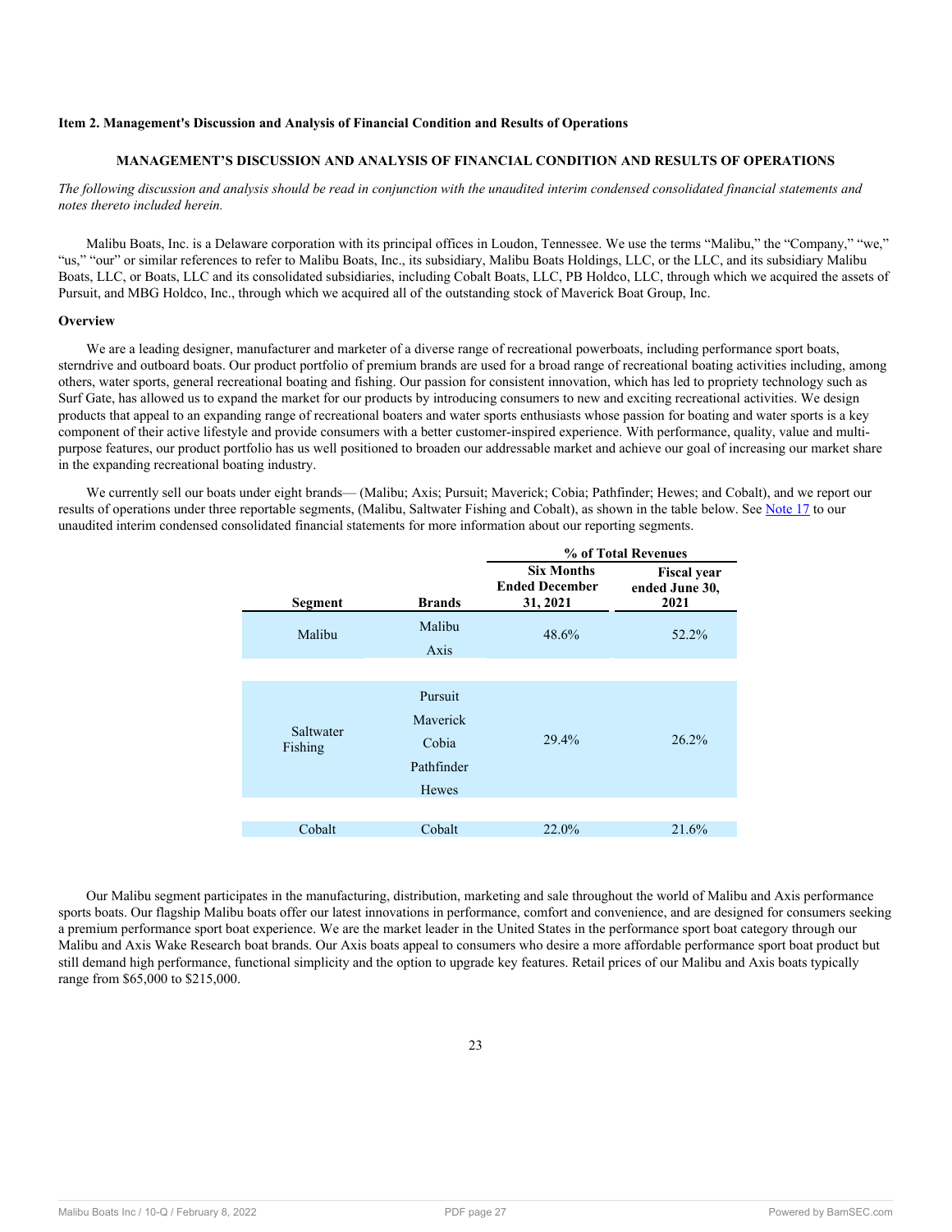**Item 2. Management's Discussion and Analysis of Financial Condition and Results of Operations**

## MANAGEMENT'S DISCUSSION AND ANALYSIS OF FINANCIAL CONDITION AND RESULTS OF OPERATIONS

*The following discussion and analysis should be read in conjunction with the unaudited interim condensed consolidated financial statements and notes thereto included herein.*

Malibu Boats, Inc. is a Delaware corporation with its principal offices in Loudon, Tennessee. We use the terms "Malibu," the "Company," "we," "us," "our" or similar references to refer to Malibu Boats, Inc., its subsidiary, Malibu Boats Holdings, LLC, or the LLC, and its subsidiary Malibu Boats, LLC, or Boats, LLC and its consolidated subsidiaries, including Cobalt Boats, LLC, PB Holdco, LLC, through which we acquired the assets of Pursuit, and MBG Holdco, Inc., through which we acquired all of the outstanding stock of Maverick Boat Group, Inc.

**Overview**

We are a leading designer, manufacturer and marketer of a diverse range of recreational powerboats, including performance sport boats, sterndrive and outboard boats. Our product portfolio of premium brands are used for a broad range of recreational boating activities including, among others, water sports, general recreational boating and fishing. Our passion for consistent innovation, which has led to propriety technology such as Surf Gate, has allowed us to expand the market for our products by introducing consumers to new and exciting recreational activities. We design products that appeal to an expanding range of recreational boaters and water sports enthusiasts whose passion for boating and water sports is a key component of their active lifestyle and provide consumers with a better customer-inspired experience. With performance, quality, value and multi-purpose features, our product portfolio has us well positioned to broaden our addressable market and achieve our goal of increasing our market share in the expanding recreational boating industry.

We currently sell our boats under eight brands— (Malibu; Axis; Pursuit; Maverick; Cobia; Pathfinder; Hewes; and Cobalt), and we report our results of operations under three reportable segments, (Malibu, Saltwater Fishing and Cobalt), as shown in the table below. See Note 17 to our unaudited interim condensed consolidated financial statements for more information about our reporting segments.

| | | % of Total Revenues | |
|---|---|---|---|
| **Segment** | **Brands** | **Six Months Ended December 31, 2021** | **Fiscal year ended June 30, 2021** |
| Malibu | Malibu<br>Axis | 48.6% | 52.2% |
| Saltwater Fishing | Pursuit<br>Maverick<br>Cobia<br>Pathfinder<br>Hewes | 29.4% | 26.2% |
| Cobalt | Cobalt | 22.0% | 21.6% |

Our Malibu segment participates in the manufacturing, distribution, marketing and sale throughout the world of Malibu and Axis performance sports boats. Our flagship Malibu boats offer our latest innovations in performance, comfort and convenience, and are designed for consumers seeking a premium performance sport boat experience. We are the market leader in the United States in the performance sport boat category through our Malibu and Axis Wake Research boat brands. Our Axis boats appeal to consumers who desire a more affordable performance sport boat product but still demand high performance, functional simplicity and the option to upgrade key features. Retail prices of our Malibu and Axis boats typically range from $65,000 to $215,000.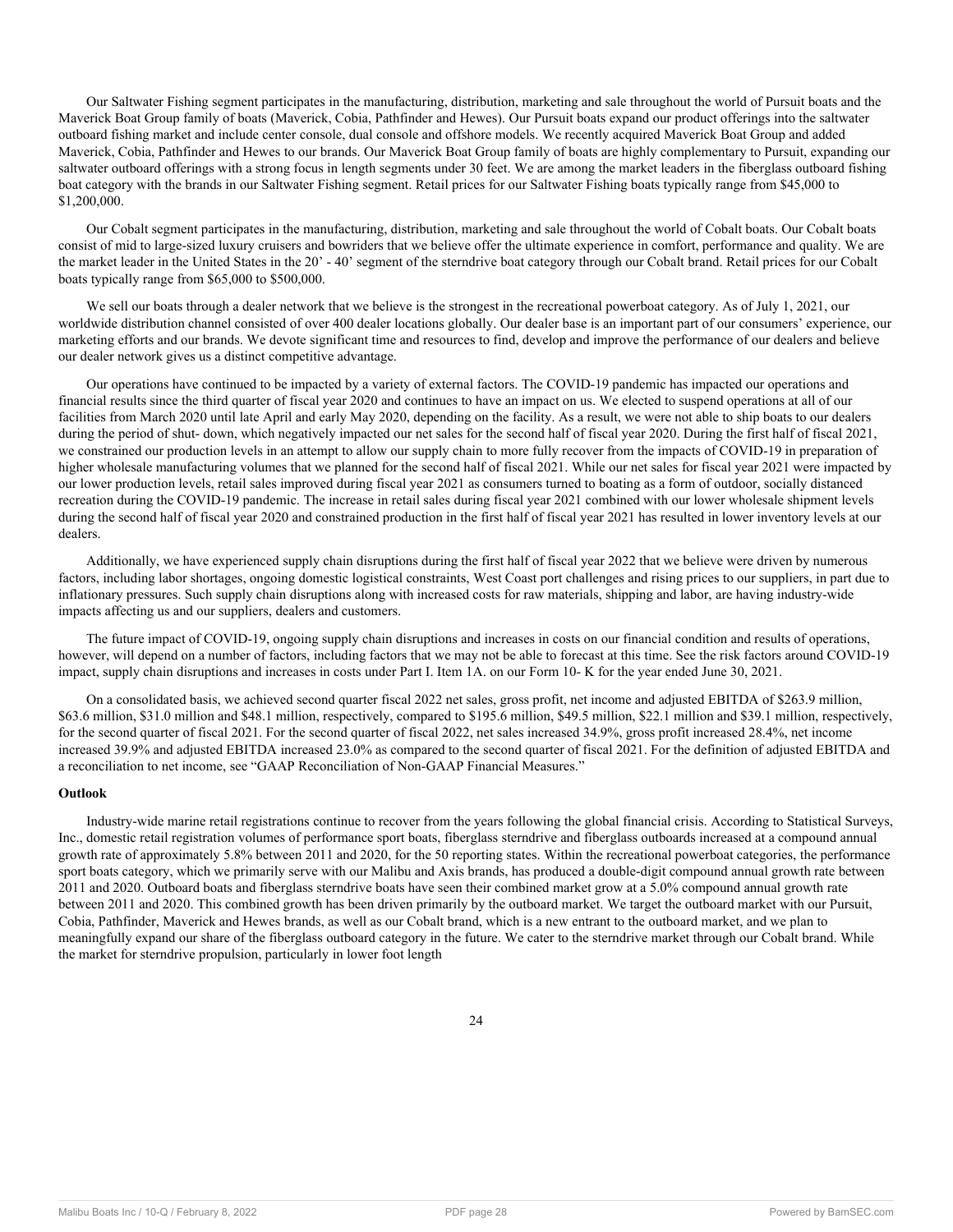Our Saltwater Fishing segment participates in the manufacturing, distribution, marketing and sale throughout the world of Pursuit boats and the Maverick Boat Group family of boats (Maverick, Cobia, Pathfinder and Hewes). Our Pursuit boats expand our product offerings into the saltwater outboard fishing market and include center console, dual console and offshore models. We recently acquired Maverick Boat Group and added Maverick, Cobia, Pathfinder and Hewes to our brands. Our Maverick Boat Group family of boats are highly complementary to Pursuit, expanding our saltwater outboard offerings with a strong focus in length segments under 30 feet. We are among the market leaders in the fiberglass outboard fishing boat category with the brands in our Saltwater Fishing segment. Retail prices for our Saltwater Fishing boats typically range from $45,000 to $1,200,000.

Our Cobalt segment participates in the manufacturing, distribution, marketing and sale throughout the world of Cobalt boats. Our Cobalt boats consist of mid to large-sized luxury cruisers and bowriders that we believe offer the ultimate experience in comfort, performance and quality. We are the market leader in the United States in the 20' - 40' segment of the sterndrive boat category through our Cobalt brand. Retail prices for our Cobalt boats typically range from $65,000 to $500,000.

We sell our boats through a dealer network that we believe is the strongest in the recreational powerboat category. As of July 1, 2021, our worldwide distribution channel consisted of over 400 dealer locations globally. Our dealer base is an important part of our consumers' experience, our marketing efforts and our brands. We devote significant time and resources to find, develop and improve the performance of our dealers and believe our dealer network gives us a distinct competitive advantage.

Our operations have continued to be impacted by a variety of external factors. The COVID-19 pandemic has impacted our operations and financial results since the third quarter of fiscal year 2020 and continues to have an impact on us. We elected to suspend operations at all of our facilities from March 2020 until late April and early May 2020, depending on the facility. As a result, we were not able to ship boats to our dealers during the period of shut- down, which negatively impacted our net sales for the second half of fiscal year 2020. During the first half of fiscal 2021, we constrained our production levels in an attempt to allow our supply chain to more fully recover from the impacts of COVID-19 in preparation of higher wholesale manufacturing volumes that we planned for the second half of fiscal 2021. While our net sales for fiscal year 2021 were impacted by our lower production levels, retail sales improved during fiscal year 2021 as consumers turned to boating as a form of outdoor, socially distanced recreation during the COVID-19 pandemic. The increase in retail sales during fiscal year 2021 combined with our lower wholesale shipment levels during the second half of fiscal year 2020 and constrained production in the first half of fiscal year 2021 has resulted in lower inventory levels at our dealers.

Additionally, we have experienced supply chain disruptions during the first half of fiscal year 2022 that we believe were driven by numerous factors, including labor shortages, ongoing domestic logistical constraints, West Coast port challenges and rising prices to our suppliers, in part due to inflationary pressures. Such supply chain disruptions along with increased costs for raw materials, shipping and labor, are having industry-wide impacts affecting us and our suppliers, dealers and customers.

The future impact of COVID-19, ongoing supply chain disruptions and increases in costs on our financial condition and results of operations, however, will depend on a number of factors, including factors that we may not be able to forecast at this time. See the risk factors around COVID-19 impact, supply chain disruptions and increases in costs under Part I. Item 1A. on our Form 10- K for the year ended June 30, 2021.

On a consolidated basis, we achieved second quarter fiscal 2022 net sales, gross profit, net income and adjusted EBITDA of $263.9 million, $63.6 million, $31.0 million and $48.1 million, respectively, compared to $195.6 million, $49.5 million, $22.1 million and $39.1 million, respectively, for the second quarter of fiscal 2021. For the second quarter of fiscal 2022, net sales increased 34.9%, gross profit increased 28.4%, net income increased 39.9% and adjusted EBITDA increased 23.0% as compared to the second quarter of fiscal 2021. For the definition of adjusted EBITDA and a reconciliation to net income, see "GAAP Reconciliation of Non-GAAP Financial Measures."

**Outlook**

Industry-wide marine retail registrations continue to recover from the years following the global financial crisis. According to Statistical Surveys, Inc., domestic retail registration volumes of performance sport boats, fiberglass sterndrive and fiberglass outboards increased at a compound annual growth rate of approximately 5.8% between 2011 and 2020, for the 50 reporting states. Within the recreational powerboat categories, the performance sport boats category, which we primarily serve with our Malibu and Axis brands, has produced a double-digit compound annual growth rate between 2011 and 2020. Outboard boats and fiberglass sterndrive boats have seen their combined market grow at a 5.0% compound annual growth rate between 2011 and 2020. This combined growth has been driven primarily by the outboard market. We target the outboard market with our Pursuit, Cobia, Pathfinder, Maverick and Hewes brands, as well as our Cobalt brand, which is a new entrant to the outboard market, and we plan to meaningfully expand our share of the fiberglass outboard category in the future. We cater to the sterndrive market through our Cobalt brand. While the market for sterndrive propulsion, particularly in lower foot length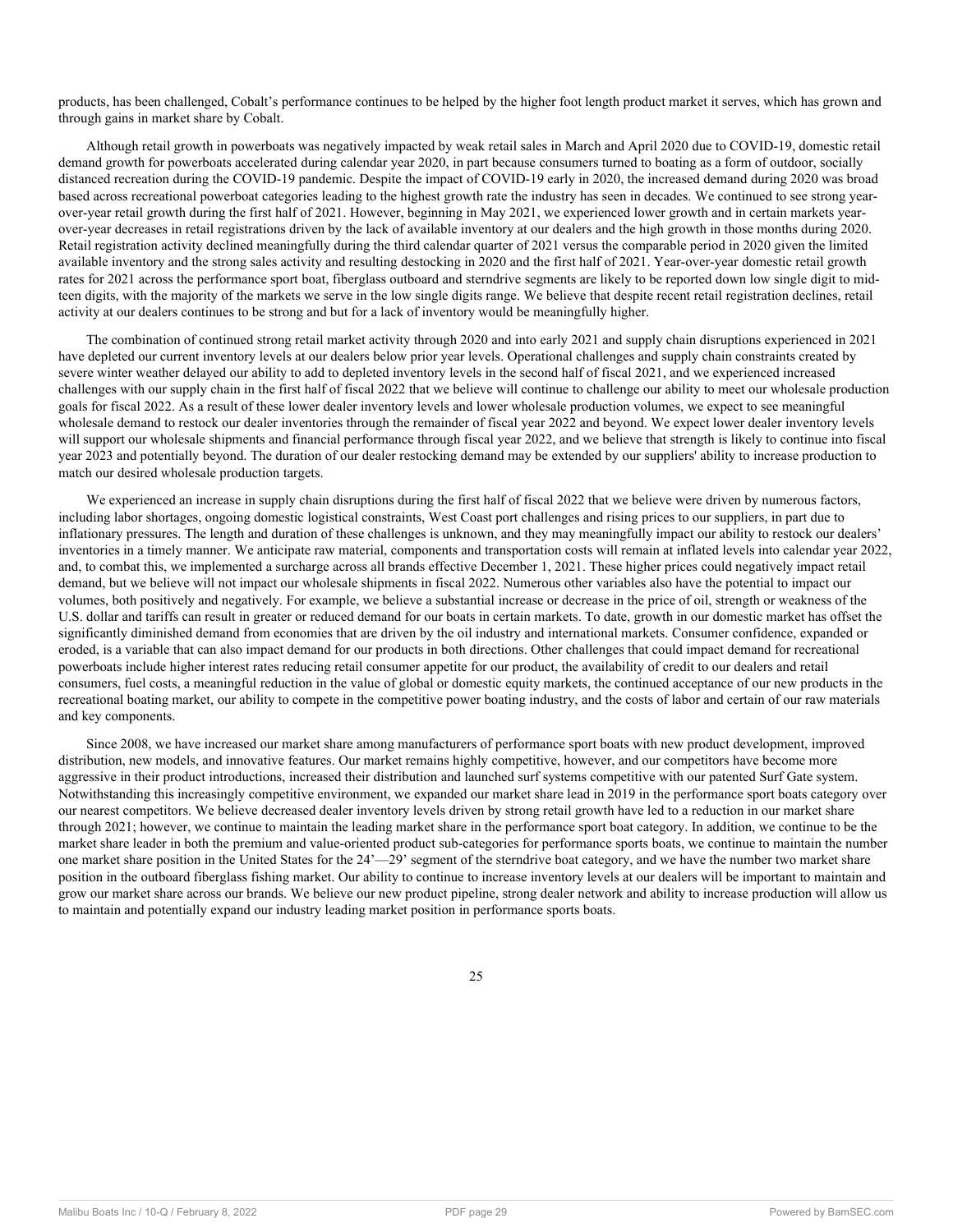products, has been challenged, Cobalt's performance continues to be helped by the higher foot length product market it serves, which has grown and through gains in market share by Cobalt.

Although retail growth in powerboats was negatively impacted by weak retail sales in March and April 2020 due to COVID-19, domestic retail demand growth for powerboats accelerated during calendar year 2020, in part because consumers turned to boating as a form of outdoor, socially distanced recreation during the COVID-19 pandemic. Despite the impact of COVID-19 early in 2020, the increased demand during 2020 was broad based across recreational powerboat categories leading to the highest growth rate the industry has seen in decades. We continued to see strong year-over-year retail growth during the first half of 2021. However, beginning in May 2021, we experienced lower growth and in certain markets year-over-year decreases in retail registrations driven by the lack of available inventory at our dealers and the high growth in those months during 2020. Retail registration activity declined meaningfully during the third calendar quarter of 2021 versus the comparable period in 2020 given the limited available inventory and the strong sales activity and resulting destocking in 2020 and the first half of 2021. Year-over-year domestic retail growth rates for 2021 across the performance sport boat, fiberglass outboard and sterndrive segments are likely to be reported down low single digit to mid-teen digits, with the majority of the markets we serve in the low single digits range. We believe that despite recent retail registration declines, retail activity at our dealers continues to be strong and but for a lack of inventory would be meaningfully higher.

The combination of continued strong retail market activity through 2020 and into early 2021 and supply chain disruptions experienced in 2021 have depleted our current inventory levels at our dealers below prior year levels. Operational challenges and supply chain constraints created by severe winter weather delayed our ability to add to depleted inventory levels in the second half of fiscal 2021, and we experienced increased challenges with our supply chain in the first half of fiscal 2022 that we believe will continue to challenge our ability to meet our wholesale production goals for fiscal 2022. As a result of these lower dealer inventory levels and lower wholesale production volumes, we expect to see meaningful wholesale demand to restock our dealer inventories through the remainder of fiscal year 2022 and beyond. We expect lower dealer inventory levels will support our wholesale shipments and financial performance through fiscal year 2022, and we believe that strength is likely to continue into fiscal year 2023 and potentially beyond. The duration of our dealer restocking demand may be extended by our suppliers' ability to increase production to match our desired wholesale production targets.

We experienced an increase in supply chain disruptions during the first half of fiscal 2022 that we believe were driven by numerous factors, including labor shortages, ongoing domestic logistical constraints, West Coast port challenges and rising prices to our suppliers, in part due to inflationary pressures. The length and duration of these challenges is unknown, and they may meaningfully impact our ability to restock our dealers' inventories in a timely manner. We anticipate raw material, components and transportation costs will remain at inflated levels into calendar year 2022, and, to combat this, we implemented a surcharge across all brands effective December 1, 2021. These higher prices could negatively impact retail demand, but we believe will not impact our wholesale shipments in fiscal 2022. Numerous other variables also have the potential to impact our volumes, both positively and negatively. For example, we believe a substantial increase or decrease in the price of oil, strength or weakness of the U.S. dollar and tariffs can result in greater or reduced demand for our boats in certain markets. To date, growth in our domestic market has offset the significantly diminished demand from economies that are driven by the oil industry and international markets. Consumer confidence, expanded or eroded, is a variable that can also impact demand for our products in both directions. Other challenges that could impact demand for recreational powerboats include higher interest rates reducing retail consumer appetite for our product, the availability of credit to our dealers and retail consumers, fuel costs, a meaningful reduction in the value of global or domestic equity markets, the continued acceptance of our new products in the recreational boating market, our ability to compete in the competitive power boating industry, and the costs of labor and certain of our raw materials and key components.

Since 2008, we have increased our market share among manufacturers of performance sport boats with new product development, improved distribution, new models, and innovative features. Our market remains highly competitive, however, and our competitors have become more aggressive in their product introductions, increased their distribution and launched surf systems competitive with our patented Surf Gate system. Notwithstanding this increasingly competitive environment, we expanded our market share lead in 2019 in the performance sport boats category over our nearest competitors. We believe decreased dealer inventory levels driven by strong retail growth have led to a reduction in our market share through 2021; however, we continue to maintain the leading market share in the performance sport boat category. In addition, we continue to be the market share leader in both the premium and value-oriented product sub-categories for performance sports boats, we continue to maintain the number one market share position in the United States for the 24'—29' segment of the sterndrive boat category, and we have the number two market share position in the outboard fiberglass fishing market. Our ability to continue to increase inventory levels at our dealers will be important to maintain and grow our market share across our brands. We believe our new product pipeline, strong dealer network and ability to increase production will allow us to maintain and potentially expand our industry leading market position in performance sports boats.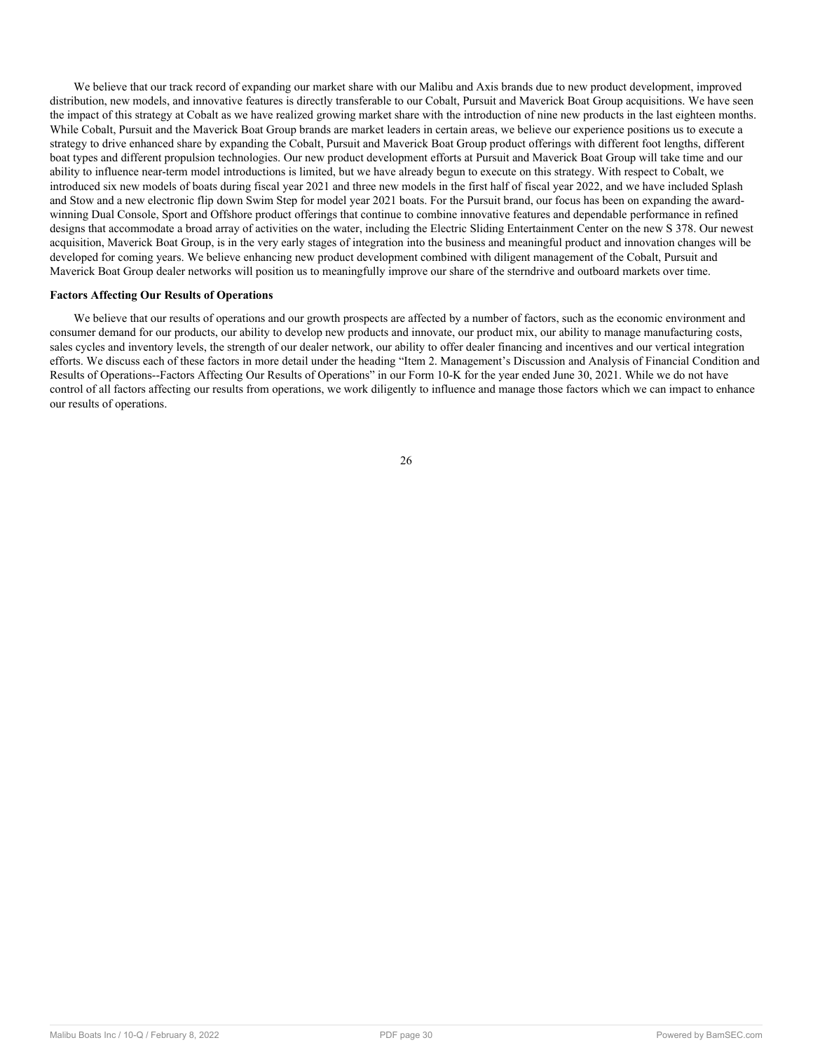We believe that our track record of expanding our market share with our Malibu and Axis brands due to new product development, improved distribution, new models, and innovative features is directly transferable to our Cobalt, Pursuit and Maverick Boat Group acquisitions. We have seen the impact of this strategy at Cobalt as we have realized growing market share with the introduction of nine new products in the last eighteen months. While Cobalt, Pursuit and the Maverick Boat Group brands are market leaders in certain areas, we believe our experience positions us to execute a strategy to drive enhanced share by expanding the Cobalt, Pursuit and Maverick Boat Group product offerings with different foot lengths, different boat types and different propulsion technologies. Our new product development efforts at Pursuit and Maverick Boat Group will take time and our ability to influence near-term model introductions is limited, but we have already begun to execute on this strategy. With respect to Cobalt, we introduced six new models of boats during fiscal year 2021 and three new models in the first half of fiscal year 2022, and we have included Splash and Stow and a new electronic flip down Swim Step for model year 2021 boats. For the Pursuit brand, our focus has been on expanding the award-winning Dual Console, Sport and Offshore product offerings that continue to combine innovative features and dependable performance in refined designs that accommodate a broad array of activities on the water, including the Electric Sliding Entertainment Center on the new S 378. Our newest acquisition, Maverick Boat Group, is in the very early stages of integration into the business and meaningful product and innovation changes will be developed for coming years. We believe enhancing new product development combined with diligent management of the Cobalt, Pursuit and Maverick Boat Group dealer networks will position us to meaningfully improve our share of the sterndrive and outboard markets over time.

**Factors Affecting Our Results of Operations**

We believe that our results of operations and our growth prospects are affected by a number of factors, such as the economic environment and consumer demand for our products, our ability to develop new products and innovate, our product mix, our ability to manage manufacturing costs, sales cycles and inventory levels, the strength of our dealer network, our ability to offer dealer financing and incentives and our vertical integration efforts. We discuss each of these factors in more detail under the heading "Item 2. Management's Discussion and Analysis of Financial Condition and Results of Operations--Factors Affecting Our Results of Operations" in our Form 10-K for the year ended June 30, 2021. While we do not have control of all factors affecting our results from operations, we work diligently to influence and manage those factors which we can impact to enhance our results of operations.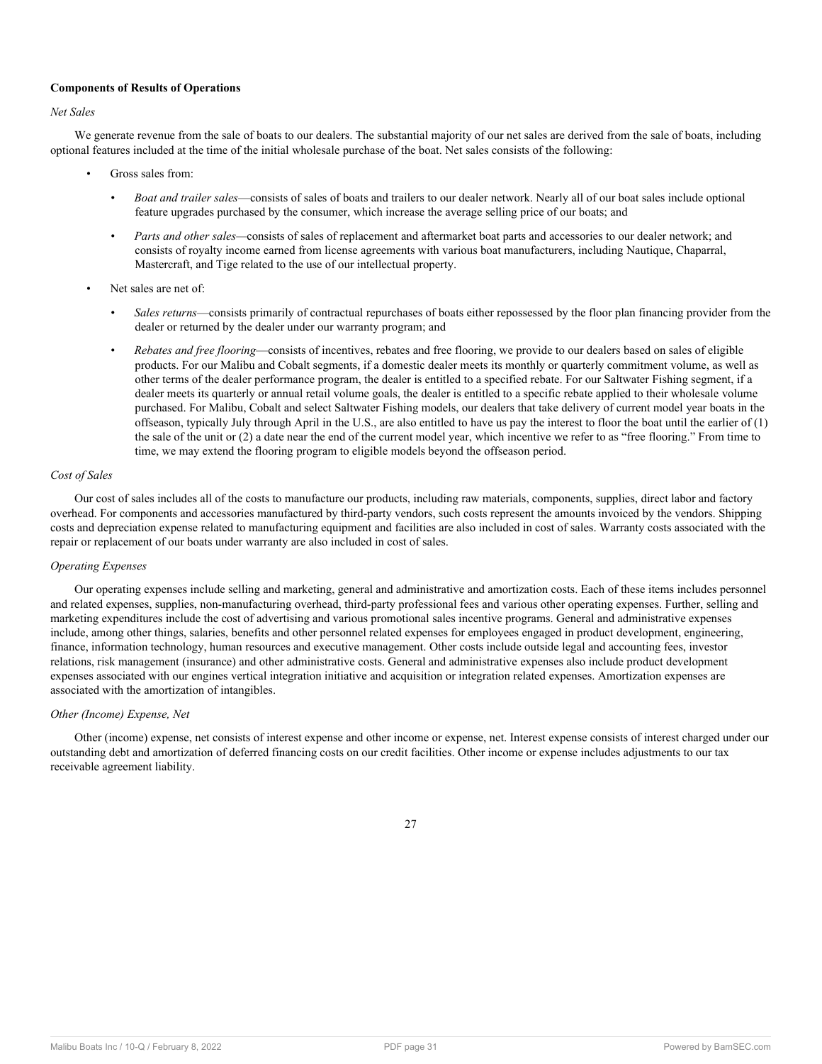**Components of Results of Operations**

*Net Sales*

We generate revenue from the sale of boats to our dealers. The substantial majority of our net sales are derived from the sale of boats, including optional features included at the time of the initial wholesale purchase of the boat. Net sales consists of the following:

- Gross sales from:
  - *Boat and trailer sales*—consists of sales of boats and trailers to our dealer network. Nearly all of our boat sales include optional feature upgrades purchased by the consumer, which increase the average selling price of our boats; and
  - *Parts and other sales*—consists of sales of replacement and aftermarket boat parts and accessories to our dealer network; and consists of royalty income earned from license agreements with various boat manufacturers, including Nautique, Chaparral, Mastercraft, and Tige related to the use of our intellectual property.
- Net sales are net of:
  - *Sales returns*—consists primarily of contractual repurchases of boats either repossessed by the floor plan financing provider from the dealer or returned by the dealer under our warranty program; and
  - *Rebates and free flooring*—consists of incentives, rebates and free flooring, we provide to our dealers based on sales of eligible products. For our Malibu and Cobalt segments, if a domestic dealer meets its monthly or quarterly commitment volume, as well as other terms of the dealer performance program, the dealer is entitled to a specified rebate. For our Saltwater Fishing segment, if a dealer meets its quarterly or annual retail volume goals, the dealer is entitled to a specific rebate applied to their wholesale volume purchased. For Malibu, Cobalt and select Saltwater Fishing models, our dealers that take delivery of current model year boats in the offseason, typically July through April in the U.S., are also entitled to have us pay the interest to floor the boat until the earlier of (1) the sale of the unit or (2) a date near the end of the current model year, which incentive we refer to as "free flooring." From time to time, we may extend the flooring program to eligible models beyond the offseason period.

*Cost of Sales*

Our cost of sales includes all of the costs to manufacture our products, including raw materials, components, supplies, direct labor and factory overhead. For components and accessories manufactured by third-party vendors, such costs represent the amounts invoiced by the vendors. Shipping costs and depreciation expense related to manufacturing equipment and facilities are also included in cost of sales. Warranty costs associated with the repair or replacement of our boats under warranty are also included in cost of sales.

*Operating Expenses*

Our operating expenses include selling and marketing, general and administrative and amortization costs. Each of these items includes personnel and related expenses, supplies, non-manufacturing overhead, third-party professional fees and various other operating expenses. Further, selling and marketing expenditures include the cost of advertising and various promotional sales incentive programs. General and administrative expenses include, among other things, salaries, benefits and other personnel related expenses for employees engaged in product development, engineering, finance, information technology, human resources and executive management. Other costs include outside legal and accounting fees, investor relations, risk management (insurance) and other administrative costs. General and administrative expenses also include product development expenses associated with our engines vertical integration initiative and acquisition or integration related expenses. Amortization expenses are associated with the amortization of intangibles.

*Other (Income) Expense, Net*

Other (income) expense, net consists of interest expense and other income or expense, net. Interest expense consists of interest charged under our outstanding debt and amortization of deferred financing costs on our credit facilities. Other income or expense includes adjustments to our tax receivable agreement liability.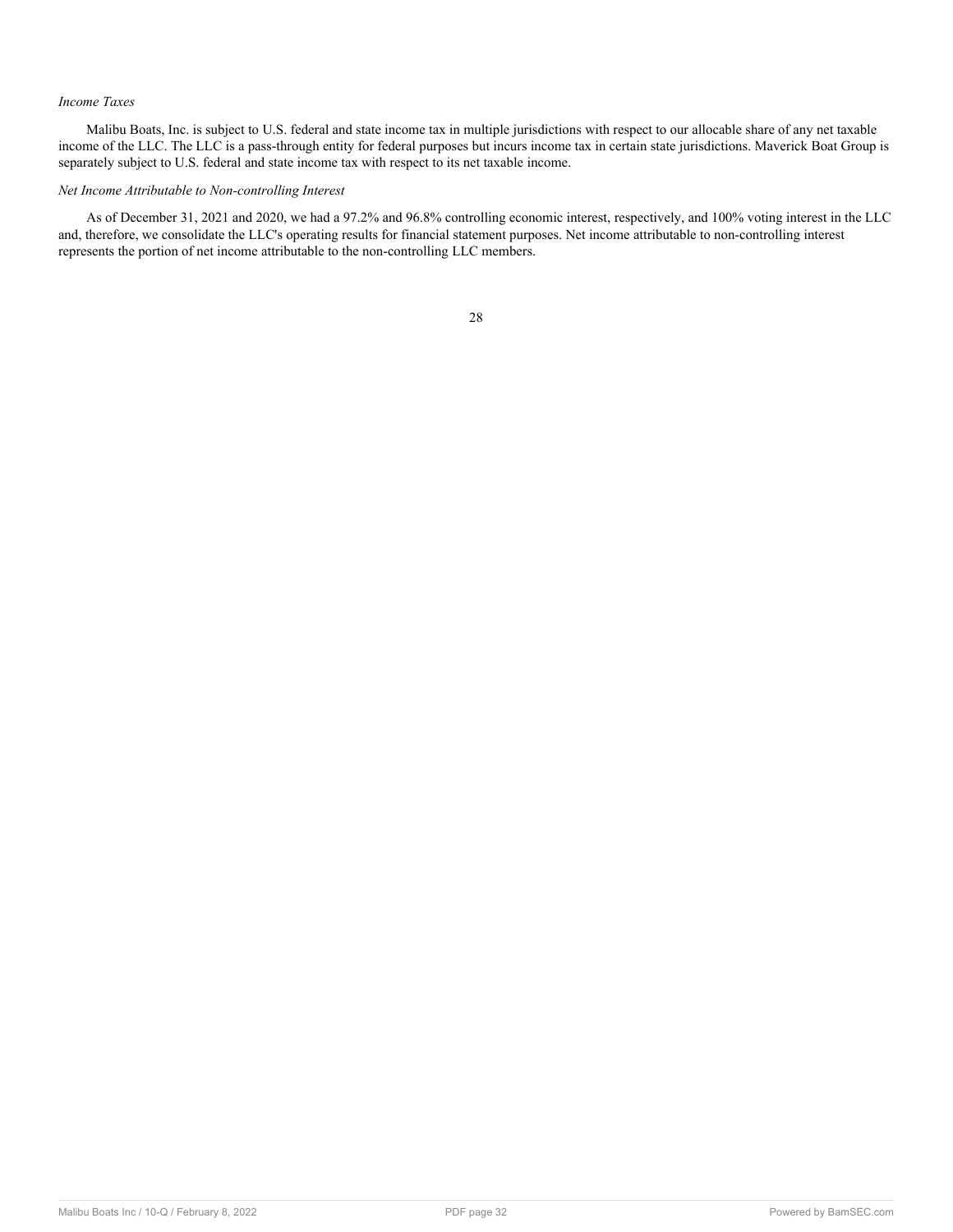*Income Taxes*

Malibu Boats, Inc. is subject to U.S. federal and state income tax in multiple jurisdictions with respect to our allocable share of any net taxable income of the LLC. The LLC is a pass-through entity for federal purposes but incurs income tax in certain state jurisdictions. Maverick Boat Group is separately subject to U.S. federal and state income tax with respect to its net taxable income.

*Net Income Attributable to Non-controlling Interest*

As of December 31, 2021 and 2020, we had a 97.2% and 96.8% controlling economic interest, respectively, and 100% voting interest in the LLC and, therefore, we consolidate the LLC's operating results for financial statement purposes. Net income attributable to non-controlling interest represents the portion of net income attributable to the non-controlling LLC members.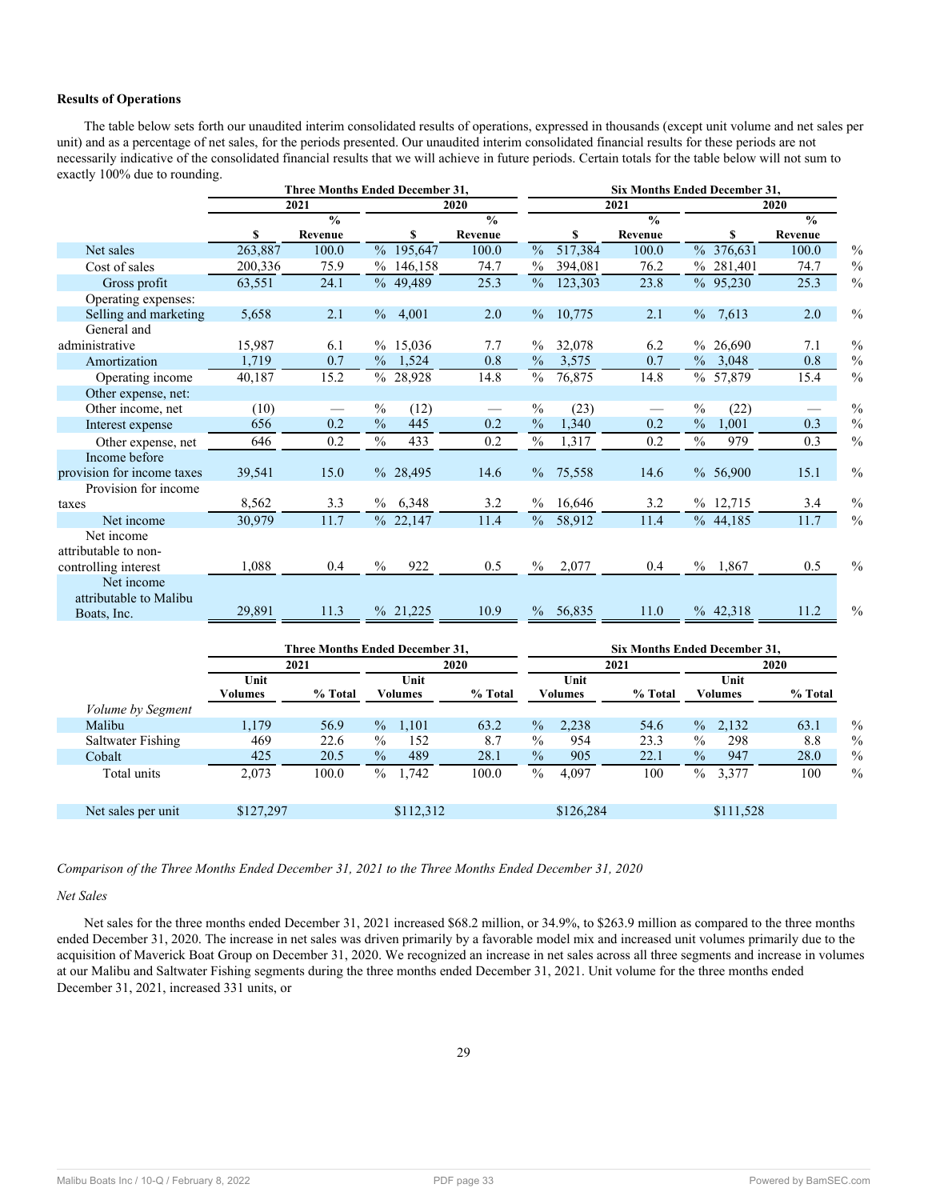### Results of Operations

The table below sets forth our unaudited interim consolidated results of operations, expressed in thousands (except unit volume and net sales per unit) and as a percentage of net sales, for the periods presented. Our unaudited interim consolidated financial results for these periods are not necessarily indicative of the consolidated financial results that we will achieve in future periods. Certain totals for the table below will not sum to exactly 100% due to rounding.

| | Three Months Ended December 31, | | | | Six Months Ended December 31, | | | |
|---|---|---|---|---|---|---|---|---|
| | 2021 | | 2020 | | 2021 | | 2020 | |
| | $ | % Revenue | $ | % Revenue | $ | % Revenue | $ | % Revenue |
| Net sales | 263,887 | 100.0 % | 195,647 | 100.0 % | 517,384 | 100.0 % | 376,631 | 100.0 % |
| Cost of sales | 200,336 | 75.9 % | 146,158 | 74.7 % | 394,081 | 76.2 % | 281,401 | 74.7 % |
| Gross profit | 63,551 | 24.1 % | 49,489 | 25.3 % | 123,303 | 23.8 % | 95,230 | 25.3 % |
| Operating expenses: | | | | | | | | |
| Selling and marketing | 5,658 | 2.1 % | 4,001 | 2.0 % | 10,775 | 2.1 % | 7,613 | 2.0 % |
| General and administrative | 15,987 | 6.1 % | 15,036 | 7.7 % | 32,078 | 6.2 % | 26,690 | 7.1 % |
| Amortization | 1,719 | 0.7 % | 1,524 | 0.8 % | 3,575 | 0.7 % | 3,048 | 0.8 % |
| Operating income | 40,187 | 15.2 % | 28,928 | 14.8 % | 76,875 | 14.8 % | 57,879 | 15.4 % |
| Other expense, net: | | | | | | | | |
| Other income, net | (10) | — % | (12) | — % | (23) | — % | (22) | — % |
| Interest expense | 656 | 0.2 % | 445 | 0.2 % | 1,340 | 0.2 % | 1,001 | 0.3 % |
| Other expense, net | 646 | 0.2 % | 433 | 0.2 % | 1,317 | 0.2 % | 979 | 0.3 % |
| Income before provision for income taxes | 39,541 | 15.0 % | 28,495 | 14.6 % | 75,558 | 14.6 % | 56,900 | 15.1 % |
| Provision for income taxes | 8,562 | 3.3 % | 6,348 | 3.2 % | 16,646 | 3.2 % | 12,715 | 3.4 % |
| Net income | 30,979 | 11.7 % | 22,147 | 11.4 % | 58,912 | 11.4 % | 44,185 | 11.7 % |
| Net income attributable to non-controlling interest | 1,088 | 0.4 % | 922 | 0.5 % | 2,077 | 0.4 % | 1,867 | 0.5 % |
| Net income attributable to Malibu Boats, Inc. | 29,891 | 11.3 % | 21,225 | 10.9 % | 56,835 | 11.0 % | 42,318 | 11.2 % |

| | Three Months Ended December 31, | | | | Six Months Ended December 31, | | | |
|---|---|---|---|---|---|---|---|---|
| | 2021 | | 2020 | | 2021 | | 2020 | |
| | Unit Volumes | % Total | Unit Volumes | % Total | Unit Volumes | % Total | Unit Volumes | % Total |
| *Volume by Segment* | | | | | | | | |
| Malibu | 1,179 | 56.9 % | 1,101 | 63.2 % | 2,238 | 54.6 % | 2,132 | 63.1 % |
| Saltwater Fishing | 469 | 22.6 % | 152 | 8.7 % | 954 | 23.3 % | 298 | 8.8 % |
| Cobalt | 425 | 20.5 % | 489 | 28.1 % | 905 | 22.1 % | 947 | 28.0 % |
| Total units | 2,073 | 100.0 % | 1,742 | 100.0 % | 4,097 | 100 % | 3,377 | 100 % |
| Net sales per unit | $127,297 | | $112,312 | | $126,284 | | $111,528 | |

*Comparison of the Three Months Ended December 31, 2021 to the Three Months Ended December 31, 2020*

*Net Sales*

Net sales for the three months ended December 31, 2021 increased $68.2 million, or 34.9%, to $263.9 million as compared to the three months ended December 31, 2020. The increase in net sales was driven primarily by a favorable model mix and increased unit volumes primarily due to the acquisition of Maverick Boat Group on December 31, 2020. We recognized an increase in net sales across all three segments and increase in volumes at our Malibu and Saltwater Fishing segments during the three months ended December 31, 2021. Unit volume for the three months ended December 31, 2021, increased 331 units, or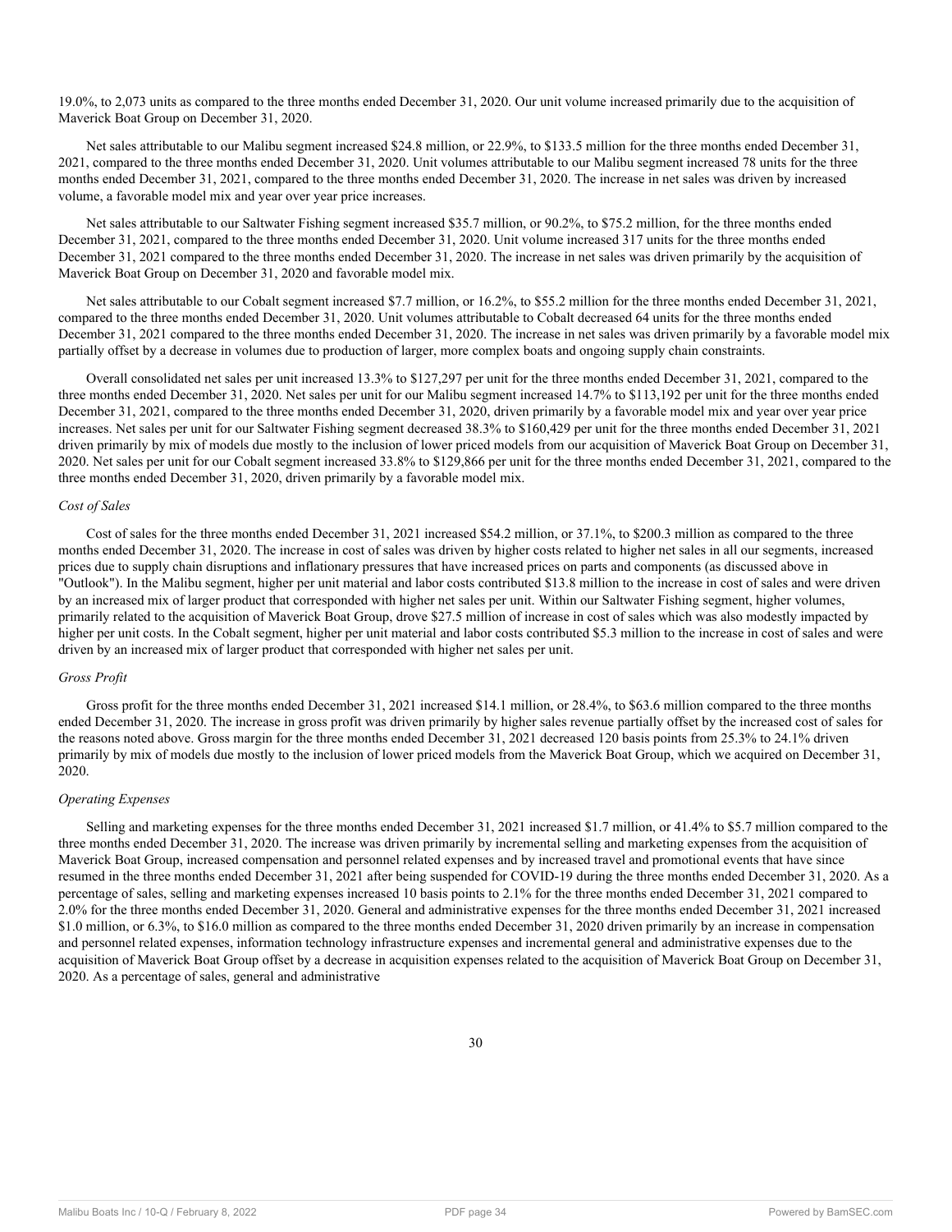19.0%, to 2,073 units as compared to the three months ended December 31, 2020. Our unit volume increased primarily due to the acquisition of Maverick Boat Group on December 31, 2020.

Net sales attributable to our Malibu segment increased $24.8 million, or 22.9%, to $133.5 million for the three months ended December 31, 2021, compared to the three months ended December 31, 2020. Unit volumes attributable to our Malibu segment increased 78 units for the three months ended December 31, 2021, compared to the three months ended December 31, 2020. The increase in net sales was driven by increased volume, a favorable model mix and year over year price increases.

Net sales attributable to our Saltwater Fishing segment increased $35.7 million, or 90.2%, to $75.2 million, for the three months ended December 31, 2021, compared to the three months ended December 31, 2020. Unit volume increased 317 units for the three months ended December 31, 2021 compared to the three months ended December 31, 2020. The increase in net sales was driven primarily by the acquisition of Maverick Boat Group on December 31, 2020 and favorable model mix.

Net sales attributable to our Cobalt segment increased $7.7 million, or 16.2%, to $55.2 million for the three months ended December 31, 2021, compared to the three months ended December 31, 2020. Unit volumes attributable to Cobalt decreased 64 units for the three months ended December 31, 2021 compared to the three months ended December 31, 2020. The increase in net sales was driven primarily by a favorable model mix partially offset by a decrease in volumes due to production of larger, more complex boats and ongoing supply chain constraints.

Overall consolidated net sales per unit increased 13.3% to $127,297 per unit for the three months ended December 31, 2021, compared to the three months ended December 31, 2020. Net sales per unit for our Malibu segment increased 14.7% to $113,192 per unit for the three months ended December 31, 2021, compared to the three months ended December 31, 2020, driven primarily by a favorable model mix and year over year price increases. Net sales per unit for our Saltwater Fishing segment decreased 38.3% to $160,429 per unit for the three months ended December 31, 2021 driven primarily by mix of models due mostly to the inclusion of lower priced models from our acquisition of Maverick Boat Group on December 31, 2020. Net sales per unit for our Cobalt segment increased 33.8% to $129,866 per unit for the three months ended December 31, 2021, compared to the three months ended December 31, 2020, driven primarily by a favorable model mix.

*Cost of Sales*

Cost of sales for the three months ended December 31, 2021 increased $54.2 million, or 37.1%, to $200.3 million as compared to the three months ended December 31, 2020. The increase in cost of sales was driven by higher costs related to higher net sales in all our segments, increased prices due to supply chain disruptions and inflationary pressures that have increased prices on parts and components (as discussed above in "Outlook"). In the Malibu segment, higher per unit material and labor costs contributed $13.8 million to the increase in cost of sales and were driven by an increased mix of larger product that corresponded with higher net sales per unit. Within our Saltwater Fishing segment, higher volumes, primarily related to the acquisition of Maverick Boat Group, drove $27.5 million of increase in cost of sales which was also modestly impacted by higher per unit costs. In the Cobalt segment, higher per unit material and labor costs contributed $5.3 million to the increase in cost of sales and were driven by an increased mix of larger product that corresponded with higher net sales per unit.

*Gross Profit*

Gross profit for the three months ended December 31, 2021 increased $14.1 million, or 28.4%, to $63.6 million compared to the three months ended December 31, 2020. The increase in gross profit was driven primarily by higher sales revenue partially offset by the increased cost of sales for the reasons noted above. Gross margin for the three months ended December 31, 2021 decreased 120 basis points from 25.3% to 24.1% driven primarily by mix of models due mostly to the inclusion of lower priced models from the Maverick Boat Group, which we acquired on December 31, 2020.

*Operating Expenses*

Selling and marketing expenses for the three months ended December 31, 2021 increased $1.7 million, or 41.4% to $5.7 million compared to the three months ended December 31, 2020. The increase was driven primarily by incremental selling and marketing expenses from the acquisition of Maverick Boat Group, increased compensation and personnel related expenses and by increased travel and promotional events that have since resumed in the three months ended December 31, 2021 after being suspended for COVID-19 during the three months ended December 31, 2020. As a percentage of sales, selling and marketing expenses increased 10 basis points to 2.1% for the three months ended December 31, 2021 compared to 2.0% for the three months ended December 31, 2020. General and administrative expenses for the three months ended December 31, 2021 increased $1.0 million, or 6.3%, to $16.0 million as compared to the three months ended December 31, 2020 driven primarily by an increase in compensation and personnel related expenses, information technology infrastructure expenses and incremental general and administrative expenses due to the acquisition of Maverick Boat Group offset by a decrease in acquisition expenses related to the acquisition of Maverick Boat Group on December 31, 2020. As a percentage of sales, general and administrative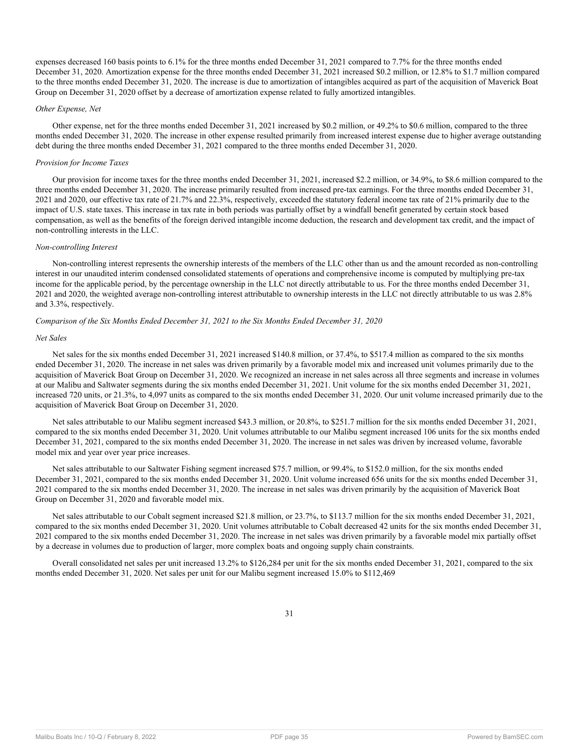expenses decreased 160 basis points to 6.1% for the three months ended December 31, 2021 compared to 7.7% for the three months ended December 31, 2020. Amortization expense for the three months ended December 31, 2021 increased $0.2 million, or 12.8% to $1.7 million compared to the three months ended December 31, 2020. The increase is due to amortization of intangibles acquired as part of the acquisition of Maverick Boat Group on December 31, 2020 offset by a decrease of amortization expense related to fully amortized intangibles.

*Other Expense, Net*

Other expense, net for the three months ended December 31, 2021 increased by $0.2 million, or 49.2% to $0.6 million, compared to the three months ended December 31, 2020. The increase in other expense resulted primarily from increased interest expense due to higher average outstanding debt during the three months ended December 31, 2021 compared to the three months ended December 31, 2020.

*Provision for Income Taxes*

Our provision for income taxes for the three months ended December 31, 2021, increased $2.2 million, or 34.9%, to $8.6 million compared to the three months ended December 31, 2020. The increase primarily resulted from increased pre-tax earnings. For the three months ended December 31, 2021 and 2020, our effective tax rate of 21.7% and 22.3%, respectively, exceeded the statutory federal income tax rate of 21% primarily due to the impact of U.S. state taxes. This increase in tax rate in both periods was partially offset by a windfall benefit generated by certain stock based compensation, as well as the benefits of the foreign derived intangible income deduction, the research and development tax credit, and the impact of non-controlling interests in the LLC.

*Non-controlling Interest*

Non-controlling interest represents the ownership interests of the members of the LLC other than us and the amount recorded as non-controlling interest in our unaudited interim condensed consolidated statements of operations and comprehensive income is computed by multiplying pre-tax income for the applicable period, by the percentage ownership in the LLC not directly attributable to us. For the three months ended December 31, 2021 and 2020, the weighted average non-controlling interest attributable to ownership interests in the LLC not directly attributable to us was 2.8% and 3.3%, respectively.

*Comparison of the Six Months Ended December 31, 2021 to the Six Months Ended December 31, 2020*

*Net Sales*

Net sales for the six months ended December 31, 2021 increased $140.8 million, or 37.4%, to $517.4 million as compared to the six months ended December 31, 2020. The increase in net sales was driven primarily by a favorable model mix and increased unit volumes primarily due to the acquisition of Maverick Boat Group on December 31, 2020. We recognized an increase in net sales across all three segments and increase in volumes at our Malibu and Saltwater segments during the six months ended December 31, 2021. Unit volume for the six months ended December 31, 2021, increased 720 units, or 21.3%, to 4,097 units as compared to the six months ended December 31, 2020. Our unit volume increased primarily due to the acquisition of Maverick Boat Group on December 31, 2020.

Net sales attributable to our Malibu segment increased $43.3 million, or 20.8%, to $251.7 million for the six months ended December 31, 2021, compared to the six months ended December 31, 2020. Unit volumes attributable to our Malibu segment increased 106 units for the six months ended December 31, 2021, compared to the six months ended December 31, 2020. The increase in net sales was driven by increased volume, favorable model mix and year over year price increases.

Net sales attributable to our Saltwater Fishing segment increased $75.7 million, or 99.4%, to $152.0 million, for the six months ended December 31, 2021, compared to the six months ended December 31, 2020. Unit volume increased 656 units for the six months ended December 31, 2021 compared to the six months ended December 31, 2020. The increase in net sales was driven primarily by the acquisition of Maverick Boat Group on December 31, 2020 and favorable model mix.

Net sales attributable to our Cobalt segment increased $21.8 million, or 23.7%, to $113.7 million for the six months ended December 31, 2021, compared to the six months ended December 31, 2020. Unit volumes attributable to Cobalt decreased 42 units for the six months ended December 31, 2021 compared to the six months ended December 31, 2020. The increase in net sales was driven primarily by a favorable model mix partially offset by a decrease in volumes due to production of larger, more complex boats and ongoing supply chain constraints.

Overall consolidated net sales per unit increased 13.2% to $126,284 per unit for the six months ended December 31, 2021, compared to the six months ended December 31, 2020. Net sales per unit for our Malibu segment increased 15.0% to $112,469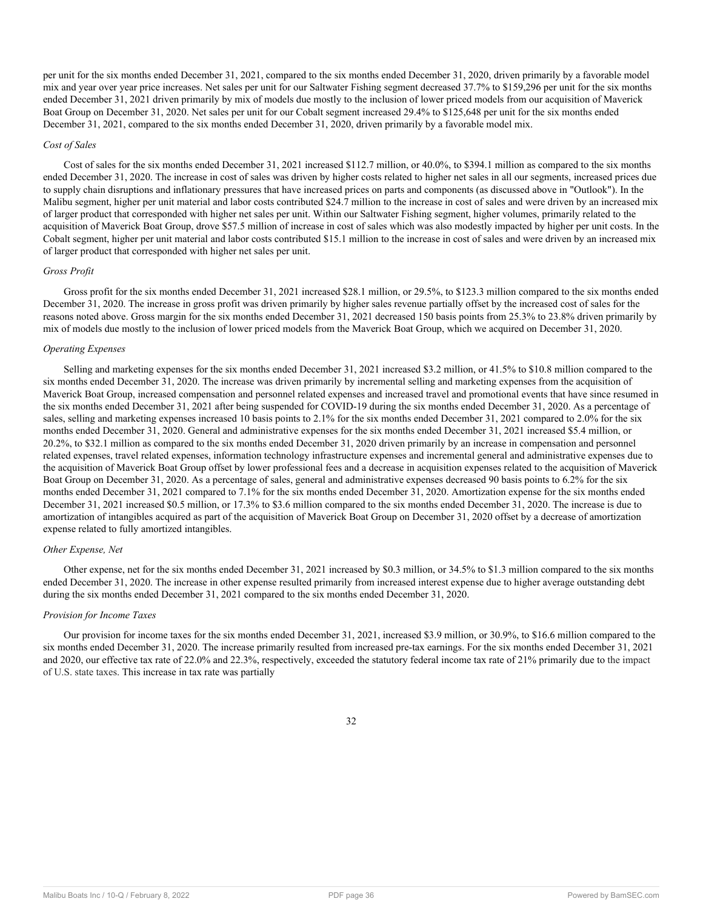per unit for the six months ended December 31, 2021, compared to the six months ended December 31, 2020, driven primarily by a favorable model mix and year over year price increases. Net sales per unit for our Saltwater Fishing segment decreased 37.7% to $159,296 per unit for the six months ended December 31, 2021 driven primarily by mix of models due mostly to the inclusion of lower priced models from our acquisition of Maverick Boat Group on December 31, 2020. Net sales per unit for our Cobalt segment increased 29.4% to $125,648 per unit for the six months ended December 31, 2021, compared to the six months ended December 31, 2020, driven primarily by a favorable model mix.

*Cost of Sales*

Cost of sales for the six months ended December 31, 2021 increased $112.7 million, or 40.0%, to $394.1 million as compared to the six months ended December 31, 2020. The increase in cost of sales was driven by higher costs related to higher net sales in all our segments, increased prices due to supply chain disruptions and inflationary pressures that have increased prices on parts and components (as discussed above in "Outlook"). In the Malibu segment, higher per unit material and labor costs contributed $24.7 million to the increase in cost of sales and were driven by an increased mix of larger product that corresponded with higher net sales per unit. Within our Saltwater Fishing segment, higher volumes, primarily related to the acquisition of Maverick Boat Group, drove $57.5 million of increase in cost of sales which was also modestly impacted by higher per unit costs. In the Cobalt segment, higher per unit material and labor costs contributed $15.1 million to the increase in cost of sales and were driven by an increased mix of larger product that corresponded with higher net sales per unit.

*Gross Profit*

Gross profit for the six months ended December 31, 2021 increased $28.1 million, or 29.5%, to $123.3 million compared to the six months ended December 31, 2020. The increase in gross profit was driven primarily by higher sales revenue partially offset by the increased cost of sales for the reasons noted above. Gross margin for the six months ended December 31, 2021 decreased 150 basis points from 25.3% to 23.8% driven primarily by mix of models due mostly to the inclusion of lower priced models from the Maverick Boat Group, which we acquired on December 31, 2020.

*Operating Expenses*

Selling and marketing expenses for the six months ended December 31, 2021 increased $3.2 million, or 41.5% to $10.8 million compared to the six months ended December 31, 2020. The increase was driven primarily by incremental selling and marketing expenses from the acquisition of Maverick Boat Group, increased compensation and personnel related expenses and increased travel and promotional events that have since resumed in the six months ended December 31, 2021 after being suspended for COVID-19 during the six months ended December 31, 2020. As a percentage of sales, selling and marketing expenses increased 10 basis points to 2.1% for the six months ended December 31, 2021 compared to 2.0% for the six months ended December 31, 2020. General and administrative expenses for the six months ended December 31, 2021 increased $5.4 million, or 20.2%, to $32.1 million as compared to the six months ended December 31, 2020 driven primarily by an increase in compensation and personnel related expenses, travel related expenses, information technology infrastructure expenses and incremental general and administrative expenses due to the acquisition of Maverick Boat Group offset by lower professional fees and a decrease in acquisition expenses related to the acquisition of Maverick Boat Group on December 31, 2020. As a percentage of sales, general and administrative expenses decreased 90 basis points to 6.2% for the six months ended December 31, 2021 compared to 7.1% for the six months ended December 31, 2020. Amortization expense for the six months ended December 31, 2021 increased $0.5 million, or 17.3% to $3.6 million compared to the six months ended December 31, 2020. The increase is due to amortization of intangibles acquired as part of the acquisition of Maverick Boat Group on December 31, 2020 offset by a decrease of amortization expense related to fully amortized intangibles.

*Other Expense, Net*

Other expense, net for the six months ended December 31, 2021 increased by $0.3 million, or 34.5% to $1.3 million compared to the six months ended December 31, 2020. The increase in other expense resulted primarily from increased interest expense due to higher average outstanding debt during the six months ended December 31, 2021 compared to the six months ended December 31, 2020.

*Provision for Income Taxes*

Our provision for income taxes for the six months ended December 31, 2021, increased $3.9 million, or 30.9%, to $16.6 million compared to the six months ended December 31, 2020. The increase primarily resulted from increased pre-tax earnings. For the six months ended December 31, 2021 and 2020, our effective tax rate of 22.0% and 22.3%, respectively, exceeded the statutory federal income tax rate of 21% primarily due to the impact of U.S. state taxes. This increase in tax rate was partially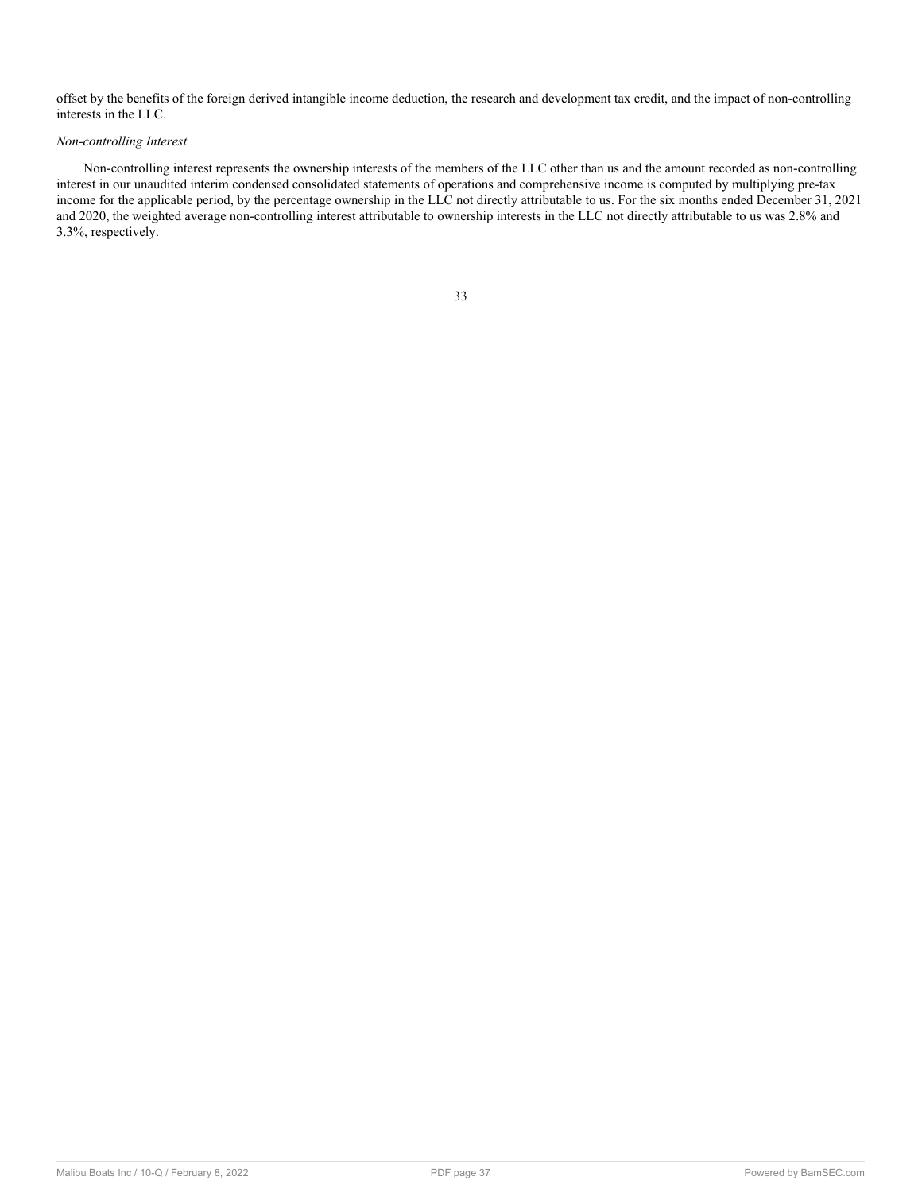offset by the benefits of the foreign derived intangible income deduction, the research and development tax credit, and the impact of non-controlling interests in the LLC.

*Non-controlling Interest*

Non-controlling interest represents the ownership interests of the members of the LLC other than us and the amount recorded as non-controlling interest in our unaudited interim condensed consolidated statements of operations and comprehensive income is computed by multiplying pre-tax income for the applicable period, by the percentage ownership in the LLC not directly attributable to us. For the six months ended December 31, 2021 and 2020, the weighted average non-controlling interest attributable to ownership interests in the LLC not directly attributable to us was 2.8% and 3.3%, respectively.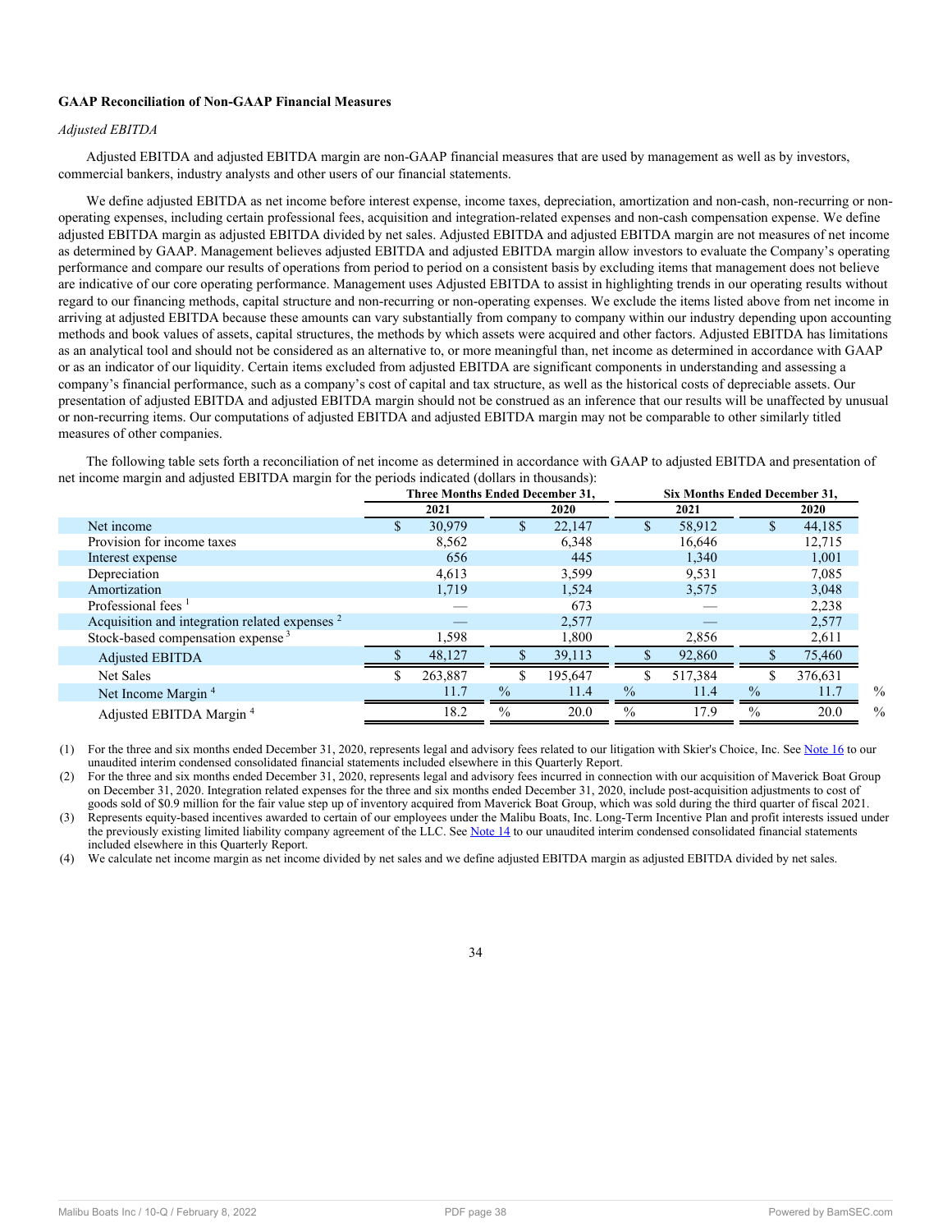**GAAP Reconciliation of Non-GAAP Financial Measures**

*Adjusted EBITDA*

Adjusted EBITDA and adjusted EBITDA margin are non-GAAP financial measures that are used by management as well as by investors, commercial bankers, industry analysts and other users of our financial statements.

We define adjusted EBITDA as net income before interest expense, income taxes, depreciation, amortization and non-cash, non-recurring or non-operating expenses, including certain professional fees, acquisition and integration-related expenses and non-cash compensation expense. We define adjusted EBITDA margin as adjusted EBITDA divided by net sales. Adjusted EBITDA and adjusted EBITDA margin are not measures of net income as determined by GAAP. Management believes adjusted EBITDA and adjusted EBITDA margin allow investors to evaluate the Company's operating performance and compare our results of operations from period to period on a consistent basis by excluding items that management does not believe are indicative of our core operating performance. Management uses Adjusted EBITDA to assist in highlighting trends in our operating results without regard to our financing methods, capital structure and non-recurring or non-operating expenses. We exclude the items listed above from net income in arriving at adjusted EBITDA because these amounts can vary substantially from company to company within our industry depending upon accounting methods and book values of assets, capital structures, the methods by which assets were acquired and other factors. Adjusted EBITDA has limitations as an analytical tool and should not be considered as an alternative to, or more meaningful than, net income as determined in accordance with GAAP or as an indicator of our liquidity. Certain items excluded from adjusted EBITDA are significant components in understanding and assessing a company's financial performance, such as a company's cost of capital and tax structure, as well as the historical costs of depreciable assets. Our presentation of adjusted EBITDA and adjusted EBITDA margin should not be construed as an inference that our results will be unaffected by unusual or non-recurring items. Our computations of adjusted EBITDA and adjusted EBITDA margin may not be comparable to other similarly titled measures of other companies.

The following table sets forth a reconciliation of net income as determined in accordance with GAAP to adjusted EBITDA and presentation of net income margin and adjusted EBITDA margin for the periods indicated (dollars in thousands):

| | Three Months Ended December 31, | | Six Months Ended December 31, | |
|---|---|---|---|---|
| | 2021 | 2020 | 2021 | 2020 |
| Net income | $ 30,979 | $ 22,147 | $ 58,912 | $ 44,185 |
| Provision for income taxes | 8,562 | 6,348 | 16,646 | 12,715 |
| Interest expense | 656 | 445 | 1,340 | 1,001 |
| Depreciation | 4,613 | 3,599 | 9,531 | 7,085 |
| Amortization | 1,719 | 1,524 | 3,575 | 3,048 |
| Professional fees [1] | — | 673 | — | 2,238 |
| Acquisition and integration related expenses [2] | — | 2,577 | — | 2,577 |
| Stock-based compensation expense [3] | 1,598 | 1,800 | 2,856 | 2,611 |
| Adjusted EBITDA | $ 48,127 | $ 39,113 | $ 92,860 | $ 75,460 |
| Net Sales | $ 263,887 | $ 195,647 | $ 517,384 | $ 376,631 |
| Net Income Margin [4] | 11.7 % | 11.4 % | 11.4 % | 11.7 % |
| Adjusted EBITDA Margin [4] | 18.2 % | 20.0 % | 17.9 % | 20.0 % |

(1) For the three and six months ended December 31, 2020, represents legal and advisory fees related to our litigation with Skier's Choice, Inc. See Note 16 to our unaudited interim condensed consolidated financial statements included elsewhere in this Quarterly Report.

(2) For the three and six months ended December 31, 2020, represents legal and advisory fees incurred in connection with our acquisition of Maverick Boat Group on December 31, 2020. Integration related expenses for the three and six months ended December 31, 2020, include post-acquisition adjustments to cost of goods sold of $0.9 million for the fair value step up of inventory acquired from Maverick Boat Group, which was sold during the third quarter of fiscal 2021.

(3) Represents equity-based incentives awarded to certain of our employees under the Malibu Boats, Inc. Long-Term Incentive Plan and profit interests issued under the previously existing limited liability company agreement of the LLC. See Note 14 to our unaudited interim condensed consolidated financial statements included elsewhere in this Quarterly Report.

(4) We calculate net income margin as net income divided by net sales and we define adjusted EBITDA margin as adjusted EBITDA divided by net sales.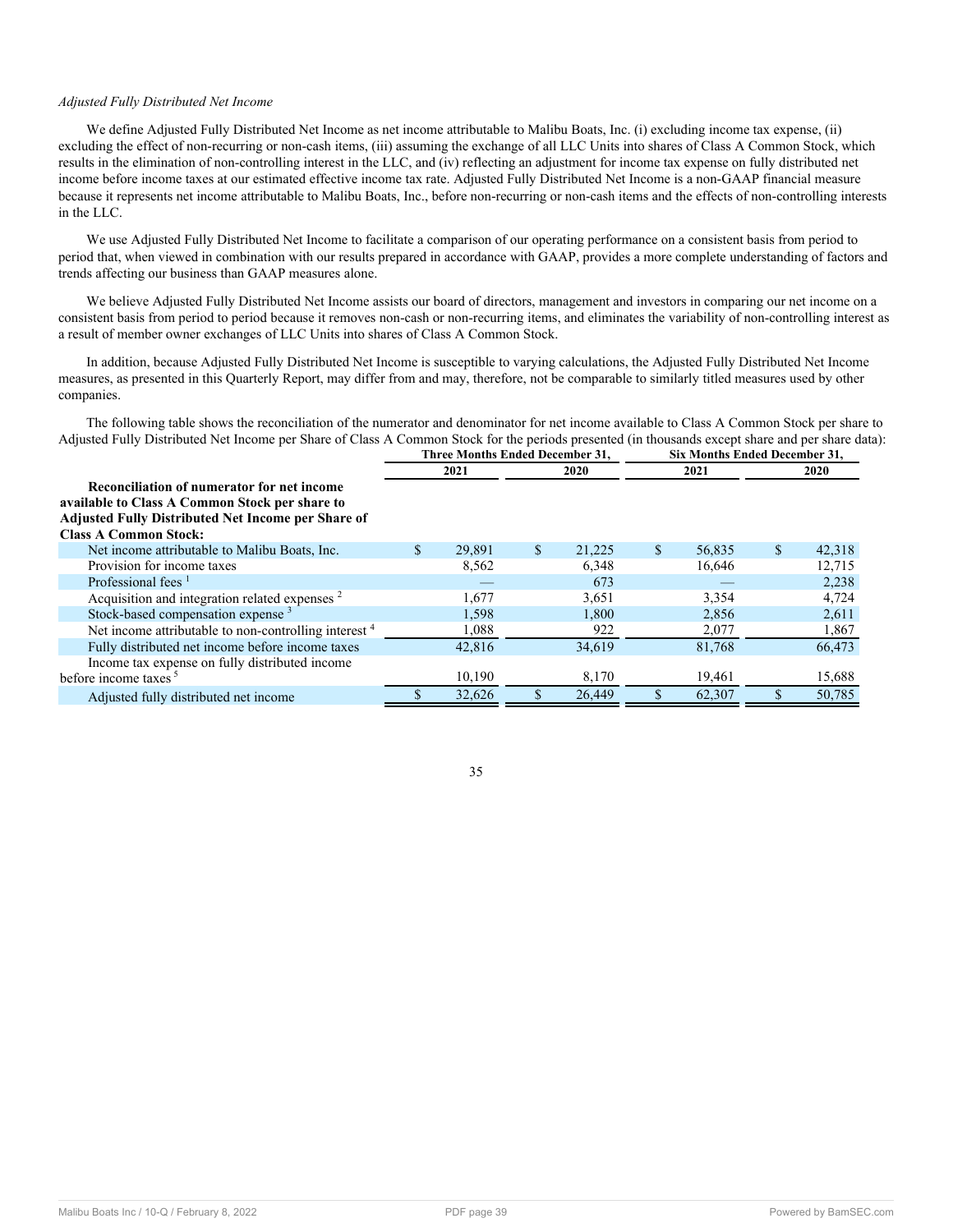*Adjusted Fully Distributed Net Income*

We define Adjusted Fully Distributed Net Income as net income attributable to Malibu Boats, Inc. (i) excluding income tax expense, (ii) excluding the effect of non-recurring or non-cash items, (iii) assuming the exchange of all LLC Units into shares of Class A Common Stock, which results in the elimination of non-controlling interest in the LLC, and (iv) reflecting an adjustment for income tax expense on fully distributed net income before income taxes at our estimated effective income tax rate. Adjusted Fully Distributed Net Income is a non-GAAP financial measure because it represents net income attributable to Malibu Boats, Inc., before non-recurring or non-cash items and the effects of non-controlling interests in the LLC.

We use Adjusted Fully Distributed Net Income to facilitate a comparison of our operating performance on a consistent basis from period to period that, when viewed in combination with our results prepared in accordance with GAAP, provides a more complete understanding of factors and trends affecting our business than GAAP measures alone.

We believe Adjusted Fully Distributed Net Income assists our board of directors, management and investors in comparing our net income on a consistent basis from period to period because it removes non-cash or non-recurring items, and eliminates the variability of non-controlling interest as a result of member owner exchanges of LLC Units into shares of Class A Common Stock.

In addition, because Adjusted Fully Distributed Net Income is susceptible to varying calculations, the Adjusted Fully Distributed Net Income measures, as presented in this Quarterly Report, may differ from and may, therefore, not be comparable to similarly titled measures used by other companies.

The following table shows the reconciliation of the numerator and denominator for net income available to Class A Common Stock per share to Adjusted Fully Distributed Net Income per Share of Class A Common Stock for the periods presented (in thousands except share and per share data):

| | Three Months Ended December 31, | | Six Months Ended December 31, | |
|---|---|---|---|---|
| | 2021 | 2020 | 2021 | 2020 |
| **Reconciliation of numerator for net income available to Class A Common Stock per share to Adjusted Fully Distributed Net Income per Share of Class A Common Stock:** | | | | |
| Net income attributable to Malibu Boats, Inc. | $ 29,891 | $ 21,225 | $ 56,835 | $ 42,318 |
| Provision for income taxes | 8,562 | 6,348 | 16,646 | 12,715 |
| Professional fees [1] | — | 673 | — | 2,238 |
| Acquisition and integration related expenses [2] | 1,677 | 3,651 | 3,354 | 4,724 |
| Stock-based compensation expense [3] | 1,598 | 1,800 | 2,856 | 2,611 |
| Net income attributable to non-controlling interest [4] | 1,088 | 922 | 2,077 | 1,867 |
| Fully distributed net income before income taxes | 42,816 | 34,619 | 81,768 | 66,473 |
| Income tax expense on fully distributed income before income taxes [5] | 10,190 | 8,170 | 19,461 | 15,688 |
| Adjusted fully distributed net income | $ 32,626 | $ 26,449 | $ 62,307 | $ 50,785 |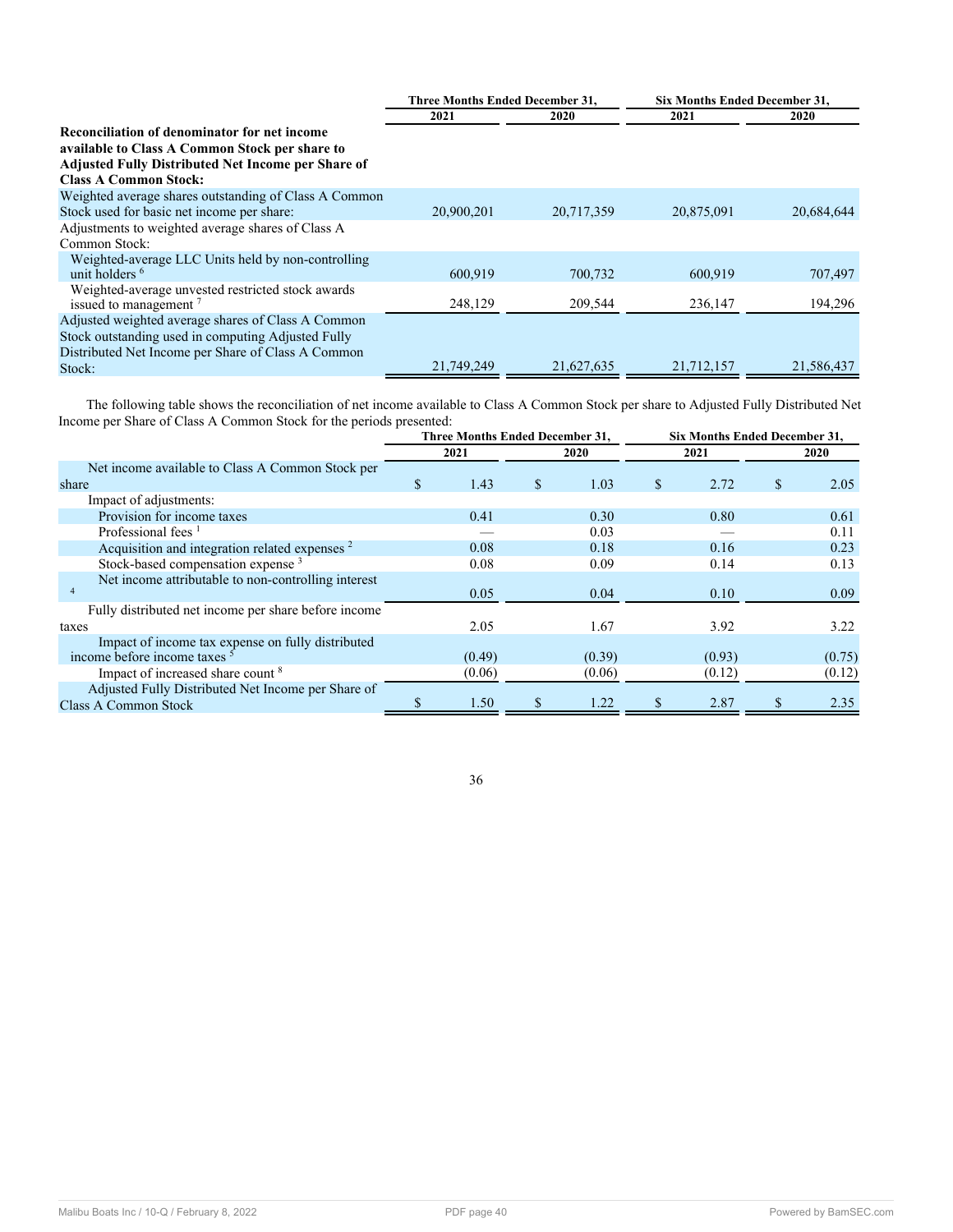| | Three Months Ended December 31, | | Six Months Ended December 31, | |
|---|---|---|---|---|
| | 2021 | 2020 | 2021 | 2020 |
| **Reconciliation of denominator for net income available to Class A Common Stock per share to Adjusted Fully Distributed Net Income per Share of Class A Common Stock:** | | | | |
| Weighted average shares outstanding of Class A Common Stock used for basic net income per share: | 20,900,201 | 20,717,359 | 20,875,091 | 20,684,644 |
| Adjustments to weighted average shares of Class A Common Stock: | | | | |
| Weighted-average LLC Units held by non-controlling unit holders [6] | 600,919 | 700,732 | 600,919 | 707,497 |
| Weighted-average unvested restricted stock awards issued to management [7] | 248,129 | 209,544 | 236,147 | 194,296 |
| Adjusted weighted average shares of Class A Common Stock outstanding used in computing Adjusted Fully Distributed Net Income per Share of Class A Common Stock: | 21,749,249 | 21,627,635 | 21,712,157 | 21,586,437 |

The following table shows the reconciliation of net income available to Class A Common Stock per share to Adjusted Fully Distributed Net Income per Share of Class A Common Stock for the periods presented:

| | Three Months Ended December 31, | | Six Months Ended December 31, | |
|---|---|---|---|---|
| | 2021 | 2020 | 2021 | 2020 |
| Net income available to Class A Common Stock per share | $ 1.43 | $ 1.03 | $ 2.72 | $ 2.05 |
| Impact of adjustments: | | | | |
| Provision for income taxes | 0.41 | 0.30 | 0.80 | 0.61 |
| Professional fees [1] | — | 0.03 | — | 0.11 |
| Acquisition and integration related expenses [2] | 0.08 | 0.18 | 0.16 | 0.23 |
| Stock-based compensation expense [3] | 0.08 | 0.09 | 0.14 | 0.13 |
| Net income attributable to non-controlling interest [4] | 0.05 | 0.04 | 0.10 | 0.09 |
| Fully distributed net income per share before income taxes | 2.05 | 1.67 | 3.92 | 3.22 |
| Impact of income tax expense on fully distributed income before income taxes [5] | (0.49) | (0.39) | (0.93) | (0.75) |
| Impact of increased share count [8] | (0.06) | (0.06) | (0.12) | (0.12) |
| Adjusted Fully Distributed Net Income per Share of Class A Common Stock | $ 1.50 | $ 1.22 | $ 2.87 | $ 2.35 |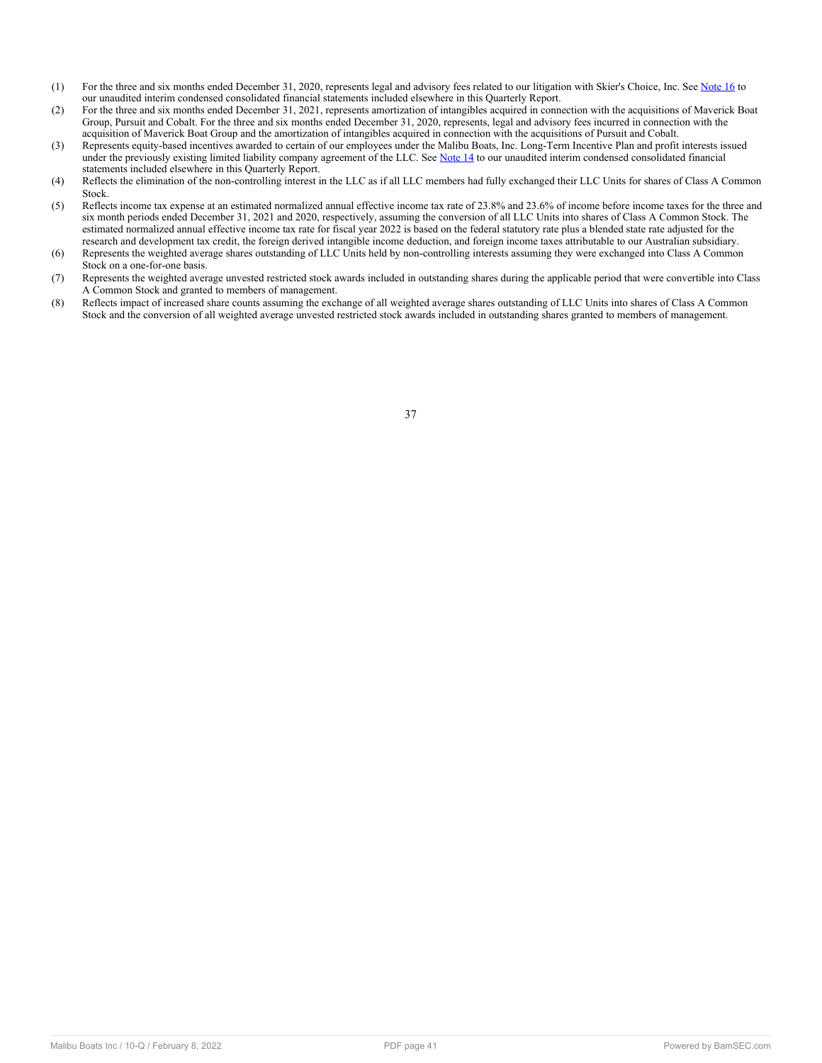(1) For the three and six months ended December 31, 2020, represents legal and advisory fees related to our litigation with Skier's Choice, Inc. See Note 16 to our unaudited interim condensed consolidated financial statements included elsewhere in this Quarterly Report.

(2) For the three and six months ended December 31, 2021, represents amortization of intangibles acquired in connection with the acquisitions of Maverick Boat Group, Pursuit and Cobalt. For the three and six months ended December 31, 2020, represents, legal and advisory fees incurred in connection with the acquisition of Maverick Boat Group and the amortization of intangibles acquired in connection with the acquisitions of Pursuit and Cobalt.

(3) Represents equity-based incentives awarded to certain of our employees under the Malibu Boats, Inc. Long-Term Incentive Plan and profit interests issued under the previously existing limited liability company agreement of the LLC. See Note 14 to our unaudited interim condensed consolidated financial statements included elsewhere in this Quarterly Report.

(4) Reflects the elimination of the non-controlling interest in the LLC as if all LLC members had fully exchanged their LLC Units for shares of Class A Common Stock.

(5) Reflects income tax expense at an estimated normalized annual effective income tax rate of 23.8% and 23.6% of income before income taxes for the three and six month periods ended December 31, 2021 and 2020, respectively, assuming the conversion of all LLC Units into shares of Class A Common Stock. The estimated normalized annual effective income tax rate for fiscal year 2022 is based on the federal statutory rate plus a blended state rate adjusted for the research and development tax credit, the foreign derived intangible income deduction, and foreign income taxes attributable to our Australian subsidiary.

(6) Represents the weighted average shares outstanding of LLC Units held by non-controlling interests assuming they were exchanged into Class A Common Stock on a one-for-one basis.

(7) Represents the weighted average unvested restricted stock awards included in outstanding shares during the applicable period that were convertible into Class A Common Stock and granted to members of management.

(8) Reflects impact of increased share counts assuming the exchange of all weighted average shares outstanding of LLC Units into shares of Class A Common Stock and the conversion of all weighted average unvested restricted stock awards included in outstanding shares granted to members of management.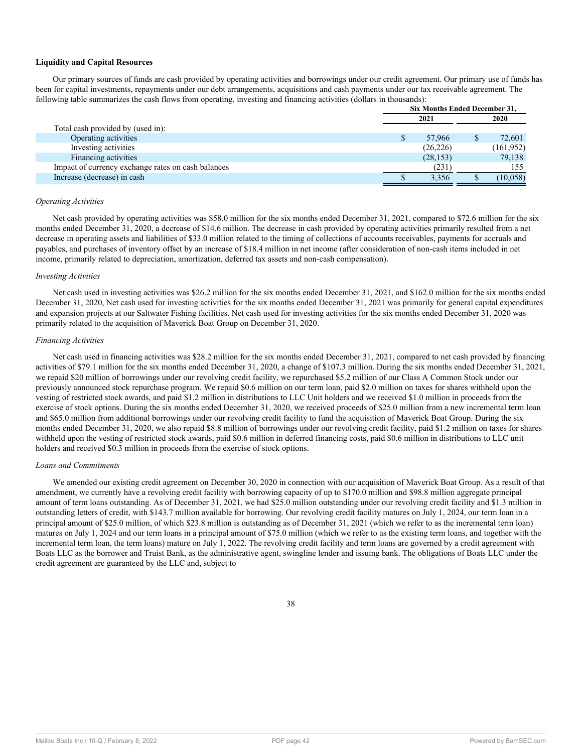**Liquidity and Capital Resources**

Our primary sources of funds are cash provided by operating activities and borrowings under our credit agreement. Our primary use of funds has been for capital investments, repayments under our debt arrangements, acquisitions and cash payments under our tax receivable agreement. The following table summarizes the cash flows from operating, investing and financing activities (dollars in thousands):

| | Six Months Ended December 31, | |
|---|---|---|
| | 2021 | 2020 |
| Total cash provided by (used in): | | |
| Operating activities | $ 57,966 | $ 72,601 |
| Investing activities | (26,226) | (161,952) |
| Financing activities | (28,153) | 79,138 |
| Impact of currency exchange rates on cash balances | (231) | 155 |
| Increase (decrease) in cash | $ 3,356 | $ (10,058) |

*Operating Activities*

Net cash provided by operating activities was $58.0 million for the six months ended December 31, 2021, compared to $72.6 million for the six months ended December 31, 2020, a decrease of $14.6 million. The decrease in cash provided by operating activities primarily resulted from a net decrease in operating assets and liabilities of $33.0 million related to the timing of collections of accounts receivables, payments for accruals and payables, and purchases of inventory offset by an increase of $18.4 million in net income (after consideration of non-cash items included in net income, primarily related to depreciation, amortization, deferred tax assets and non-cash compensation).

*Investing Activities*

Net cash used in investing activities was $26.2 million for the six months ended December 31, 2021, and $162.0 million for the six months ended December 31, 2020, Net cash used for investing activities for the six months ended December 31, 2021 was primarily for general capital expenditures and expansion projects at our Saltwater Fishing facilities. Net cash used for investing activities for the six months ended December 31, 2020 was primarily related to the acquisition of Maverick Boat Group on December 31, 2020.

*Financing Activities*

Net cash used in financing activities was $28.2 million for the six months ended December 31, 2021, compared to net cash provided by financing activities of $79.1 million for the six months ended December 31, 2020, a change of $107.3 million. During the six months ended December 31, 2021, we repaid $20 million of borrowings under our revolving credit facility, we repurchased $5.2 million of our Class A Common Stock under our previously announced stock repurchase program. We repaid $0.6 million on our term loan, paid $2.0 million on taxes for shares withheld upon the vesting of restricted stock awards, and paid $1.2 million in distributions to LLC Unit holders and we received $1.0 million in proceeds from the exercise of stock options. During the six months ended December 31, 2020, we received proceeds of $25.0 million from a new incremental term loan and $65.0 million from additional borrowings under our revolving credit facility to fund the acquisition of Maverick Boat Group. During the six months ended December 31, 2020, we also repaid $8.8 million of borrowings under our revolving credit facility, paid $1.2 million on taxes for shares withheld upon the vesting of restricted stock awards, paid $0.6 million in deferred financing costs, paid $0.6 million in distributions to LLC unit holders and received $0.3 million in proceeds from the exercise of stock options.

*Loans and Commitments*

We amended our existing credit agreement on December 30, 2020 in connection with our acquisition of Maverick Boat Group. As a result of that amendment, we currently have a revolving credit facility with borrowing capacity of up to $170.0 million and $98.8 million aggregate principal amount of term loans outstanding. As of December 31, 2021, we had $25.0 million outstanding under our revolving credit facility and $1.3 million in outstanding letters of credit, with $143.7 million available for borrowing. Our revolving credit facility matures on July 1, 2024, our term loan in a principal amount of $25.0 million, of which $23.8 million is outstanding as of December 31, 2021 (which we refer to as the incremental term loan) matures on July 1, 2024 and our term loans in a principal amount of $75.0 million (which we refer to as the existing term loans, and together with the incremental term loan, the term loans) mature on July 1, 2022. The revolving credit facility and term loans are governed by a credit agreement with Boats LLC as the borrower and Truist Bank, as the administrative agent, swingline lender and issuing bank. The obligations of Boats LLC under the credit agreement are guaranteed by the LLC and, subject to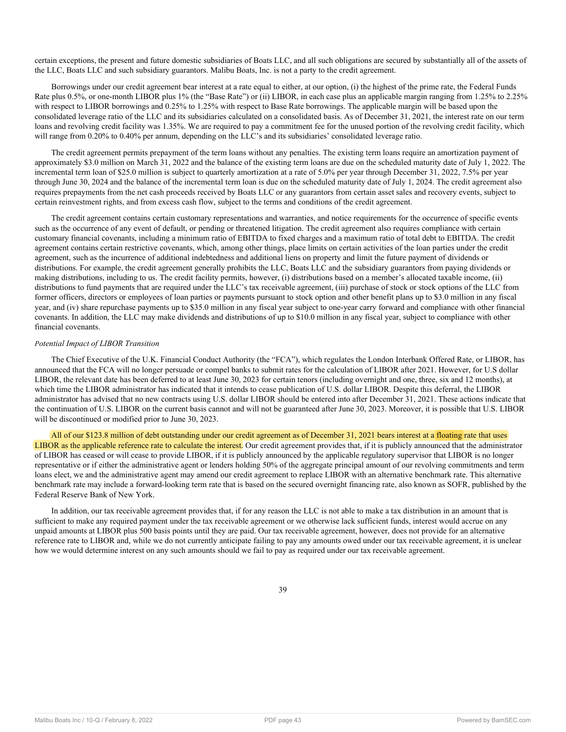certain exceptions, the present and future domestic subsidiaries of Boats LLC, and all such obligations are secured by substantially all of the assets of the LLC, Boats LLC and such subsidiary guarantors. Malibu Boats, Inc. is not a party to the credit agreement.

Borrowings under our credit agreement bear interest at a rate equal to either, at our option, (i) the highest of the prime rate, the Federal Funds Rate plus 0.5%, or one-month LIBOR plus 1% (the "Base Rate") or (ii) LIBOR, in each case plus an applicable margin ranging from 1.25% to 2.25% with respect to LIBOR borrowings and 0.25% to 1.25% with respect to Base Rate borrowings. The applicable margin will be based upon the consolidated leverage ratio of the LLC and its subsidiaries calculated on a consolidated basis. As of December 31, 2021, the interest rate on our term loans and revolving credit facility was 1.35%. We are required to pay a commitment fee for the unused portion of the revolving credit facility, which will range from 0.20% to 0.40% per annum, depending on the LLC's and its subsidiaries' consolidated leverage ratio.

The credit agreement permits prepayment of the term loans without any penalties. The existing term loans require an amortization payment of approximately $3.0 million on March 31, 2022 and the balance of the existing term loans are due on the scheduled maturity date of July 1, 2022. The incremental term loan of $25.0 million is subject to quarterly amortization at a rate of 5.0% per year through December 31, 2022, 7.5% per year through June 30, 2024 and the balance of the incremental term loan is due on the scheduled maturity date of July 1, 2024. The credit agreement also requires prepayments from the net cash proceeds received by Boats LLC or any guarantors from certain asset sales and recovery events, subject to certain reinvestment rights, and from excess cash flow, subject to the terms and conditions of the credit agreement.

The credit agreement contains certain customary representations and warranties, and notice requirements for the occurrence of specific events such as the occurrence of any event of default, or pending or threatened litigation. The credit agreement also requires compliance with certain customary financial covenants, including a minimum ratio of EBITDA to fixed charges and a maximum ratio of total debt to EBITDA. The credit agreement contains certain restrictive covenants, which, among other things, place limits on certain activities of the loan parties under the credit agreement, such as the incurrence of additional indebtedness and additional liens on property and limit the future payment of dividends or distributions. For example, the credit agreement generally prohibits the LLC, Boats LLC and the subsidiary guarantors from paying dividends or making distributions, including to us. The credit facility permits, however, (i) distributions based on a member's allocated taxable income, (ii) distributions to fund payments that are required under the LLC's tax receivable agreement, (iii) purchase of stock or stock options of the LLC from former officers, directors or employees of loan parties or payments pursuant to stock option and other benefit plans up to $3.0 million in any fiscal year, and (iv) share repurchase payments up to $35.0 million in any fiscal year subject to one-year carry forward and compliance with other financial covenants. In addition, the LLC may make dividends and distributions of up to $10.0 million in any fiscal year, subject to compliance with other financial covenants.

*Potential Impact of LIBOR Transition*

The Chief Executive of the U.K. Financial Conduct Authority (the "FCA"), which regulates the London Interbank Offered Rate, or LIBOR, has announced that the FCA will no longer persuade or compel banks to submit rates for the calculation of LIBOR after 2021. However, for U.S dollar LIBOR, the relevant date has been deferred to at least June 30, 2023 for certain tenors (including overnight and one, three, six and 12 months), at which time the LIBOR administrator has indicated that it intends to cease publication of U.S. dollar LIBOR. Despite this deferral, the LIBOR administrator has advised that no new contracts using U.S. dollar LIBOR should be entered into after December 31, 2021. These actions indicate that the continuation of U.S. LIBOR on the current basis cannot and will not be guaranteed after June 30, 2023. Moreover, it is possible that U.S. LIBOR will be discontinued or modified prior to June 30, 2023.

All of our $123.8 million of debt outstanding under our credit agreement as of December 31, 2021 bears interest at a floating rate that uses LIBOR as the applicable reference rate to calculate the interest. Our credit agreement provides that, if it is publicly announced that the administrator of LIBOR has ceased or will cease to provide LIBOR, if it is publicly announced by the applicable regulatory supervisor that LIBOR is no longer representative or if either the administrative agent or lenders holding 50% of the aggregate principal amount of our revolving commitments and term loans elect, we and the administrative agent may amend our credit agreement to replace LIBOR with an alternative benchmark rate. This alternative benchmark rate may include a forward-looking term rate that is based on the secured overnight financing rate, also known as SOFR, published by the Federal Reserve Bank of New York.

In addition, our tax receivable agreement provides that, if for any reason the LLC is not able to make a tax distribution in an amount that is sufficient to make any required payment under the tax receivable agreement or we otherwise lack sufficient funds, interest would accrue on any unpaid amounts at LIBOR plus 500 basis points until they are paid. Our tax receivable agreement, however, does not provide for an alternative reference rate to LIBOR and, while we do not currently anticipate failing to pay any amounts owed under our tax receivable agreement, it is unclear how we would determine interest on any such amounts should we fail to pay as required under our tax receivable agreement.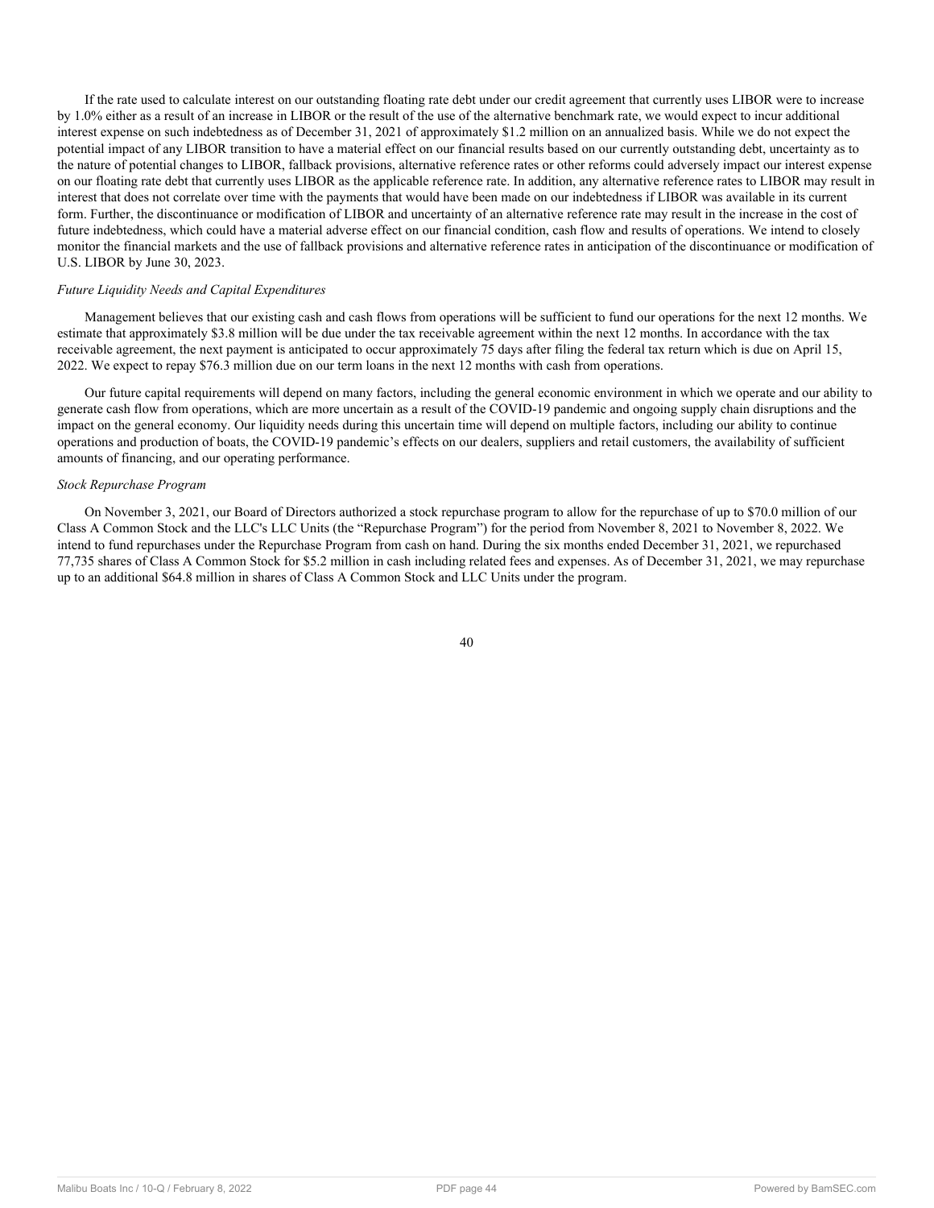If the rate used to calculate interest on our outstanding floating rate debt under our credit agreement that currently uses LIBOR were to increase by 1.0% either as a result of an increase in LIBOR or the result of the use of the alternative benchmark rate, we would expect to incur additional interest expense on such indebtedness as of December 31, 2021 of approximately $1.2 million on an annualized basis. While we do not expect the potential impact of any LIBOR transition to have a material effect on our financial results based on our currently outstanding debt, uncertainty as to the nature of potential changes to LIBOR, fallback provisions, alternative reference rates or other reforms could adversely impact our interest expense on our floating rate debt that currently uses LIBOR as the applicable reference rate. In addition, any alternative reference rates to LIBOR may result in interest that does not correlate over time with the payments that would have been made on our indebtedness if LIBOR was available in its current form. Further, the discontinuance or modification of LIBOR and uncertainty of an alternative reference rate may result in the increase in the cost of future indebtedness, which could have a material adverse effect on our financial condition, cash flow and results of operations. We intend to closely monitor the financial markets and the use of fallback provisions and alternative reference rates in anticipation of the discontinuance or modification of U.S. LIBOR by June 30, 2023.

*Future Liquidity Needs and Capital Expenditures*

Management believes that our existing cash and cash flows from operations will be sufficient to fund our operations for the next 12 months. We estimate that approximately $3.8 million will be due under the tax receivable agreement within the next 12 months. In accordance with the tax receivable agreement, the next payment is anticipated to occur approximately 75 days after filing the federal tax return which is due on April 15, 2022. We expect to repay $76.3 million due on our term loans in the next 12 months with cash from operations.

Our future capital requirements will depend on many factors, including the general economic environment in which we operate and our ability to generate cash flow from operations, which are more uncertain as a result of the COVID-19 pandemic and ongoing supply chain disruptions and the impact on the general economy. Our liquidity needs during this uncertain time will depend on multiple factors, including our ability to continue operations and production of boats, the COVID-19 pandemic's effects on our dealers, suppliers and retail customers, the availability of sufficient amounts of financing, and our operating performance.

*Stock Repurchase Program*

On November 3, 2021, our Board of Directors authorized a stock repurchase program to allow for the repurchase of up to $70.0 million of our Class A Common Stock and the LLC's LLC Units (the "Repurchase Program") for the period from November 8, 2021 to November 8, 2022. We intend to fund repurchases under the Repurchase Program from cash on hand. During the six months ended December 31, 2021, we repurchased 77,735 shares of Class A Common Stock for $5.2 million in cash including related fees and expenses. As of December 31, 2021, we may repurchase up to an additional $64.8 million in shares of Class A Common Stock and LLC Units under the program.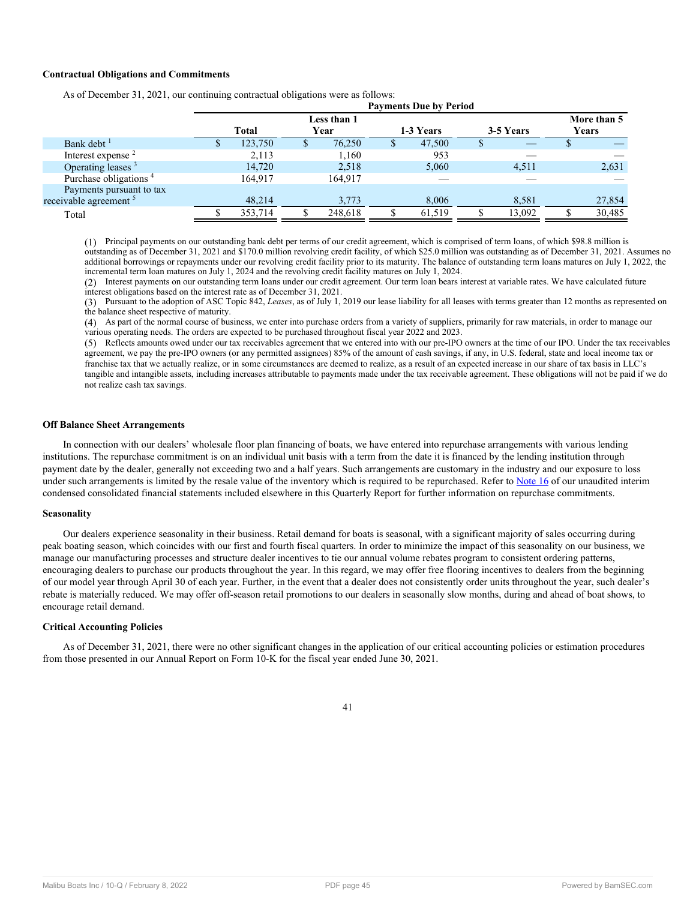### Contractual Obligations and Commitments

As of December 31, 2021, our continuing contractual obligations were as follows:

| | Payments Due by Period | | | | |
|---|---|---|---|---|---|
| | Total | Less than 1 Year | 1-3 Years | 3-5 Years | More than 5 Years |
| Bank debt [1] | $ 123,750 | $ 76,250 | $ 47,500 | $ — | $ — |
| Interest expense [2] | 2,113 | 1,160 | 953 | — | — |
| Operating leases [3] | 14,720 | 2,518 | 5,060 | 4,511 | 2,631 |
| Purchase obligations [4] | 164,917 | 164,917 | — | — | — |
| Payments pursuant to tax receivable agreement [5] | 48,214 | 3,773 | 8,006 | 8,581 | 27,854 |
| Total | $ 353,714 | $ 248,618 | $ 61,519 | $ 13,092 | $ 30,485 |

(1) Principal payments on our outstanding bank debt per terms of our credit agreement, which is comprised of term loans, of which $98.8 million is outstanding as of December 31, 2021 and $170.0 million revolving credit facility, of which $25.0 million was outstanding as of December 31, 2021. Assumes no additional borrowings or repayments under our revolving credit facility prior to its maturity. The balance of outstanding term loans matures on July 1, 2022, the incremental term loan matures on July 1, 2024 and the revolving credit facility matures on July 1, 2024.

(2) Interest payments on our outstanding term loans under our credit agreement. Our term loan bears interest at variable rates. We have calculated future interest obligations based on the interest rate as of December 31, 2021.

(3) Pursuant to the adoption of ASC Topic 842, *Leases*, as of July 1, 2019 our lease liability for all leases with terms greater than 12 months as represented on the balance sheet respective of maturity.

(4) As part of the normal course of business, we enter into purchase orders from a variety of suppliers, primarily for raw materials, in order to manage our various operating needs. The orders are expected to be purchased throughout fiscal year 2022 and 2023.

(5) Reflects amounts owed under our tax receivables agreement that we entered into with our pre-IPO owners at the time of our IPO. Under the tax receivables agreement, we pay the pre-IPO owners (or any permitted assignees) 85% of the amount of cash savings, if any, in U.S. federal, state and local income tax or franchise tax that we actually realize, or in some circumstances are deemed to realize, as a result of an expected increase in our share of tax basis in LLC's tangible and intangible assets, including increases attributable to payments made under the tax receivable agreement. These obligations will not be paid if we do not realize cash tax savings.

### Off Balance Sheet Arrangements

In connection with our dealers' wholesale floor plan financing of boats, we have entered into repurchase arrangements with various lending institutions. The repurchase commitment is on an individual unit basis with a term from the date it is financed by the lending institution through payment date by the dealer, generally not exceeding two and a half years. Such arrangements are customary in the industry and our exposure to loss under such arrangements is limited by the resale value of the inventory which is required to be repurchased. Refer to Note 16 of our unaudited interim condensed consolidated financial statements included elsewhere in this Quarterly Report for further information on repurchase commitments.

### Seasonality

Our dealers experience seasonality in their business. Retail demand for boats is seasonal, with a significant majority of sales occurring during peak boating season, which coincides with our first and fourth fiscal quarters. In order to minimize the impact of this seasonality on our business, we manage our manufacturing processes and structure dealer incentives to tie our annual volume rebates program to consistent ordering patterns, encouraging dealers to purchase our products throughout the year. In this regard, we may offer free flooring incentives to dealers from the beginning of our model year through April 30 of each year. Further, in the event that a dealer does not consistently order units throughout the year, such dealer's rebate is materially reduced. We may offer off-season retail promotions to our dealers in seasonally slow months, during and ahead of boat shows, to encourage retail demand.

### Critical Accounting Policies

As of December 31, 2021, there were no other significant changes in the application of our critical accounting policies or estimation procedures from those presented in our Annual Report on Form 10-K for the fiscal year ended June 30, 2021.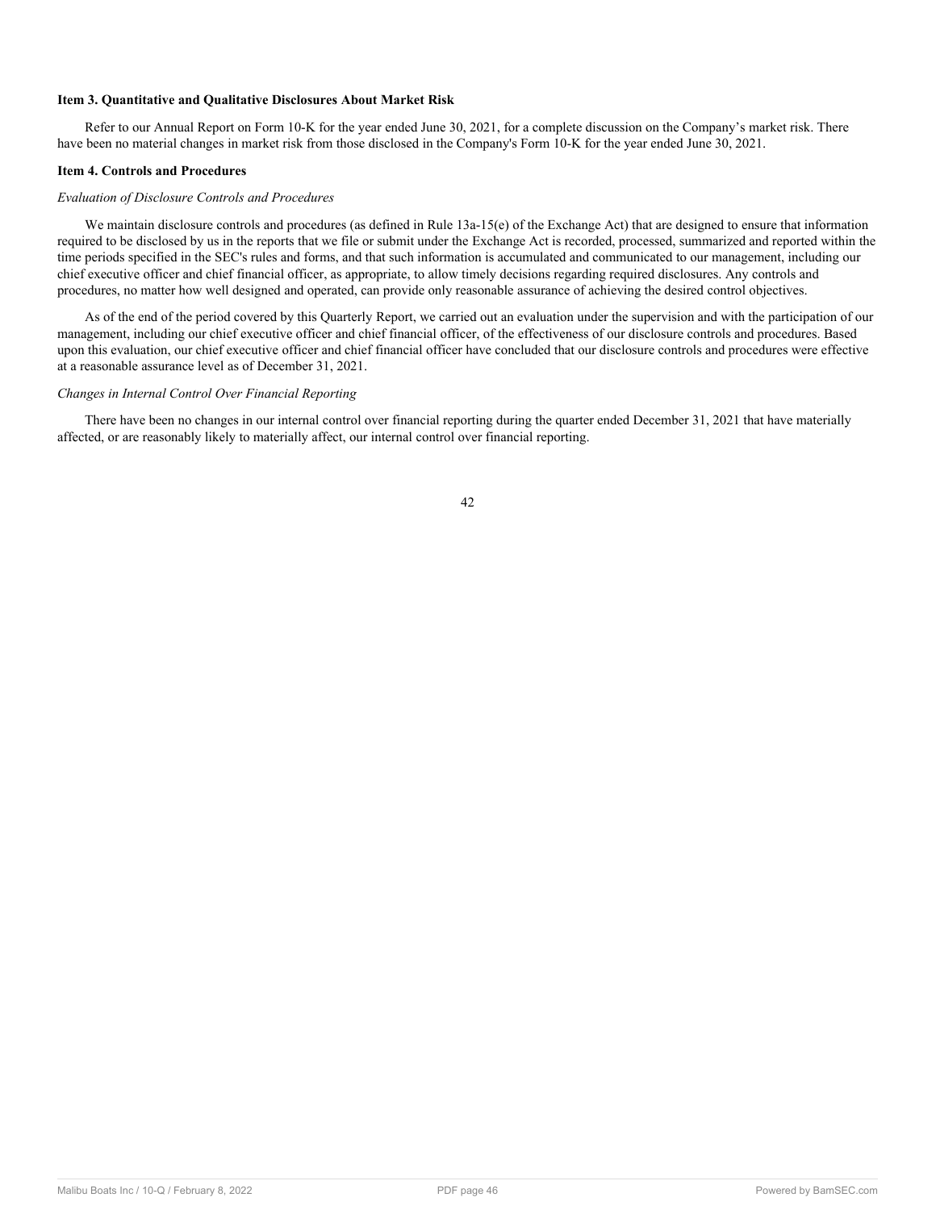### Item 3. Quantitative and Qualitative Disclosures About Market Risk

Refer to our Annual Report on Form 10-K for the year ended June 30, 2021, for a complete discussion on the Company's market risk. There have been no material changes in market risk from those disclosed in the Company's Form 10-K for the year ended June 30, 2021.

### Item 4. Controls and Procedures

*Evaluation of Disclosure Controls and Procedures*

We maintain disclosure controls and procedures (as defined in Rule 13a-15(e) of the Exchange Act) that are designed to ensure that information required to be disclosed by us in the reports that we file or submit under the Exchange Act is recorded, processed, summarized and reported within the time periods specified in the SEC's rules and forms, and that such information is accumulated and communicated to our management, including our chief executive officer and chief financial officer, as appropriate, to allow timely decisions regarding required disclosures. Any controls and procedures, no matter how well designed and operated, can provide only reasonable assurance of achieving the desired control objectives.

As of the end of the period covered by this Quarterly Report, we carried out an evaluation under the supervision and with the participation of our management, including our chief executive officer and chief financial officer, of the effectiveness of our disclosure controls and procedures. Based upon this evaluation, our chief executive officer and chief financial officer have concluded that our disclosure controls and procedures were effective at a reasonable assurance level as of December 31, 2021.

*Changes in Internal Control Over Financial Reporting*

There have been no changes in our internal control over financial reporting during the quarter ended December 31, 2021 that have materially affected, or are reasonably likely to materially affect, our internal control over financial reporting.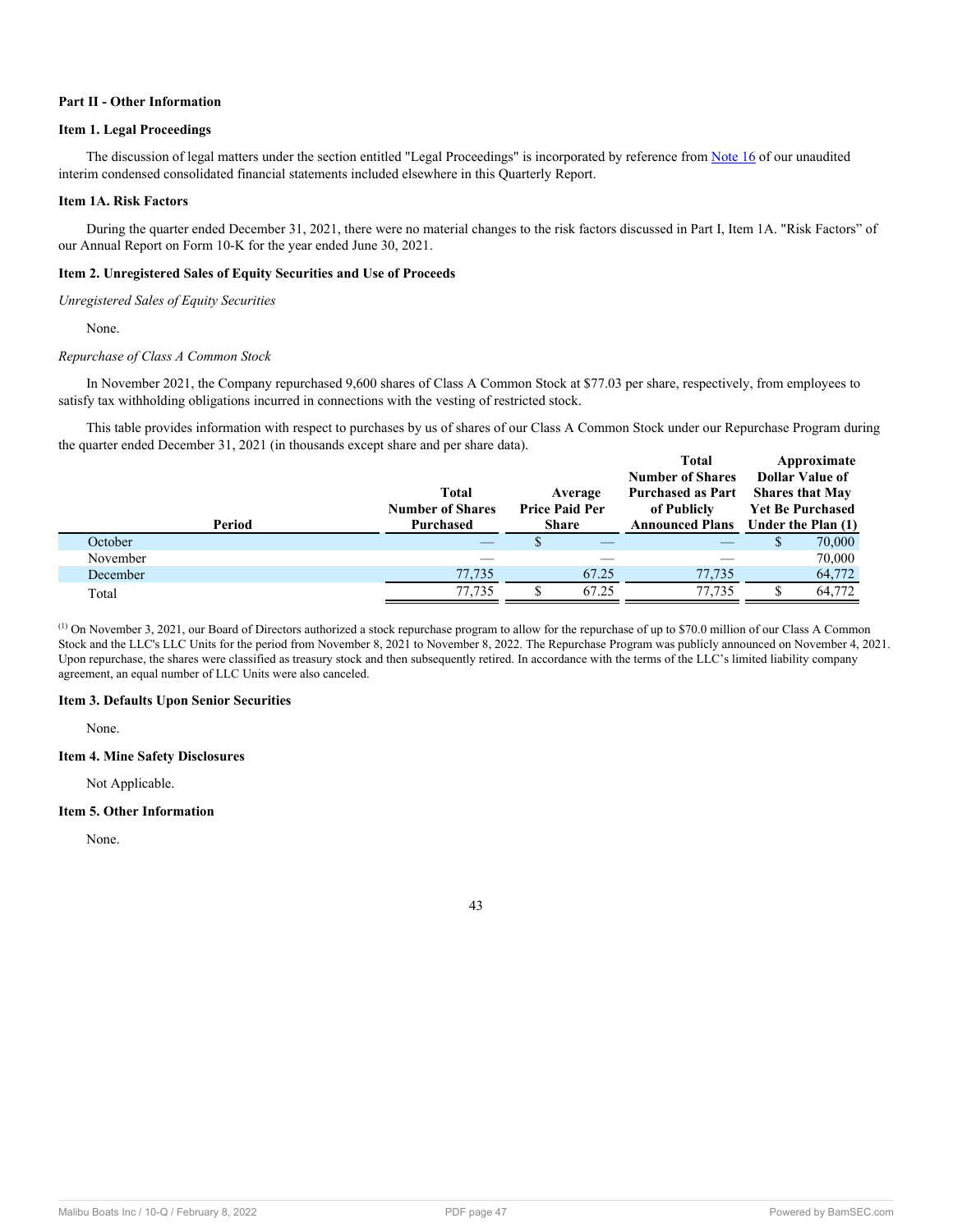**Part II - Other Information**

**Item 1. Legal Proceedings**

The discussion of legal matters under the section entitled "Legal Proceedings" is incorporated by reference from Note 16 of our unaudited interim condensed consolidated financial statements included elsewhere in this Quarterly Report.

**Item 1A. Risk Factors**

During the quarter ended December 31, 2021, there were no material changes to the risk factors discussed in Part I, Item 1A. "Risk Factors" of our Annual Report on Form 10-K for the year ended June 30, 2021.

**Item 2. Unregistered Sales of Equity Securities and Use of Proceeds**

*Unregistered Sales of Equity Securities*

None.

*Repurchase of Class A Common Stock*

In November 2021, the Company repurchased 9,600 shares of Class A Common Stock at $77.03 per share, respectively, from employees to satisfy tax withholding obligations incurred in connections with the vesting of restricted stock.

This table provides information with respect to purchases by us of shares of our Class A Common Stock under our Repurchase Program during the quarter ended December 31, 2021 (in thousands except share and per share data).

| Period | Total Number of Shares Purchased | Average Price Paid Per Share | Total Number of Shares Purchased as Part of Publicly Announced Plans | Approximate Dollar Value of Shares that May Yet Be Purchased Under the Plan (1) |
|---|---|---|---|---|
| October | — | $ — | — | $ 70,000 |
| November | — | — | — | 70,000 |
| December | 77,735 | 67.25 | 77,735 | 64,772 |
| Total | 77,735 | $ 67.25 | 77,735 | $ 64,772 |

(1) On November 3, 2021, our Board of Directors authorized a stock repurchase program to allow for the repurchase of up to $70.0 million of our Class A Common Stock and the LLC's LLC Units for the period from November 8, 2021 to November 8, 2022. The Repurchase Program was publicly announced on November 4, 2021. Upon repurchase, the shares were classified as treasury stock and then subsequently retired. In accordance with the terms of the LLC's limited liability company agreement, an equal number of LLC Units were also canceled.

**Item 3. Defaults Upon Senior Securities**

None.

**Item 4. Mine Safety Disclosures**

Not Applicable.

**Item 5. Other Information**

None.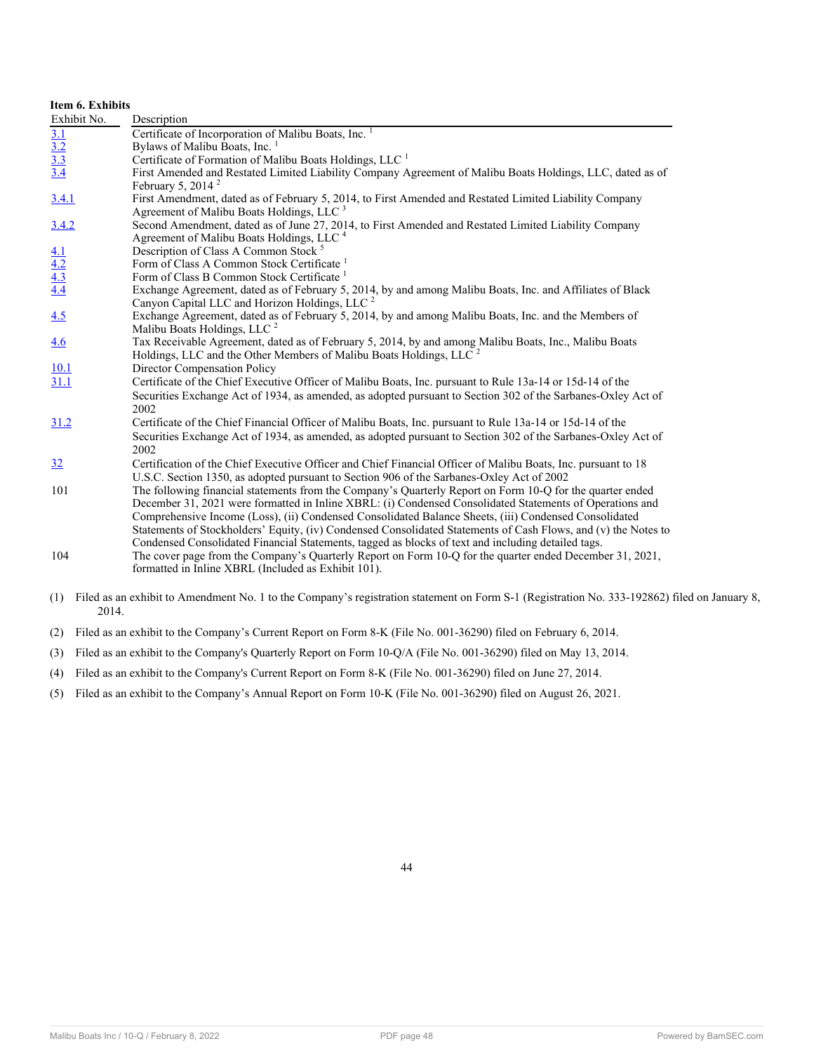**Item 6. Exhibits**

| Exhibit No. | Description |
| --- | --- |
| 3.1 | Certificate of Incorporation of Malibu Boats, Inc. [1] |
| 3.2 | Bylaws of Malibu Boats, Inc. [1] |
| 3.3 | Certificate of Formation of Malibu Boats Holdings, LLC [1] |
| 3.4 | First Amended and Restated Limited Liability Company Agreement of Malibu Boats Holdings, LLC, dated as of February 5, 2014 [2] |
| 3.4.1 | First Amendment, dated as of February 5, 2014, to First Amended and Restated Limited Liability Company Agreement of Malibu Boats Holdings, LLC [3] |
| 3.4.2 | Second Amendment, dated as of June 27, 2014, to First Amended and Restated Limited Liability Company Agreement of Malibu Boats Holdings, LLC [4] |
| 4.1 | Description of Class A Common Stock [5] |
| 4.2 | Form of Class A Common Stock Certificate [1] |
| 4.3 | Form of Class B Common Stock Certificate [1] |
| 4.4 | Exchange Agreement, dated as of February 5, 2014, by and among Malibu Boats, Inc. and Affiliates of Black Canyon Capital LLC and Horizon Holdings, LLC [2] |
| 4.5 | Exchange Agreement, dated as of February 5, 2014, by and among Malibu Boats, Inc. and the Members of Malibu Boats Holdings, LLC [2] |
| 4.6 | Tax Receivable Agreement, dated as of February 5, 2014, by and among Malibu Boats, Inc., Malibu Boats Holdings, LLC and the Other Members of Malibu Boats Holdings, LLC [2] |
| 10.1 | Director Compensation Policy |
| 31.1 | Certificate of the Chief Executive Officer of Malibu Boats, Inc. pursuant to Rule 13a-14 or 15d-14 of the Securities Exchange Act of 1934, as amended, as adopted pursuant to Section 302 of the Sarbanes-Oxley Act of 2002 |
| 31.2 | Certificate of the Chief Financial Officer of Malibu Boats, Inc. pursuant to Rule 13a-14 or 15d-14 of the Securities Exchange Act of 1934, as amended, as adopted pursuant to Section 302 of the Sarbanes-Oxley Act of 2002 |
| 32 | Certification of the Chief Executive Officer and Chief Financial Officer of Malibu Boats, Inc. pursuant to 18 U.S.C. Section 1350, as adopted pursuant to Section 906 of the Sarbanes-Oxley Act of 2002 |
| 101 | The following financial statements from the Company's Quarterly Report on Form 10-Q for the quarter ended December 31, 2021 were formatted in Inline XBRL: (i) Condensed Consolidated Statements of Operations and Comprehensive Income (Loss), (ii) Condensed Consolidated Balance Sheets, (iii) Condensed Consolidated Statements of Stockholders' Equity, (iv) Condensed Consolidated Statements of Cash Flows, and (v) the Notes to Condensed Consolidated Financial Statements, tagged as blocks of text and including detailed tags. |
| 104 | The cover page from the Company's Quarterly Report on Form 10-Q for the quarter ended December 31, 2021, formatted in Inline XBRL (Included as Exhibit 101). |

(1) Filed as an exhibit to Amendment No. 1 to the Company's registration statement on Form S-1 (Registration No. 333-192862) filed on January 8, 2014.

(2) Filed as an exhibit to the Company's Current Report on Form 8-K (File No. 001-36290) filed on February 6, 2014.

(3) Filed as an exhibit to the Company's Quarterly Report on Form 10-Q/A (File No. 001-36290) filed on May 13, 2014.

(4) Filed as an exhibit to the Company's Current Report on Form 8-K (File No. 001-36290) filed on June 27, 2014.

(5) Filed as an exhibit to the Company's Annual Report on Form 10-K (File No. 001-36290) filed on August 26, 2021.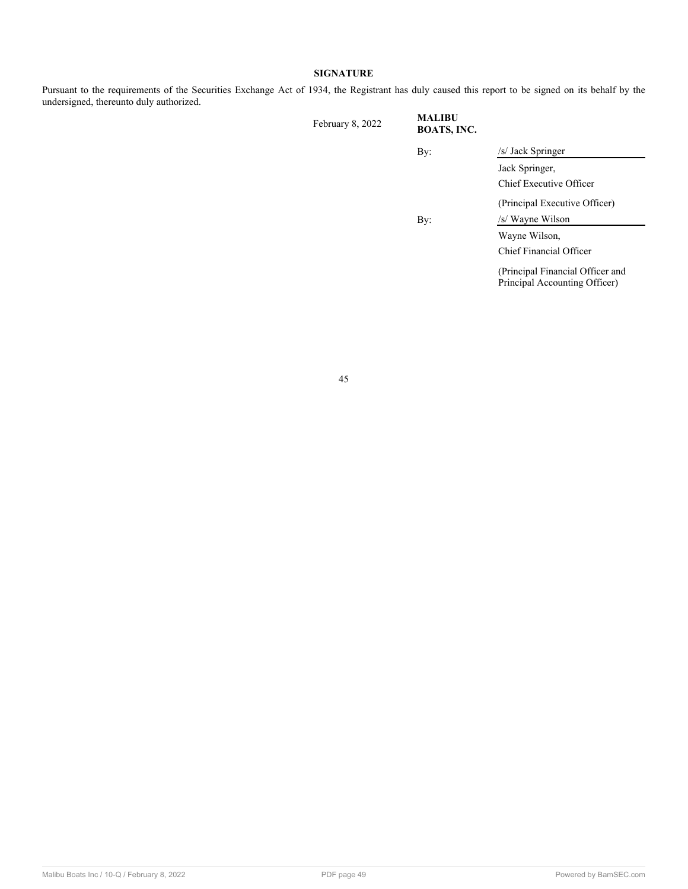**SIGNATURE**

Pursuant to the requirements of the Securities Exchange Act of 1934, the Registrant has duly caused this report to be signed on its behalf by the undersigned, thereunto duly authorized.

| | | |
|---|---|---|
| February 8, 2022 | **MALIBU BOATS, INC.** | |
| | By: | /s/ Jack Springer |
| | | Jack Springer, |
| | | Chief Executive Officer |
| | | (Principal Executive Officer) |
| | By: | /s/ Wayne Wilson |
| | | Wayne Wilson, |
| | | Chief Financial Officer |
| | | (Principal Financial Officer and Principal Accounting Officer) |